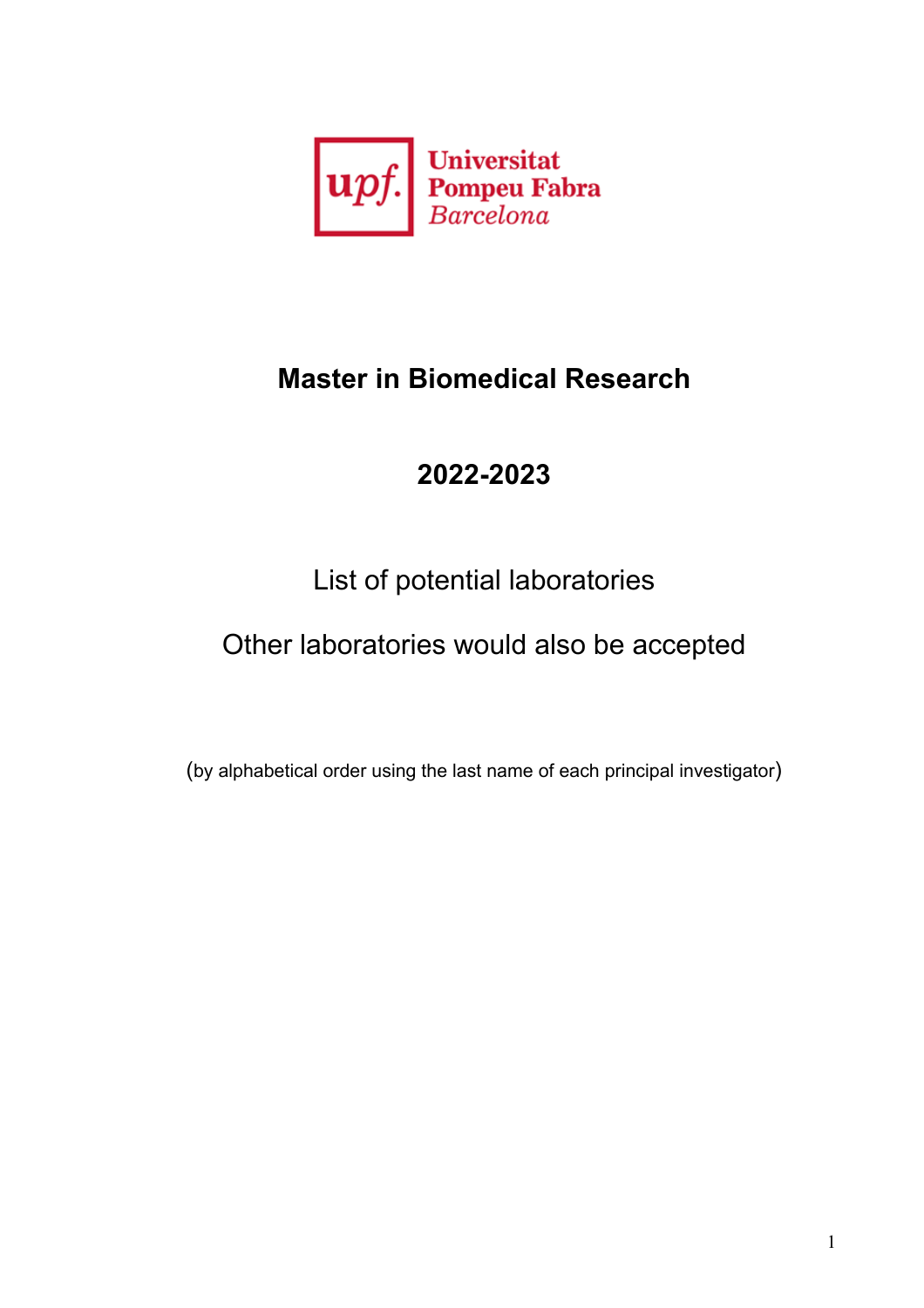Universitat Pompeu Fabra Barcelona

# Master in Biomedical Research

# 2022-2023

List of potential laboratories

Other laboratories would also be accepted

(by alphabetical order using the last name of each principal investigator)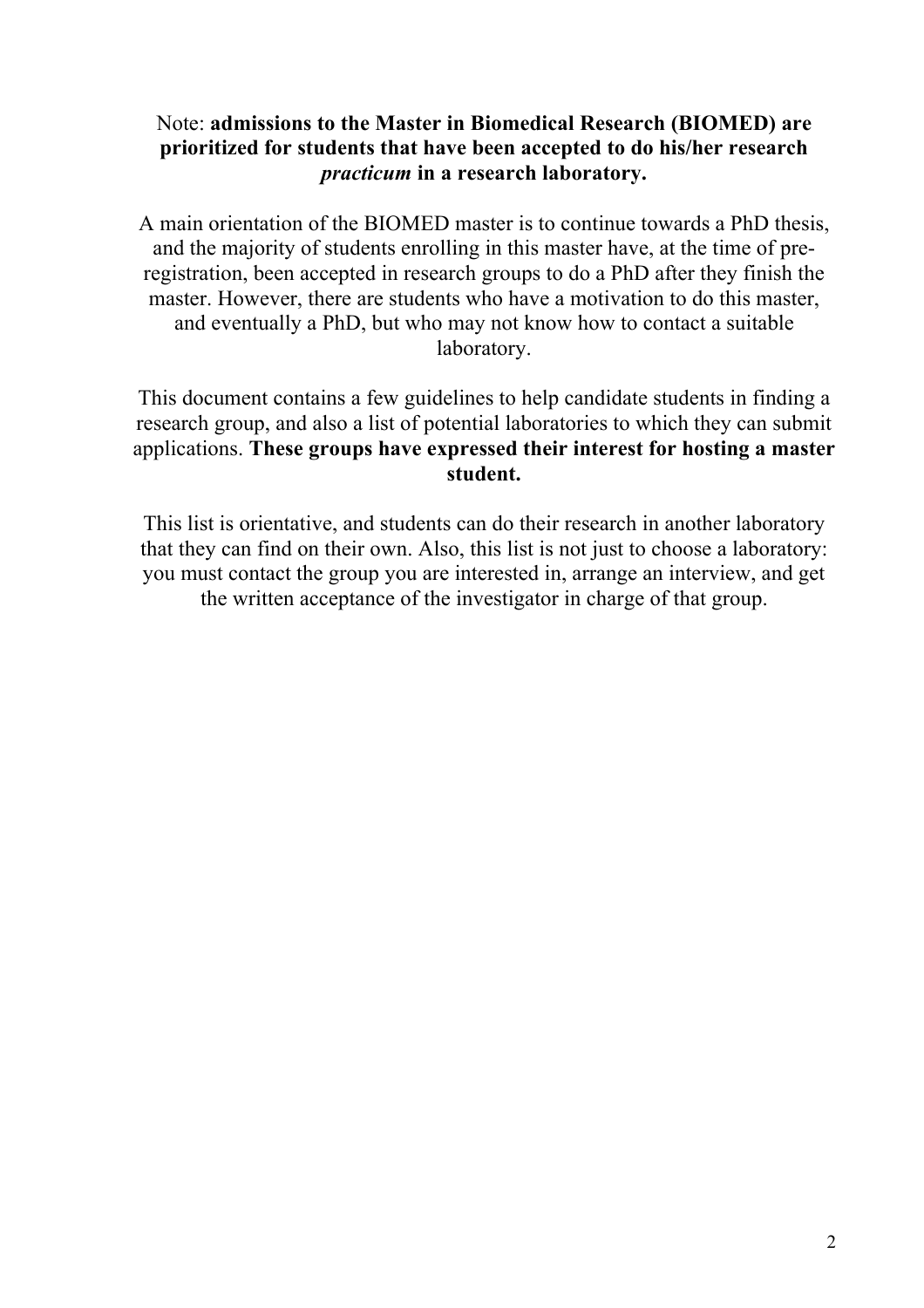Note: **admissions to the Master in Biomedical Research (BIOMED) are prioritized for students that have been accepted to do his/her research *practicum* in a research laboratory.**

A main orientation of the BIOMED master is to continue towards a PhD thesis, and the majority of students enrolling in this master have, at the time of pre-registration, been accepted in research groups to do a PhD after they finish the master. However, there are students who have a motivation to do this master, and eventually a PhD, but who may not know how to contact a suitable laboratory.

This document contains a few guidelines to help candidate students in finding a research group, and also a list of potential laboratories to which they can submit applications. **These groups have expressed their interest for hosting a master student.**

This list is orientative, and students can do their research in another laboratory that they can find on their own. Also, this list is not just to choose a laboratory: you must contact the group you are interested in, arrange an interview, and get the written acceptance of the investigator in charge of that group.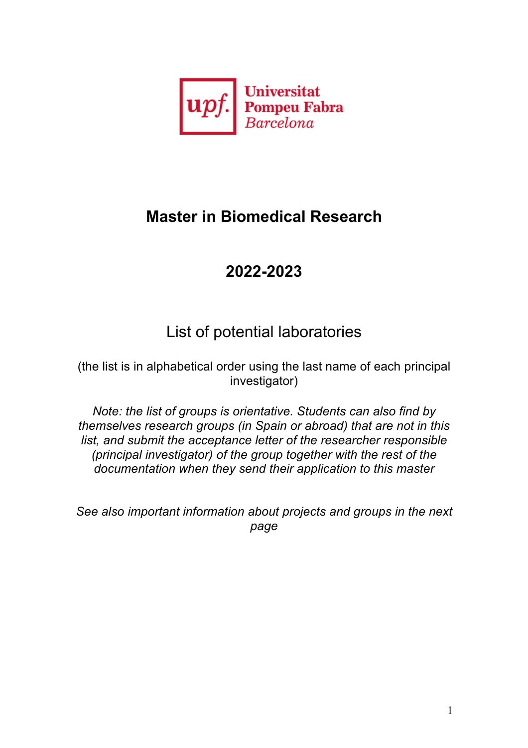Universitat Pompeu Fabra Barcelona

# Master in Biomedical Research

## 2022-2023

List of potential laboratories

(the list is in alphabetical order using the last name of each principal investigator)

*Note: the list of groups is orientative. Students can also find by themselves research groups (in Spain or abroad) that are not in this list, and submit the acceptance letter of the researcher responsible (principal investigator) of the group together with the rest of the documentation when they send their application to this master*

*See also important information about projects and groups in the next page*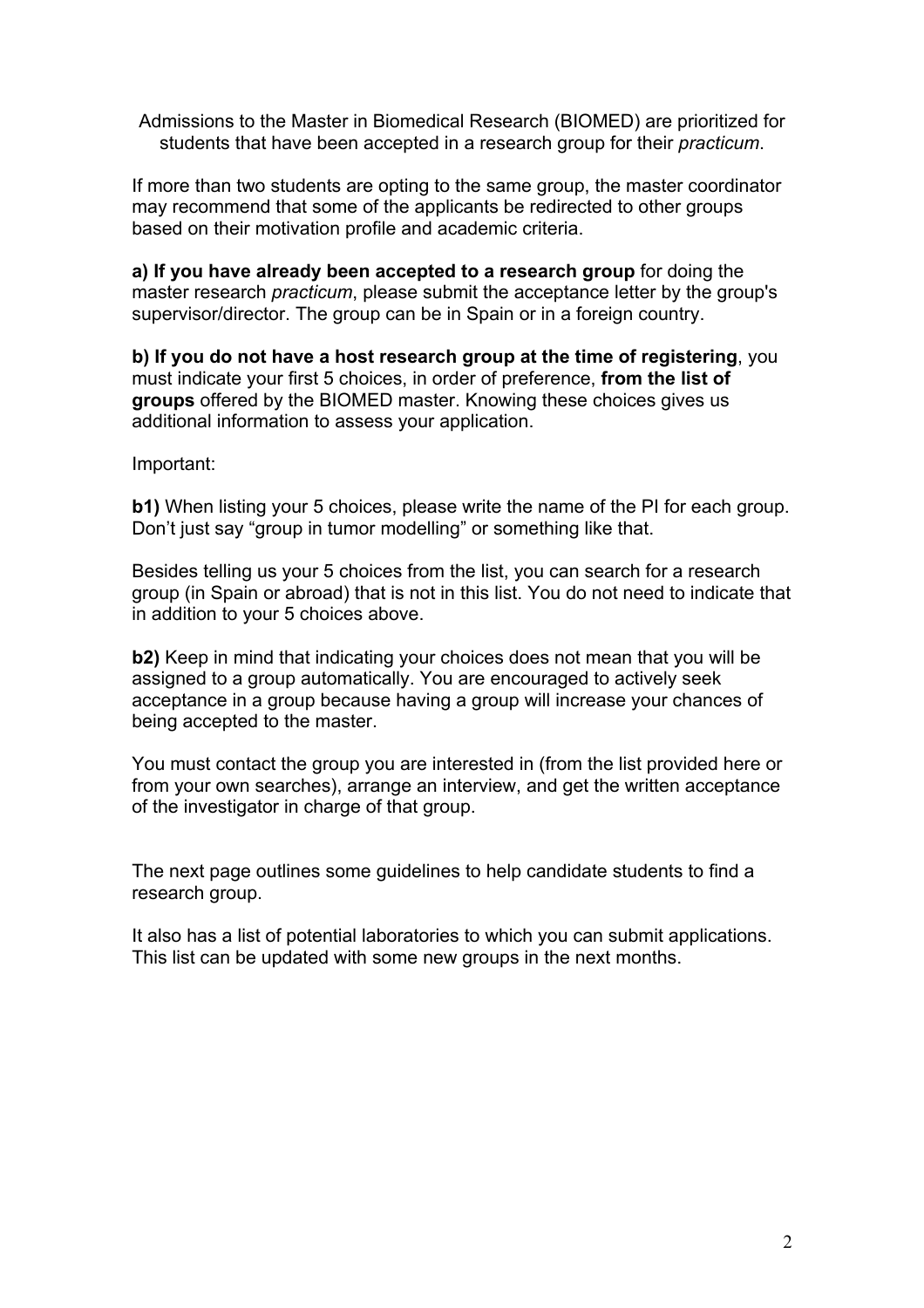Admissions to the Master in Biomedical Research (BIOMED) are prioritized for students that have been accepted in a research group for their *practicum*.

If more than two students are opting to the same group, the master coordinator may recommend that some of the applicants be redirected to other groups based on their motivation profile and academic criteria.

**a) If you have already been accepted to a research group** for doing the master research *practicum*, please submit the acceptance letter by the group's supervisor/director. The group can be in Spain or in a foreign country.

**b) If you do not have a host research group at the time of registering**, you must indicate your first 5 choices, in order of preference, **from the list of groups** offered by the BIOMED master. Knowing these choices gives us additional information to assess your application.

Important:

**b1)** When listing your 5 choices, please write the name of the PI for each group. Don't just say "group in tumor modelling" or something like that.

Besides telling us your 5 choices from the list, you can search for a research group (in Spain or abroad) that is not in this list. You do not need to indicate that in addition to your 5 choices above.

**b2)** Keep in mind that indicating your choices does not mean that you will be assigned to a group automatically. You are encouraged to actively seek acceptance in a group because having a group will increase your chances of being accepted to the master.

You must contact the group you are interested in (from the list provided here or from your own searches), arrange an interview, and get the written acceptance of the investigator in charge of that group.

The next page outlines some guidelines to help candidate students to find a research group.

It also has a list of potential laboratories to which you can submit applications. This list can be updated with some new groups in the next months.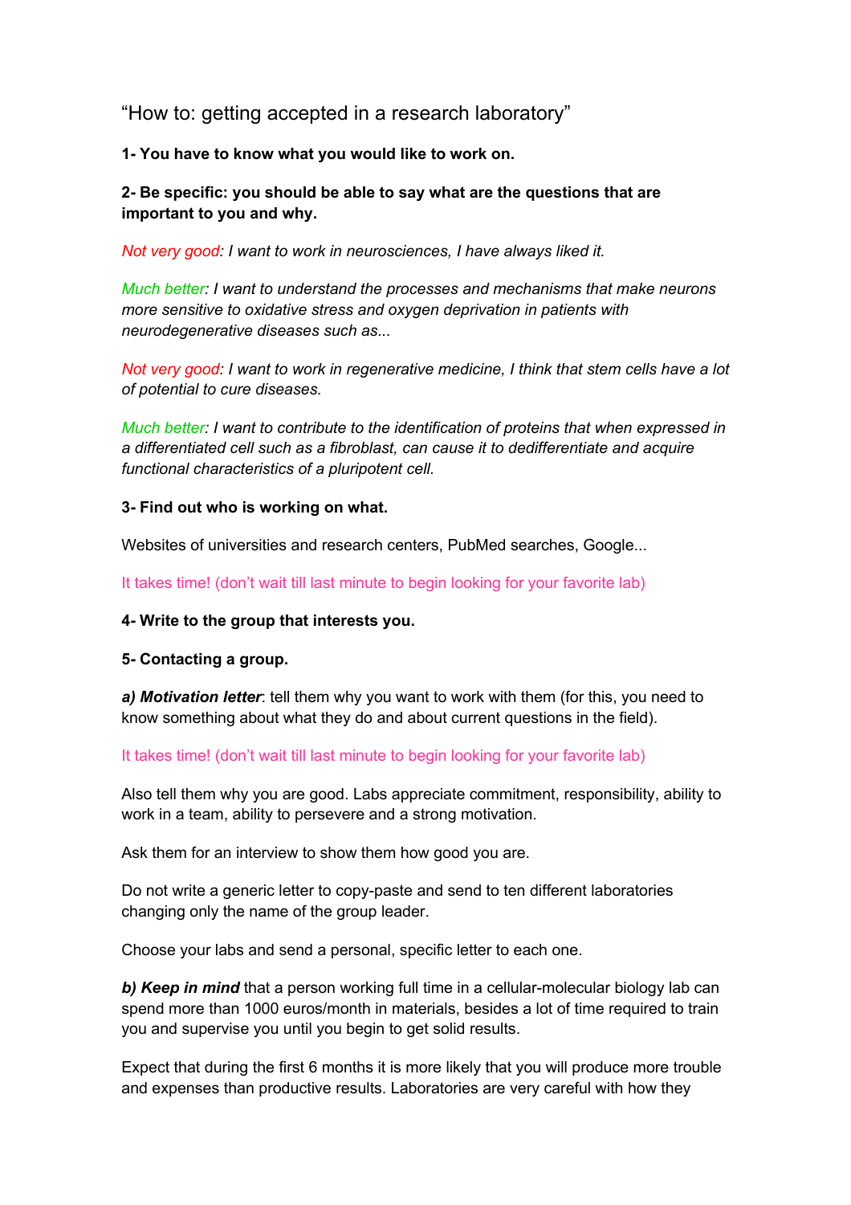"How to: getting accepted in a research laboratory"

**1- You have to know what you would like to work on.**

**2- Be specific: you should be able to say what are the questions that are important to you and why.**

*Not very good: I want to work in neurosciences, I have always liked it.*

*Much better: I want to understand the processes and mechanisms that make neurons more sensitive to oxidative stress and oxygen deprivation in patients with neurodegenerative diseases such as...*

*Not very good: I want to work in regenerative medicine, I think that stem cells have a lot of potential to cure diseases.*

*Much better: I want to contribute to the identification of proteins that when expressed in a differentiated cell such as a fibroblast, can cause it to dedifferentiate and acquire functional characteristics of a pluripotent cell.*

**3- Find out who is working on what.**

Websites of universities and research centers, PubMed searches, Google...

It takes time! (don't wait till last minute to begin looking for your favorite lab)

**4- Write to the group that interests you.**

**5- Contacting a group.**

***a) Motivation letter***: tell them why you want to work with them (for this, you need to know something about what they do and about current questions in the field).

It takes time! (don't wait till last minute to begin looking for your favorite lab)

Also tell them why you are good. Labs appreciate commitment, responsibility, ability to work in a team, ability to persevere and a strong motivation.

Ask them for an interview to show them how good you are.

Do not write a generic letter to copy-paste and send to ten different laboratories changing only the name of the group leader.

Choose your labs and send a personal, specific letter to each one.

***b) Keep in mind*** that a person working full time in a cellular-molecular biology lab can spend more than 1000 euros/month in materials, besides a lot of time required to train you and supervise you until you begin to get solid results.

Expect that during the first 6 months it is more likely that you will produce more trouble and expenses than productive results. Laboratories are very careful with how they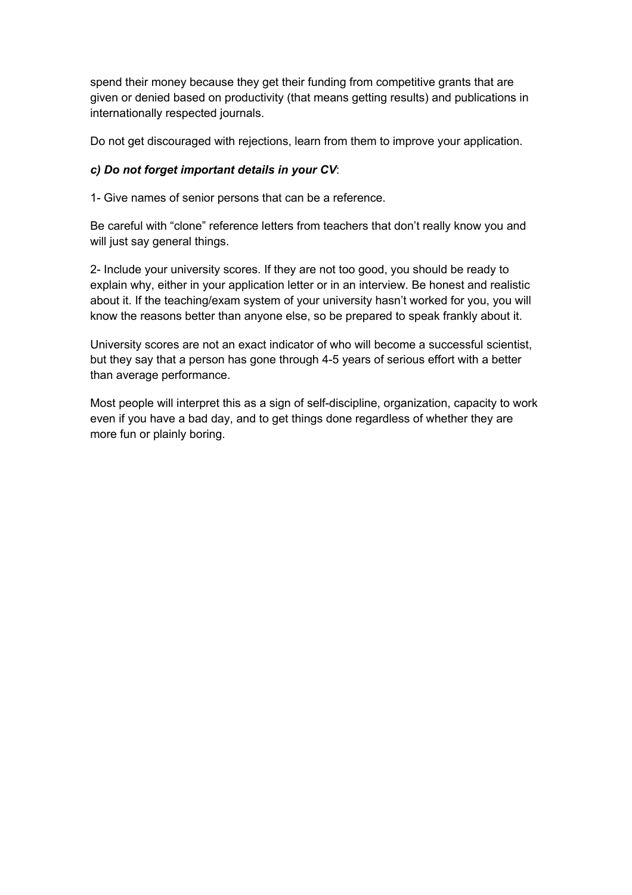spend their money because they get their funding from competitive grants that are given or denied based on productivity (that means getting results) and publications in internationally respected journals.

Do not get discouraged with rejections, learn from them to improve your application.

***c) Do not forget important details in your CV***:

1- Give names of senior persons that can be a reference.

Be careful with “clone” reference letters from teachers that don’t really know you and will just say general things.

2- Include your university scores. If they are not too good, you should be ready to explain why, either in your application letter or in an interview. Be honest and realistic about it. If the teaching/exam system of your university hasn’t worked for you, you will know the reasons better than anyone else, so be prepared to speak frankly about it.

University scores are not an exact indicator of who will become a successful scientist, but they say that a person has gone through 4-5 years of serious effort with a better than average performance.

Most people will interpret this as a sign of self-discipline, organization, capacity to work even if you have a bad day, and to get things done regardless of whether they are more fun or plainly boring.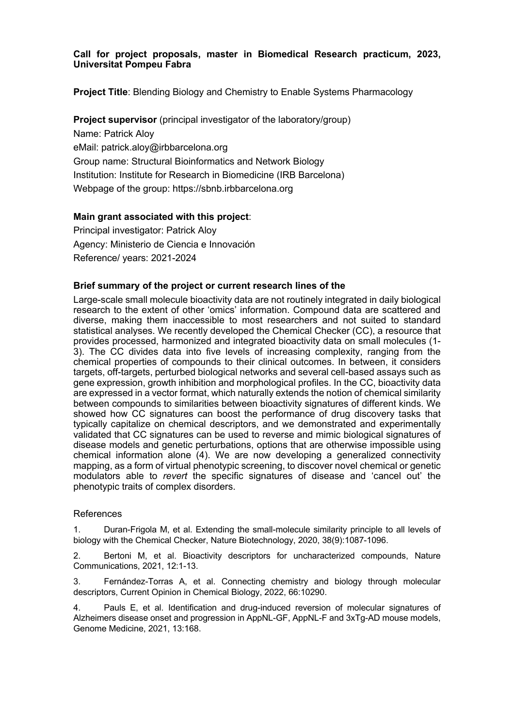**Call for project proposals, master in Biomedical Research practicum, 2023, Universitat Pompeu Fabra**

**Project Title**: Blending Biology and Chemistry to Enable Systems Pharmacology

**Project supervisor** (principal investigator of the laboratory/group)

Name: Patrick Aloy

eMail: patrick.aloy@irbbarcelona.org

Group name: Structural Bioinformatics and Network Biology

Institution: Institute for Research in Biomedicine (IRB Barcelona)

Webpage of the group: https://sbnb.irbbarcelona.org

**Main grant associated with this project**:

Principal investigator: Patrick Aloy

Agency: Ministerio de Ciencia e Innovación

Reference/ years: 2021-2024

**Brief summary of the project or current research lines of the**

Large-scale small molecule bioactivity data are not routinely integrated in daily biological research to the extent of other 'omics' information. Compound data are scattered and diverse, making them inaccessible to most researchers and not suited to standard statistical analyses. We recently developed the Chemical Checker (CC), a resource that provides processed, harmonized and integrated bioactivity data on small molecules (1-3). The CC divides data into five levels of increasing complexity, ranging from the chemical properties of compounds to their clinical outcomes. In between, it considers targets, off-targets, perturbed biological networks and several cell-based assays such as gene expression, growth inhibition and morphological profiles. In the CC, bioactivity data are expressed in a vector format, which naturally extends the notion of chemical similarity between compounds to similarities between bioactivity signatures of different kinds. We showed how CC signatures can boost the performance of drug discovery tasks that typically capitalize on chemical descriptors, and we demonstrated and experimentally validated that CC signatures can be used to reverse and mimic biological signatures of disease models and genetic perturbations, options that are otherwise impossible using chemical information alone (4). We are now developing a generalized connectivity mapping, as a form of virtual phenotypic screening, to discover novel chemical or genetic modulators able to *revert* the specific signatures of disease and 'cancel out' the phenotypic traits of complex disorders.

References

1. Duran-Frigola M, et al. Extending the small-molecule similarity principle to all levels of biology with the Chemical Checker, Nature Biotechnology, 2020, 38(9):1087-1096.

2. Bertoni M, et al. Bioactivity descriptors for uncharacterized compounds, Nature Communications, 2021, 12:1-13.

3. Fernández-Torras A, et al. Connecting chemistry and biology through molecular descriptors, Current Opinion in Chemical Biology, 2022, 66:10290.

4. Pauls E, et al. Identification and drug-induced reversion of molecular signatures of Alzheimers disease onset and progression in AppNL-GF, AppNL-F and 3xTg-AD mouse models, Genome Medicine, 2021, 13:168.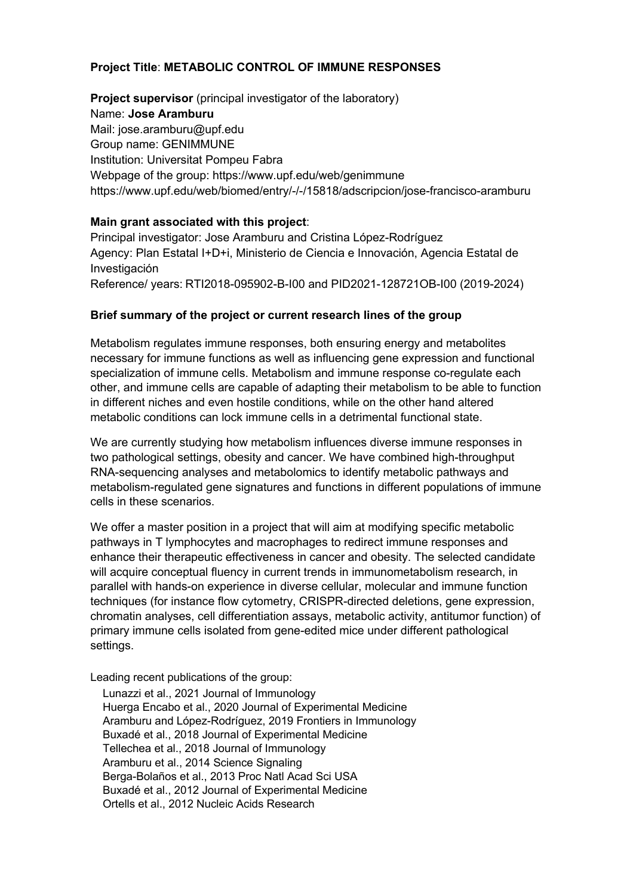**Project Title**: **METABOLIC CONTROL OF IMMUNE RESPONSES**

**Project supervisor** (principal investigator of the laboratory)
Name: **Jose Aramburu**
Mail: jose.aramburu@upf.edu
Group name: GENIMMUNE
Institution: Universitat Pompeu Fabra
Webpage of the group: https://www.upf.edu/web/genimmune
https://www.upf.edu/web/biomed/entry/-/-/15818/adscripcion/jose-francisco-aramburu

**Main grant associated with this project**:
Principal investigator: Jose Aramburu and Cristina López-Rodríguez
Agency: Plan Estatal I+D+i, Ministerio de Ciencia e Innovación, Agencia Estatal de Investigación
Reference/ years: RTI2018-095902-B-I00 and PID2021-128721OB-I00 (2019-2024)

**Brief summary of the project or current research lines of the group**

Metabolism regulates immune responses, both ensuring energy and metabolites necessary for immune functions as well as influencing gene expression and functional specialization of immune cells. Metabolism and immune response co-regulate each other, and immune cells are capable of adapting their metabolism to be able to function in different niches and even hostile conditions, while on the other hand altered metabolic conditions can lock immune cells in a detrimental functional state.

We are currently studying how metabolism influences diverse immune responses in two pathological settings, obesity and cancer. We have combined high-throughput RNA-sequencing analyses and metabolomics to identify metabolic pathways and metabolism-regulated gene signatures and functions in different populations of immune cells in these scenarios.

We offer a master position in a project that will aim at modifying specific metabolic pathways in T lymphocytes and macrophages to redirect immune responses and enhance their therapeutic effectiveness in cancer and obesity. The selected candidate will acquire conceptual fluency in current trends in immunometabolism research, in parallel with hands-on experience in diverse cellular, molecular and immune function techniques (for instance flow cytometry, CRISPR-directed deletions, gene expression, chromatin analyses, cell differentiation assays, metabolic activity, antitumor function) of primary immune cells isolated from gene-edited mice under different pathological settings.

Leading recent publications of the group:

- Lunazzi et al., 2021 Journal of Immunology
- Huerga Encabo et al., 2020 Journal of Experimental Medicine
- Aramburu and López-Rodríguez, 2019 Frontiers in Immunology
- Buxadé et al., 2018 Journal of Experimental Medicine
- Tellechea et al., 2018 Journal of Immunology
- Aramburu et al., 2014 Science Signaling
- Berga-Bolaños et al., 2013 Proc Natl Acad Sci USA
- Buxadé et al., 2012 Journal of Experimental Medicine
- Ortells et al., 2012 Nucleic Acids Research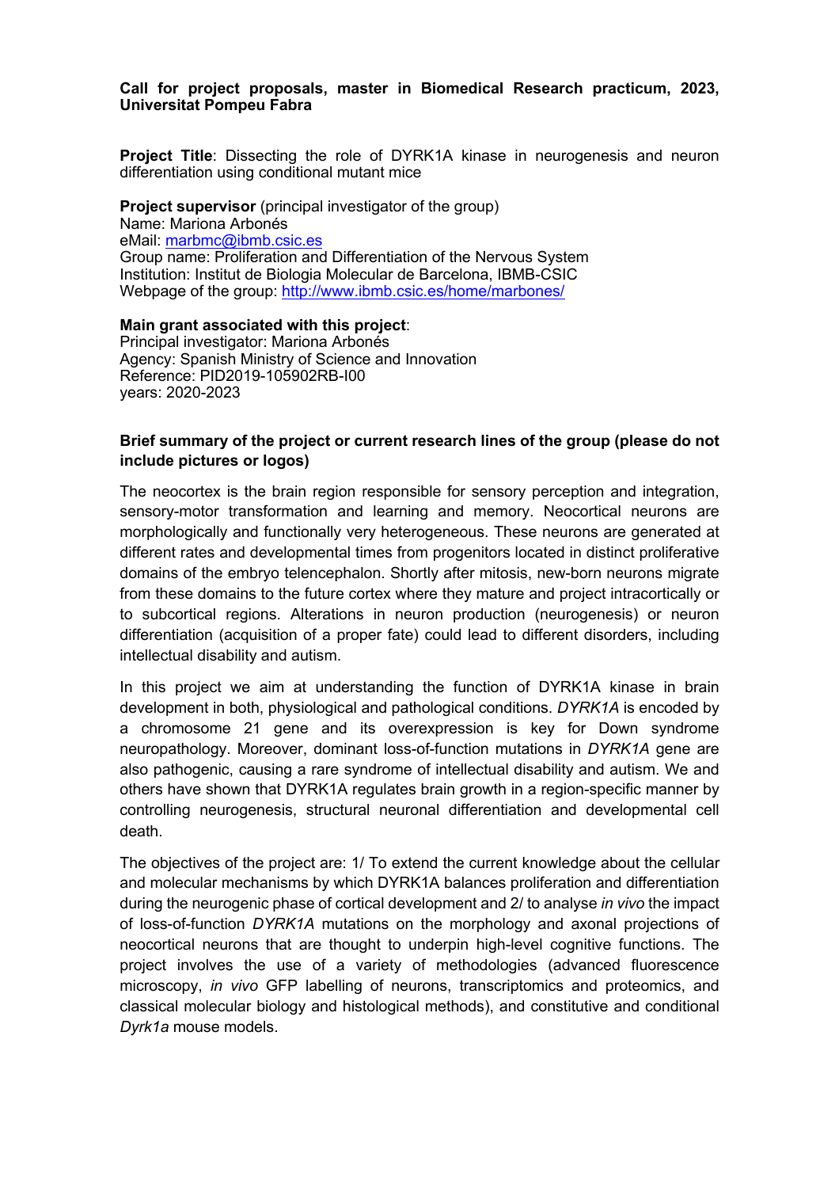**Call for project proposals, master in Biomedical Research practicum, 2023, Universitat Pompeu Fabra**

**Project Title**: Dissecting the role of DYRK1A kinase in neurogenesis and neuron differentiation using conditional mutant mice

**Project supervisor** (principal investigator of the group)
Name: Mariona Arbonés
eMail: marbmc@ibmb.csic.es
Group name: Proliferation and Differentiation of the Nervous System
Institution: Institut de Biologia Molecular de Barcelona, IBMB-CSIC
Webpage of the group: http://www.ibmb.csic.es/home/marbones/

**Main grant associated with this project**:
Principal investigator: Mariona Arbonés
Agency: Spanish Ministry of Science and Innovation
Reference: PID2019-105902RB-I00
years: 2020-2023

**Brief summary of the project or current research lines of the group (please do not include pictures or logos)**

The neocortex is the brain region responsible for sensory perception and integration, sensory-motor transformation and learning and memory. Neocortical neurons are morphologically and functionally very heterogeneous. These neurons are generated at different rates and developmental times from progenitors located in distinct proliferative domains of the embryo telencephalon. Shortly after mitosis, new-born neurons migrate from these domains to the future cortex where they mature and project intracortically or to subcortical regions. Alterations in neuron production (neurogenesis) or neuron differentiation (acquisition of a proper fate) could lead to different disorders, including intellectual disability and autism.

In this project we aim at understanding the function of DYRK1A kinase in brain development in both, physiological and pathological conditions. *DYRK1A* is encoded by a chromosome 21 gene and its overexpression is key for Down syndrome neuropathology. Moreover, dominant loss-of-function mutations in *DYRK1A* gene are also pathogenic, causing a rare syndrome of intellectual disability and autism. We and others have shown that DYRK1A regulates brain growth in a region-specific manner by controlling neurogenesis, structural neuronal differentiation and developmental cell death.

The objectives of the project are: 1/ To extend the current knowledge about the cellular and molecular mechanisms by which DYRK1A balances proliferation and differentiation during the neurogenic phase of cortical development and 2/ to analyse *in vivo* the impact of loss-of-function *DYRK1A* mutations on the morphology and axonal projections of neocortical neurons that are thought to underpin high-level cognitive functions. The project involves the use of a variety of methodologies (advanced fluorescence microscopy, *in vivo* GFP labelling of neurons, transcriptomics and proteomics, and classical molecular biology and histological methods), and constitutive and conditional *Dyrk1a* mouse models.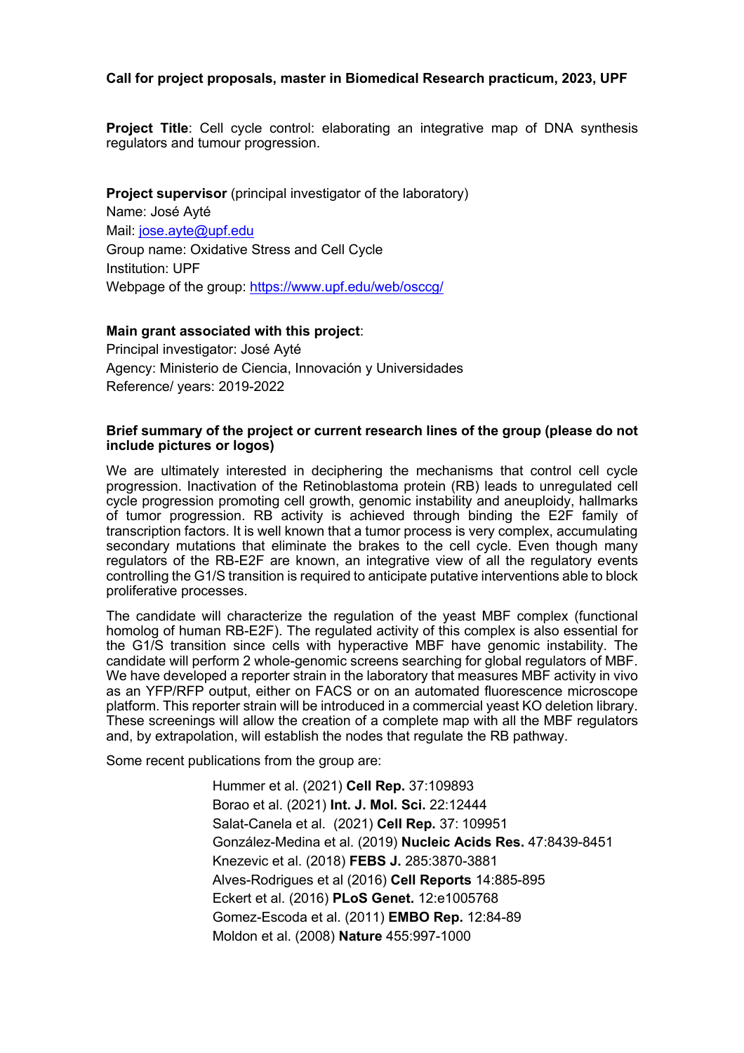**Call for project proposals, master in Biomedical Research practicum, 2023, UPF**

**Project Title**: Cell cycle control: elaborating an integrative map of DNA synthesis regulators and tumour progression.

**Project supervisor** (principal investigator of the laboratory)
Name: José Ayté
Mail: jose.ayte@upf.edu
Group name: Oxidative Stress and Cell Cycle
Institution: UPF
Webpage of the group: https://www.upf.edu/web/osccg/

**Main grant associated with this project**:
Principal investigator: José Ayté
Agency: Ministerio de Ciencia, Innovación y Universidades
Reference/ years: 2019-2022

**Brief summary of the project or current research lines of the group (please do not include pictures or logos)**

We are ultimately interested in deciphering the mechanisms that control cell cycle progression. Inactivation of the Retinoblastoma protein (RB) leads to unregulated cell cycle progression promoting cell growth, genomic instability and aneuploidy, hallmarks of tumor progression. RB activity is achieved through binding the E2F family of transcription factors. It is well known that a tumor process is very complex, accumulating secondary mutations that eliminate the brakes to the cell cycle. Even though many regulators of the RB-E2F are known, an integrative view of all the regulatory events controlling the G1/S transition is required to anticipate putative interventions able to block proliferative processes.

The candidate will characterize the regulation of the yeast MBF complex (functional homolog of human RB-E2F). The regulated activity of this complex is also essential for the G1/S transition since cells with hyperactive MBF have genomic instability. The candidate will perform 2 whole-genomic screens searching for global regulators of MBF. We have developed a reporter strain in the laboratory that measures MBF activity in vivo as an YFP/RFP output, either on FACS or on an automated fluorescence microscope platform. This reporter strain will be introduced in a commercial yeast KO deletion library. These screenings will allow the creation of a complete map with all the MBF regulators and, by extrapolation, will establish the nodes that regulate the RB pathway.

Some recent publications from the group are:

Hummer et al. (2021) **Cell Rep.** 37:109893
Borao et al. (2021) **Int. J. Mol. Sci.** 22:12444
Salat-Canela et al. (2021) **Cell Rep.** 37: 109951
González-Medina et al. (2019) **Nucleic Acids Res.** 47:8439-8451
Knezevic et al. (2018) **FEBS J.** 285:3870-3881
Alves-Rodrigues et al (2016) **Cell Reports** 14:885-895
Eckert et al. (2016) **PLoS Genet.** 12:e1005768
Gomez-Escoda et al. (2011) **EMBO Rep.** 12:84-89
Moldon et al. (2008) **Nature** 455:997-1000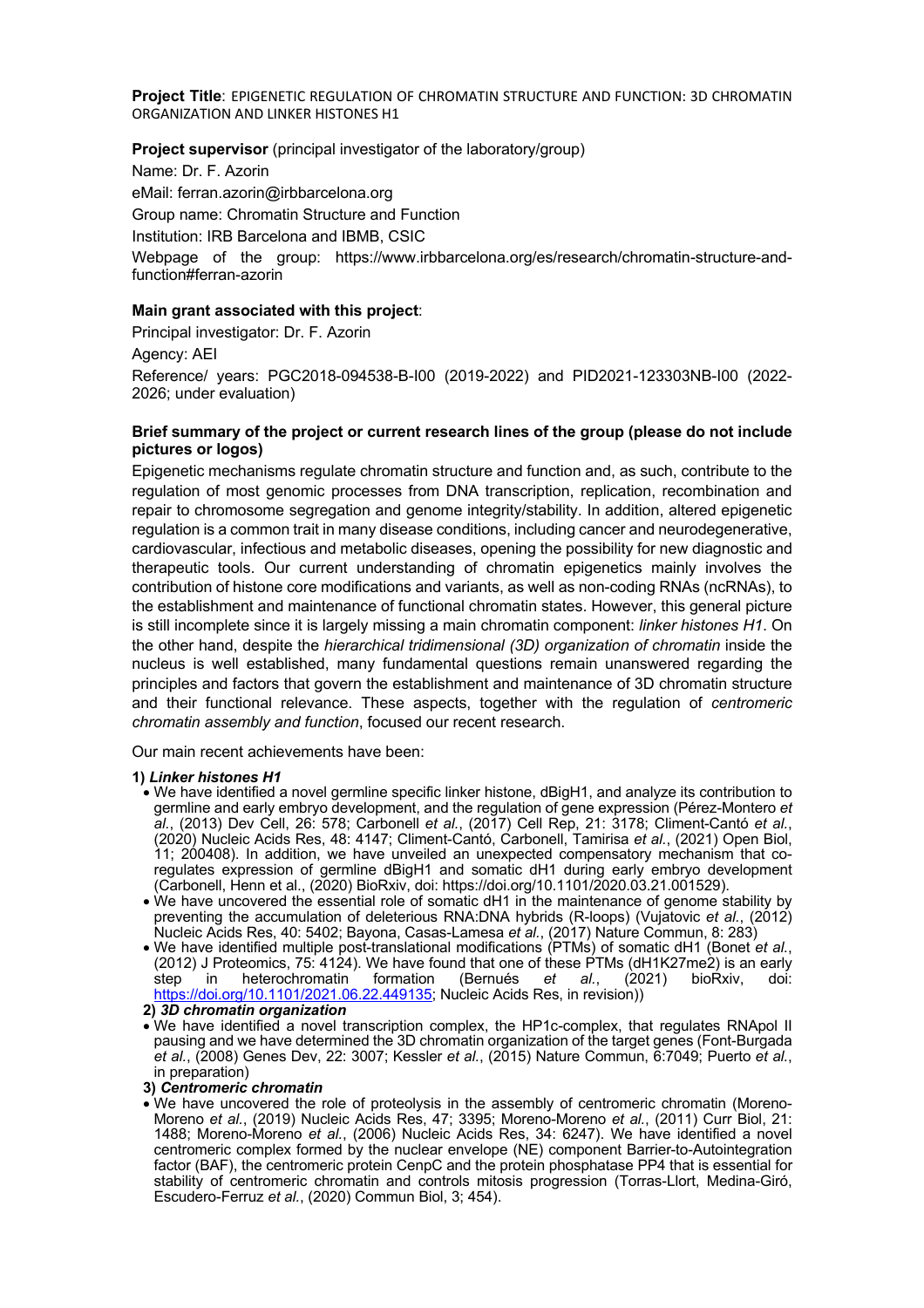**Project Title**: EPIGENETIC REGULATION OF CHROMATIN STRUCTURE AND FUNCTION: 3D CHROMATIN ORGANIZATION AND LINKER HISTONES H1

**Project supervisor** (principal investigator of the laboratory/group)

Name: Dr. F. Azorin

eMail: ferran.azorin@irbbarcelona.org

Group name: Chromatin Structure and Function

Institution: IRB Barcelona and IBMB, CSIC

Webpage of the group: https://www.irbbarcelona.org/es/research/chromatin-structure-and-function#ferran-azorin

**Main grant associated with this project**:

Principal investigator: Dr. F. Azorin

Agency: AEI

Reference/ years: PGC2018-094538-B-I00 (2019-2022) and PID2021-123303NB-I00 (2022-2026; under evaluation)

**Brief summary of the project or current research lines of the group (please do not include pictures or logos)**

Epigenetic mechanisms regulate chromatin structure and function and, as such, contribute to the regulation of most genomic processes from DNA transcription, replication, recombination and repair to chromosome segregation and genome integrity/stability. In addition, altered epigenetic regulation is a common trait in many disease conditions, including cancer and neurodegenerative, cardiovascular, infectious and metabolic diseases, opening the possibility for new diagnostic and therapeutic tools. Our current understanding of chromatin epigenetics mainly involves the contribution of histone core modifications and variants, as well as non-coding RNAs (ncRNAs), to the establishment and maintenance of functional chromatin states. However, this general picture is still incomplete since it is largely missing a main chromatin component: *linker histones H1*. On the other hand, despite the *hierarchical tridimensional (3D) organization of chromatin* inside the nucleus is well established, many fundamental questions remain unanswered regarding the principles and factors that govern the establishment and maintenance of 3D chromatin structure and their functional relevance. These aspects, together with the regulation of *centromeric chromatin assembly and function*, focused our recent research.

Our main recent achievements have been:

**1)** ***Linker histones H1***

- We have identified a novel germline specific linker histone, dBigH1, and analyze its contribution to germline and early embryo development, and the regulation of gene expression (Pérez-Montero *et al.*, (2013) Dev Cell, 26: 578; Carbonell *et al.*, (2017) Cell Rep, 21: 3178; Climent-Cantó *et al.*, (2020) Nucleic Acids Res, 48: 4147; Climent-Cantó, Carbonell, Tamirisa *et al.*, (2021) Open Biol, 11; 200408). In addition, we have unveiled an unexpected compensatory mechanism that co-regulates expression of germline dBigH1 and somatic dH1 during early embryo development (Carbonell, Henn et al., (2020) BioRxiv, doi: https://doi.org/10.1101/2020.03.21.001529).
- We have uncovered the essential role of somatic dH1 in the maintenance of genome stability by preventing the accumulation of deleterious RNA:DNA hybrids (R-loops) (Vujatovic *et al.*, (2012) Nucleic Acids Res, 40: 5402; Bayona, Casas-Lamesa *et al.*, (2017) Nature Commun, 8: 283)
- We have identified multiple post-translational modifications (PTMs) of somatic dH1 (Bonet *et al.*, (2012) J Proteomics, 75: 4124). We have found that one of these PTMs (dH1K27me2) is an early step in heterochromatin formation (Bernués *et al.*, (2021) bioRxiv, doi: https://doi.org/10.1101/2021.06.22.449135; Nucleic Acids Res, in revision))

**2)** ***3D chromatin organization***

- We have identified a novel transcription complex, the HP1c-complex, that regulates RNApol II pausing and we have determined the 3D chromatin organization of the target genes (Font-Burgada *et al.*, (2008) Genes Dev, 22: 3007; Kessler *et al.*, (2015) Nature Commun, 6:7049; Puerto *et al.*, in preparation)

**3)** ***Centromeric chromatin***

- We have uncovered the role of proteolysis in the assembly of centromeric chromatin (Moreno-Moreno *et al.*, (2019) Nucleic Acids Res, 47; 3395; Moreno-Moreno *et al.*, (2011) Curr Biol, 21: 1488; Moreno-Moreno *et al.*, (2006) Nucleic Acids Res, 34: 6247). We have identified a novel centromeric complex formed by the nuclear envelope (NE) component Barrier-to-Autointegration factor (BAF), the centromeric protein CenpC and the protein phosphatase PP4 that is essential for stability of centromeric chromatin and controls mitosis progression (Torras-Llort, Medina-Giró, Escudero-Ferruz *et al.*, (2020) Commun Biol, 3; 454).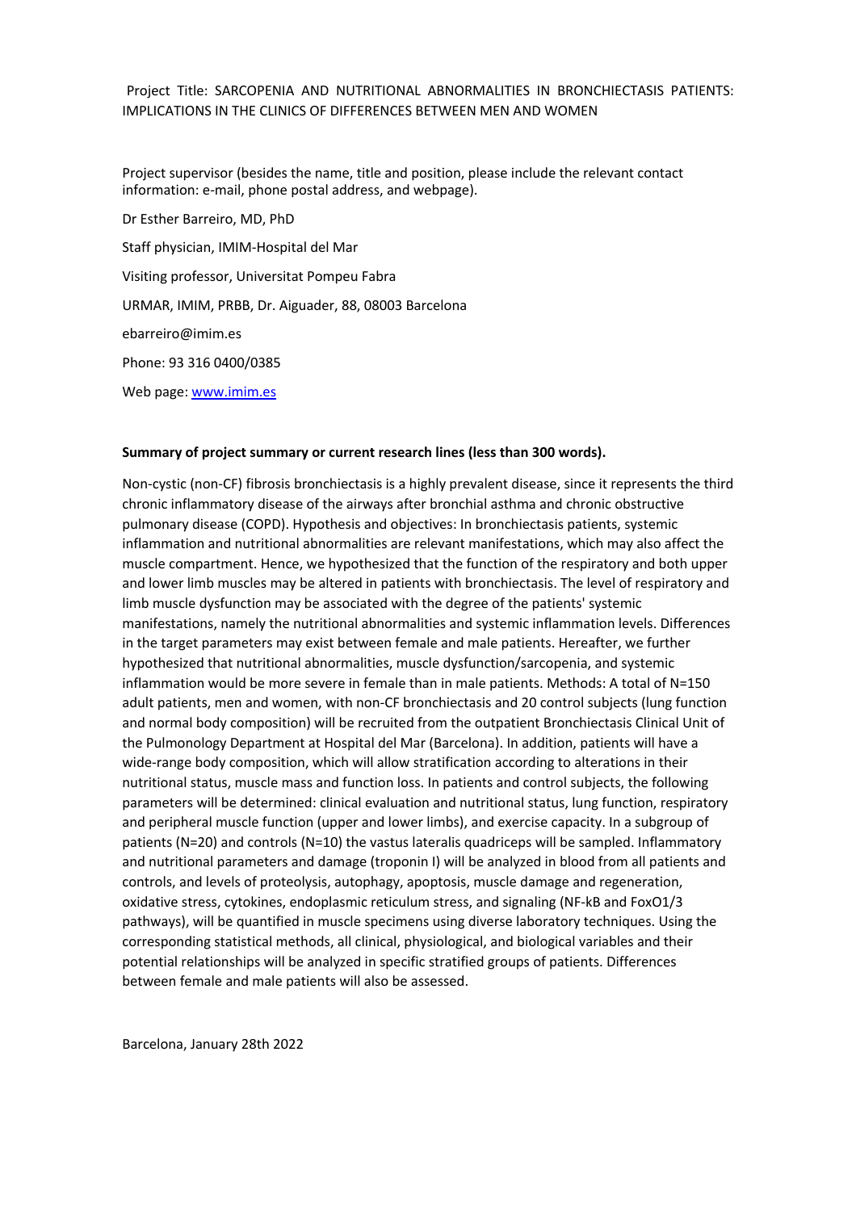Project Title: SARCOPENIA AND NUTRITIONAL ABNORMALITIES IN BRONCHIECTASIS PATIENTS: IMPLICATIONS IN THE CLINICS OF DIFFERENCES BETWEEN MEN AND WOMEN

Project supervisor (besides the name, title and position, please include the relevant contact information: e-mail, phone postal address, and webpage).

Dr Esther Barreiro, MD, PhD

Staff physician, IMIM-Hospital del Mar

Visiting professor, Universitat Pompeu Fabra

URMAR, IMIM, PRBB, Dr. Aiguader, 88, 08003 Barcelona

ebarreiro@imim.es

Phone: 93 316 0400/0385

Web page: [www.imim.es](www.imim.es)

**Summary of project summary or current research lines (less than 300 words).**

Non-cystic (non-CF) fibrosis bronchiectasis is a highly prevalent disease, since it represents the third chronic inflammatory disease of the airways after bronchial asthma and chronic obstructive pulmonary disease (COPD). Hypothesis and objectives: In bronchiectasis patients, systemic inflammation and nutritional abnormalities are relevant manifestations, which may also affect the muscle compartment. Hence, we hypothesized that the function of the respiratory and both upper and lower limb muscles may be altered in patients with bronchiectasis. The level of respiratory and limb muscle dysfunction may be associated with the degree of the patients' systemic manifestations, namely the nutritional abnormalities and systemic inflammation levels. Differences in the target parameters may exist between female and male patients. Hereafter, we further hypothesized that nutritional abnormalities, muscle dysfunction/sarcopenia, and systemic inflammation would be more severe in female than in male patients. Methods: A total of N=150 adult patients, men and women, with non-CF bronchiectasis and 20 control subjects (lung function and normal body composition) will be recruited from the outpatient Bronchiectasis Clinical Unit of the Pulmonology Department at Hospital del Mar (Barcelona). In addition, patients will have a wide-range body composition, which will allow stratification according to alterations in their nutritional status, muscle mass and function loss. In patients and control subjects, the following parameters will be determined: clinical evaluation and nutritional status, lung function, respiratory and peripheral muscle function (upper and lower limbs), and exercise capacity. In a subgroup of patients (N=20) and controls (N=10) the vastus lateralis quadriceps will be sampled. Inflammatory and nutritional parameters and damage (troponin I) will be analyzed in blood from all patients and controls, and levels of proteolysis, autophagy, apoptosis, muscle damage and regeneration, oxidative stress, cytokines, endoplasmic reticulum stress, and signaling (NF-kB and FoxO1/3 pathways), will be quantified in muscle specimens using diverse laboratory techniques. Using the corresponding statistical methods, all clinical, physiological, and biological variables and their potential relationships will be analyzed in specific stratified groups of patients. Differences between female and male patients will also be assessed.

Barcelona, January 28th 2022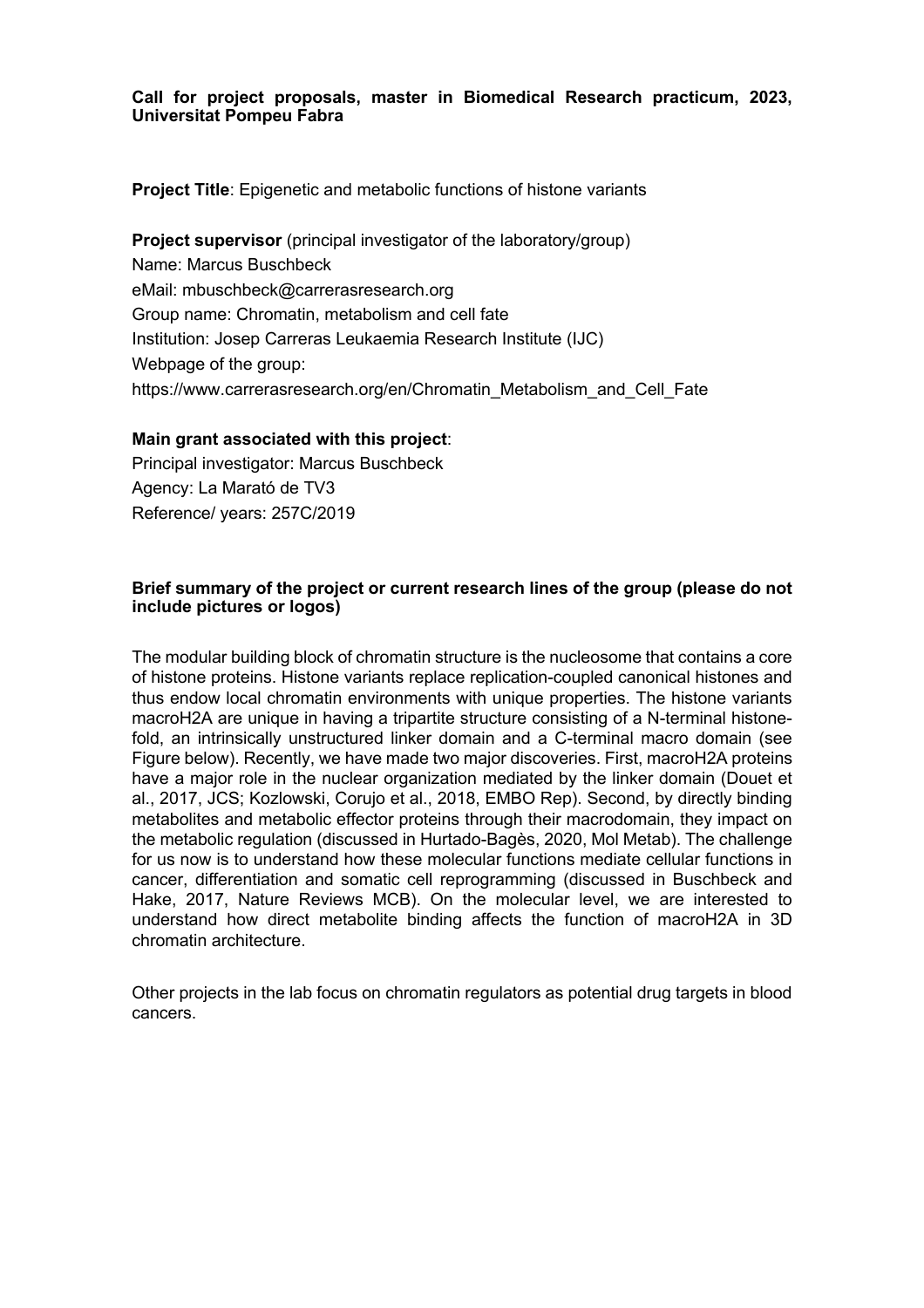**Call for project proposals, master in Biomedical Research practicum, 2023, Universitat Pompeu Fabra**

**Project Title**: Epigenetic and metabolic functions of histone variants

**Project supervisor** (principal investigator of the laboratory/group)
Name: Marcus Buschbeck
eMail: mbuschbeck@carrerasresearch.org
Group name: Chromatin, metabolism and cell fate
Institution: Josep Carreras Leukaemia Research Institute (IJC)
Webpage of the group:
https://www.carrerasresearch.org/en/Chromatin_Metabolism_and_Cell_Fate

**Main grant associated with this project**:
Principal investigator: Marcus Buschbeck
Agency: La Marató de TV3
Reference/ years: 257C/2019

**Brief summary of the project or current research lines of the group (please do not include pictures or logos)**

The modular building block of chromatin structure is the nucleosome that contains a core of histone proteins. Histone variants replace replication-coupled canonical histones and thus endow local chromatin environments with unique properties. The histone variants macroH2A are unique in having a tripartite structure consisting of a N-terminal histone-fold, an intrinsically unstructured linker domain and a C-terminal macro domain (see Figure below). Recently, we have made two major discoveries. First, macroH2A proteins have a major role in the nuclear organization mediated by the linker domain (Douet et al., 2017, JCS; Kozlowski, Corujo et al., 2018, EMBO Rep). Second, by directly binding metabolites and metabolic effector proteins through their macrodomain, they impact on the metabolic regulation (discussed in Hurtado-Bagès, 2020, Mol Metab). The challenge for us now is to understand how these molecular functions mediate cellular functions in cancer, differentiation and somatic cell reprogramming (discussed in Buschbeck and Hake, 2017, Nature Reviews MCB). On the molecular level, we are interested to understand how direct metabolite binding affects the function of macroH2A in 3D chromatin architecture.

Other projects in the lab focus on chromatin regulators as potential drug targets in blood cancers.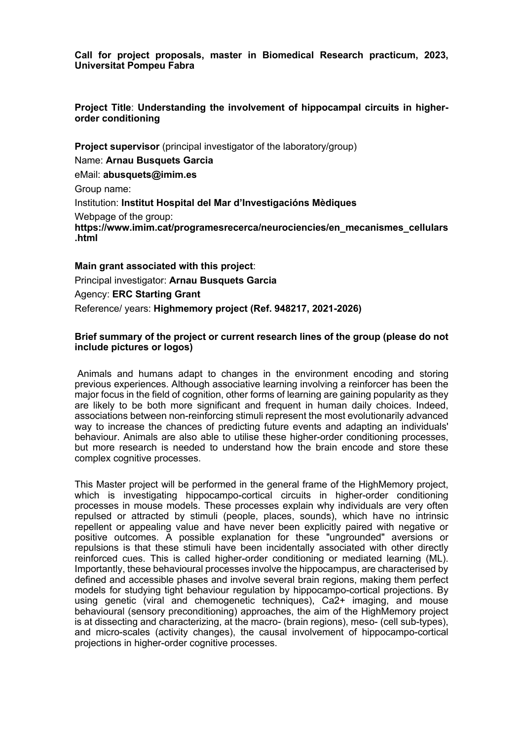**Call for project proposals, master in Biomedical Research practicum, 2023, Universitat Pompeu Fabra**

**Project Title**: **Understanding the involvement of hippocampal circuits in higher-order conditioning**

**Project supervisor** (principal investigator of the laboratory/group)

Name: **Arnau Busquets Garcia**

eMail: **abusquets@imim.es**

Group name:

Institution: **Institut Hospital del Mar d'Investigacións Mèdiques**

Webpage of the group:
**https://www.imim.cat/programesrecerca/neurociencies/en_mecanismes_cellulars.html**

**Main grant associated with this project**:

Principal investigator: **Arnau Busquets Garcia**

Agency: **ERC Starting Grant**

Reference/ years: **Highmemory project (Ref. 948217, 2021-2026)**

**Brief summary of the project or current research lines of the group (please do not include pictures or logos)**

Animals and humans adapt to changes in the environment encoding and storing previous experiences. Although associative learning involving a reinforcer has been the major focus in the field of cognition, other forms of learning are gaining popularity as they are likely to be both more significant and frequent in human daily choices. Indeed, associations between non-reinforcing stimuli represent the most evolutionarily advanced way to increase the chances of predicting future events and adapting an individuals' behaviour. Animals are also able to utilise these higher-order conditioning processes, but more research is needed to understand how the brain encode and store these complex cognitive processes.

This Master project will be performed in the general frame of the HighMemory project, which is investigating hippocampo-cortical circuits in higher-order conditioning processes in mouse models. These processes explain why individuals are very often repulsed or attracted by stimuli (people, places, sounds), which have no intrinsic repellent or appealing value and have never been explicitly paired with negative or positive outcomes. A possible explanation for these "ungrounded" aversions or repulsions is that these stimuli have been incidentally associated with other directly reinforced cues. This is called higher-order conditioning or mediated learning (ML). Importantly, these behavioural processes involve the hippocampus, are characterised by defined and accessible phases and involve several brain regions, making them perfect models for studying tight behaviour regulation by hippocampo-cortical projections. By using genetic (viral and chemogenetic techniques), $Ca^{2+}$ imaging, and mouse behavioural (sensory preconditioning) approaches, the aim of the HighMemory project is at dissecting and characterizing, at the macro- (brain regions), meso- (cell sub-types), and micro-scales (activity changes), the causal involvement of hippocampo-cortical projections in higher-order cognitive processes.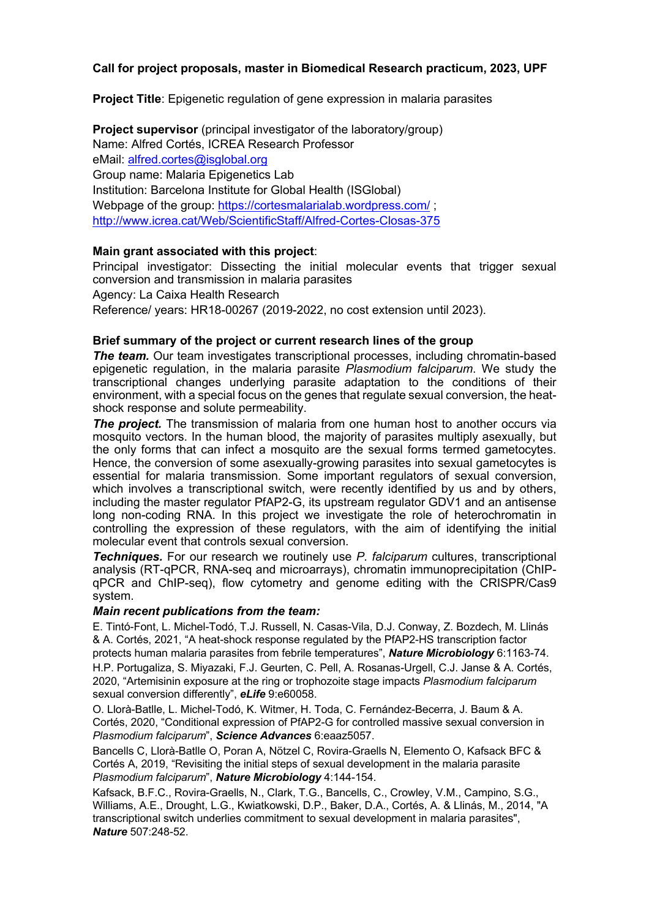**Call for project proposals, master in Biomedical Research practicum, 2023, UPF**

**Project Title**: Epigenetic regulation of gene expression in malaria parasites

**Project supervisor** (principal investigator of the laboratory/group)
Name: Alfred Cortés, ICREA Research Professor
eMail: alfred.cortes@isglobal.org
Group name: Malaria Epigenetics Lab
Institution: Barcelona Institute for Global Health (ISGlobal)
Webpage of the group: https://cortesmalarialab.wordpress.com/ ;
http://www.icrea.cat/Web/ScientificStaff/Alfred-Cortes-Closas-375

**Main grant associated with this project**:
Principal investigator: Dissecting the initial molecular events that trigger sexual conversion and transmission in malaria parasites
Agency: La Caixa Health Research
Reference/ years: HR18-00267 (2019-2022, no cost extension until 2023).

**Brief summary of the project or current research lines of the group**

***The team.*** Our team investigates transcriptional processes, including chromatin-based epigenetic regulation, in the malaria parasite *Plasmodium falciparum*. We study the transcriptional changes underlying parasite adaptation to the conditions of their environment, with a special focus on the genes that regulate sexual conversion, the heat-shock response and solute permeability.

***The project.*** The transmission of malaria from one human host to another occurs via mosquito vectors. In the human blood, the majority of parasites multiply asexually, but the only forms that can infect a mosquito are the sexual forms termed gametocytes. Hence, the conversion of some asexually-growing parasites into sexual gametocytes is essential for malaria transmission. Some important regulators of sexual conversion, which involves a transcriptional switch, were recently identified by us and by others, including the master regulator PfAP2-G, its upstream regulator GDV1 and an antisense long non-coding RNA. In this project we investigate the role of heterochromatin in controlling the expression of these regulators, with the aim of identifying the initial molecular event that controls sexual conversion.

***Techniques.*** For our research we routinely use *P. falciparum* cultures, transcriptional analysis (RT-qPCR, RNA-seq and microarrays), chromatin immunoprecipitation (ChIP-qPCR and ChIP-seq), flow cytometry and genome editing with the CRISPR/Cas9 system.

***Main recent publications from the team:***

E. Tintó-Font, L. Michel-Todó, T.J. Russell, N. Casas-Vila, D.J. Conway, Z. Bozdech, M. Llinás & A. Cortés, 2021, "A heat-shock response regulated by the PfAP2-HS transcription factor protects human malaria parasites from febrile temperatures", ***Nature Microbiology*** 6:1163-74.

H.P. Portugaliza, S. Miyazaki, F.J. Geurten, C. Pell, A. Rosanas-Urgell, C.J. Janse & A. Cortés, 2020, "Artemisinin exposure at the ring or trophozoite stage impacts *Plasmodium falciparum* sexual conversion differently", ***eLife*** 9:e60058.

O. Llorà-Batlle, L. Michel-Todó, K. Witmer, H. Toda, C. Fernández-Becerra, J. Baum & A. Cortés, 2020, "Conditional expression of PfAP2-G for controlled massive sexual conversion in *Plasmodium falciparum*", ***Science Advances*** 6:eaaz5057.

Bancells C, Llorà-Batlle O, Poran A, Nötzel C, Rovira-Graells N, Elemento O, Kafsack BFC & Cortés A, 2019, "Revisiting the initial steps of sexual development in the malaria parasite *Plasmodium falciparum*", ***Nature Microbiology*** 4:144-154.

Kafsack, B.F.C., Rovira-Graells, N., Clark, T.G., Bancells, C., Crowley, V.M., Campino, S.G., Williams, A.E., Drought, L.G., Kwiatkowski, D.P., Baker, D.A., Cortés, A. & Llinás, M., 2014, "A transcriptional switch underlies commitment to sexual development in malaria parasites", ***Nature*** 507:248-52.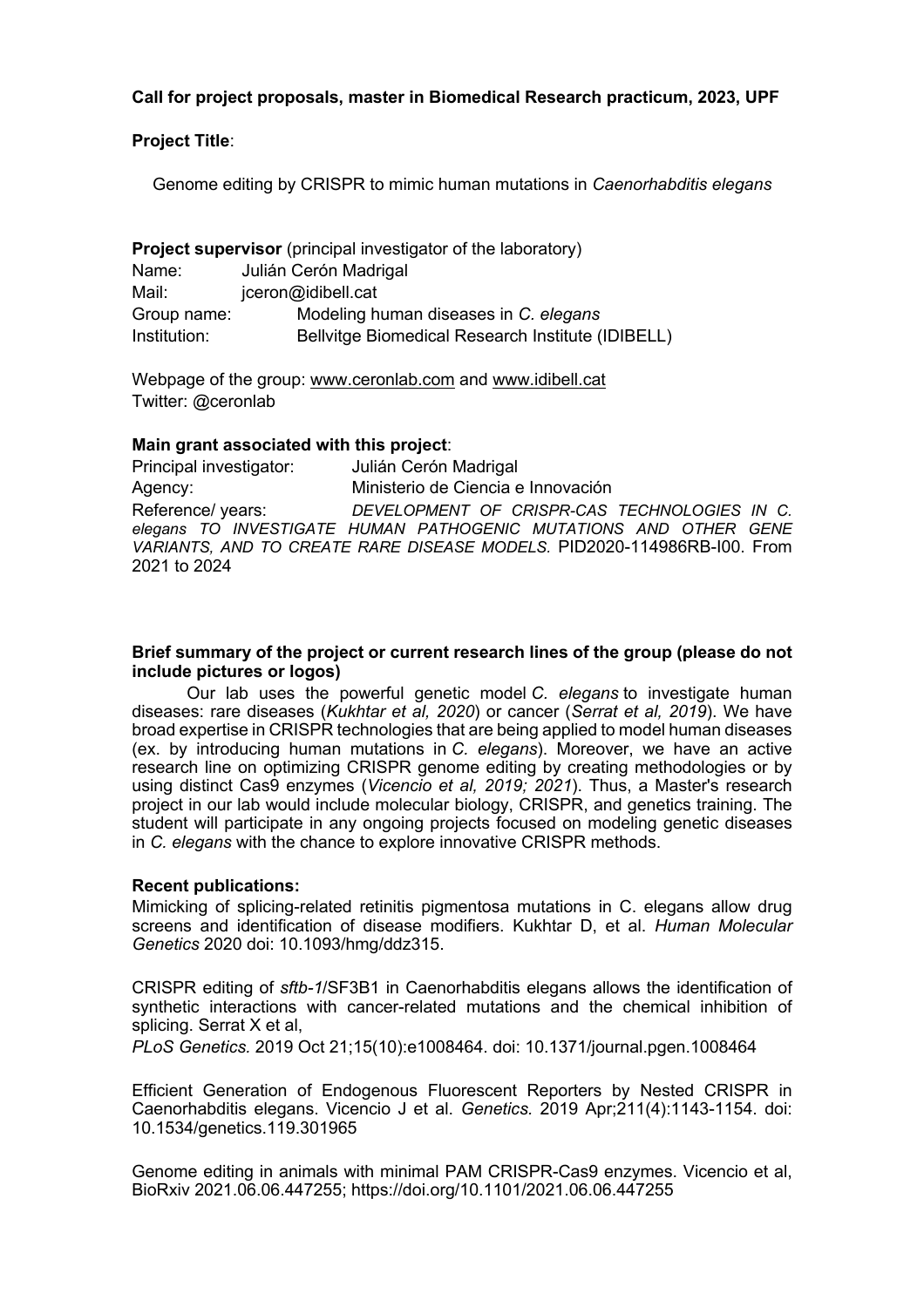**Call for project proposals, master in Biomedical Research practicum, 2023, UPF**

**Project Title**:

Genome editing by CRISPR to mimic human mutations in *Caenorhabditis elegans*

**Project supervisor** (principal investigator of the laboratory)

Name: Julián Cerón Madrigal
Mail: jceron@idibell.cat
Group name: Modeling human diseases in *C. elegans*
Institution: Bellvitge Biomedical Research Institute (IDIBELL)

Webpage of the group: www.ceronlab.com and www.idibell.cat
Twitter: @ceronlab

**Main grant associated with this project**:

Principal investigator: Julián Cerón Madrigal
Agency: Ministerio de Ciencia e Innovación
Reference/ years: *DEVELOPMENT OF CRISPR-CAS TECHNOLOGIES IN C. elegans TO INVESTIGATE HUMAN PATHOGENIC MUTATIONS AND OTHER GENE VARIANTS, AND TO CREATE RARE DISEASE MODELS.* PID2020-114986RB-I00. From 2021 to 2024

**Brief summary of the project or current research lines of the group (please do not include pictures or logos)**

Our lab uses the powerful genetic model *C. elegans* to investigate human diseases: rare diseases (*Kukhtar et al, 2020*) or cancer (*Serrat et al, 2019*). We have broad expertise in CRISPR technologies that are being applied to model human diseases (ex. by introducing human mutations in *C. elegans*). Moreover, we have an active research line on optimizing CRISPR genome editing by creating methodologies or by using distinct Cas9 enzymes (*Vicencio et al, 2019; 2021*). Thus, a Master's research project in our lab would include molecular biology, CRISPR, and genetics training. The student will participate in any ongoing projects focused on modeling genetic diseases in *C. elegans* with the chance to explore innovative CRISPR methods.

**Recent publications:**

Mimicking of splicing-related retinitis pigmentosa mutations in C. elegans allow drug screens and identification of disease modifiers. Kukhtar D, et al. *Human Molecular Genetics* 2020 doi: 10.1093/hmg/ddz315.

CRISPR editing of *sftb-1*/SF3B1 in Caenorhabditis elegans allows the identification of synthetic interactions with cancer-related mutations and the chemical inhibition of splicing. Serrat X et al,
*PLoS Genetics.* 2019 Oct 21;15(10):e1008464. doi: 10.1371/journal.pgen.1008464

Efficient Generation of Endogenous Fluorescent Reporters by Nested CRISPR in Caenorhabditis elegans. Vicencio J et al. *Genetics.* 2019 Apr;211(4):1143-1154. doi: 10.1534/genetics.119.301965

Genome editing in animals with minimal PAM CRISPR-Cas9 enzymes. Vicencio et al, BioRxiv 2021.06.06.447255; https://doi.org/10.1101/2021.06.06.447255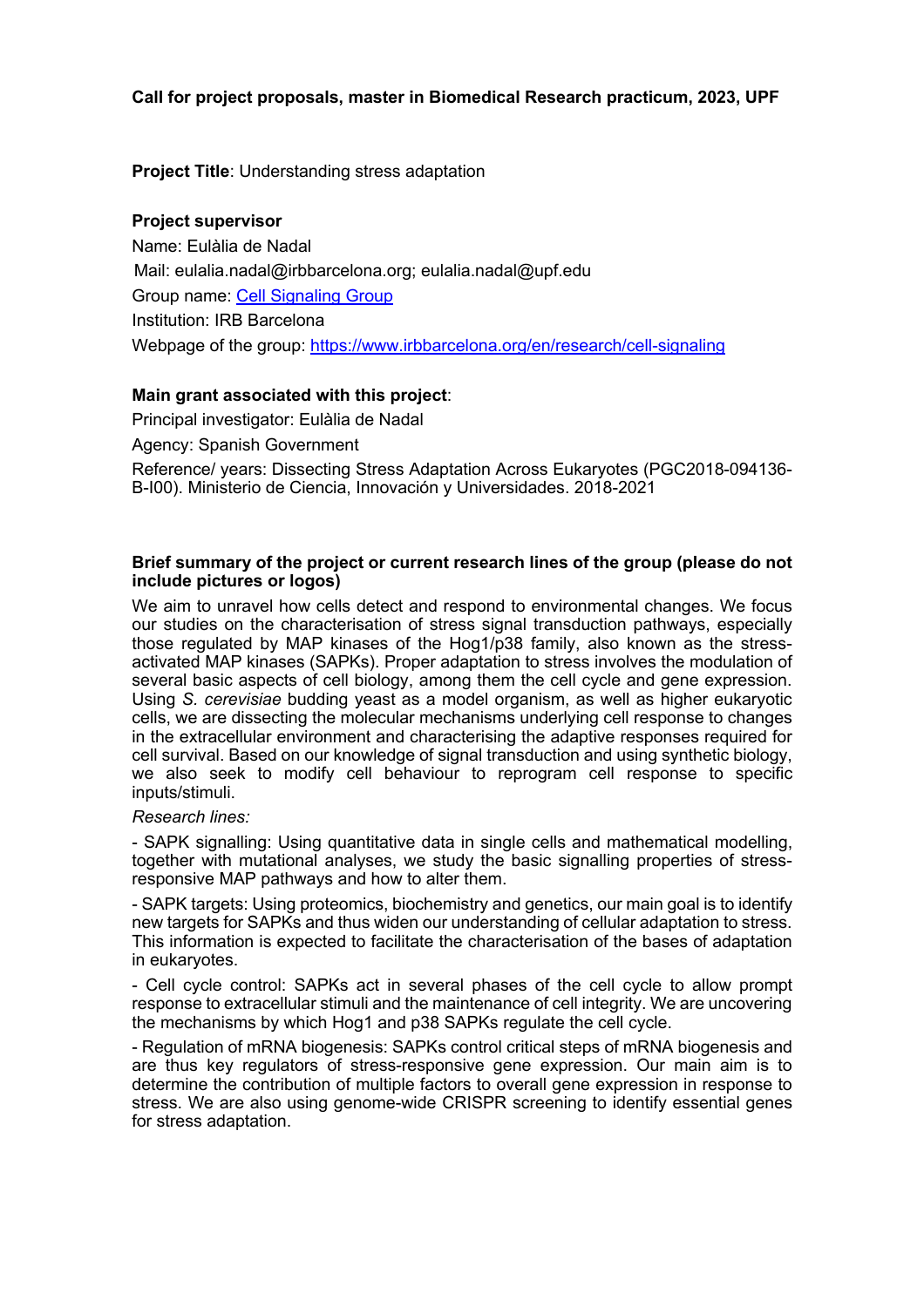**Call for project proposals, master in Biomedical Research practicum, 2023, UPF**

**Project Title**: Understanding stress adaptation

**Project supervisor**

Name: Eulàlia de Nadal

Mail: eulalia.nadal@irbbarcelona.org; eulalia.nadal@upf.edu

Group name: [Cell Signaling Group](https://www.irbbarcelona.org/en/research/cell-signaling)

Institution: IRB Barcelona

Webpage of the group: [https://www.irbbarcelona.org/en/research/cell-signaling](https://www.irbbarcelona.org/en/research/cell-signaling)

**Main grant associated with this project**:

Principal investigator: Eulàlia de Nadal

Agency: Spanish Government

Reference/ years: Dissecting Stress Adaptation Across Eukaryotes (PGC2018-094136-B-I00). Ministerio de Ciencia, Innovación y Universidades. 2018-2021

**Brief summary of the project or current research lines of the group (please do not include pictures or logos)**

We aim to unravel how cells detect and respond to environmental changes. We focus our studies on the characterisation of stress signal transduction pathways, especially those regulated by MAP kinases of the Hog1/p38 family, also known as the stress-activated MAP kinases (SAPKs). Proper adaptation to stress involves the modulation of several basic aspects of cell biology, among them the cell cycle and gene expression. Using *S. cerevisiae* budding yeast as a model organism, as well as higher eukaryotic cells, we are dissecting the molecular mechanisms underlying cell response to changes in the extracellular environment and characterising the adaptive responses required for cell survival. Based on our knowledge of signal transduction and using synthetic biology, we also seek to modify cell behaviour to reprogram cell response to specific inputs/stimuli.

*Research lines:*

- SAPK signalling: Using quantitative data in single cells and mathematical modelling, together with mutational analyses, we study the basic signalling properties of stress-responsive MAP pathways and how to alter them.

- SAPK targets: Using proteomics, biochemistry and genetics, our main goal is to identify new targets for SAPKs and thus widen our understanding of cellular adaptation to stress. This information is expected to facilitate the characterisation of the bases of adaptation in eukaryotes.

- Cell cycle control: SAPKs act in several phases of the cell cycle to allow prompt response to extracellular stimuli and the maintenance of cell integrity. We are uncovering the mechanisms by which Hog1 and p38 SAPKs regulate the cell cycle.

- Regulation of mRNA biogenesis: SAPKs control critical steps of mRNA biogenesis and are thus key regulators of stress-responsive gene expression. Our main aim is to determine the contribution of multiple factors to overall gene expression in response to stress. We are also using genome-wide CRISPR screening to identify essential genes for stress adaptation.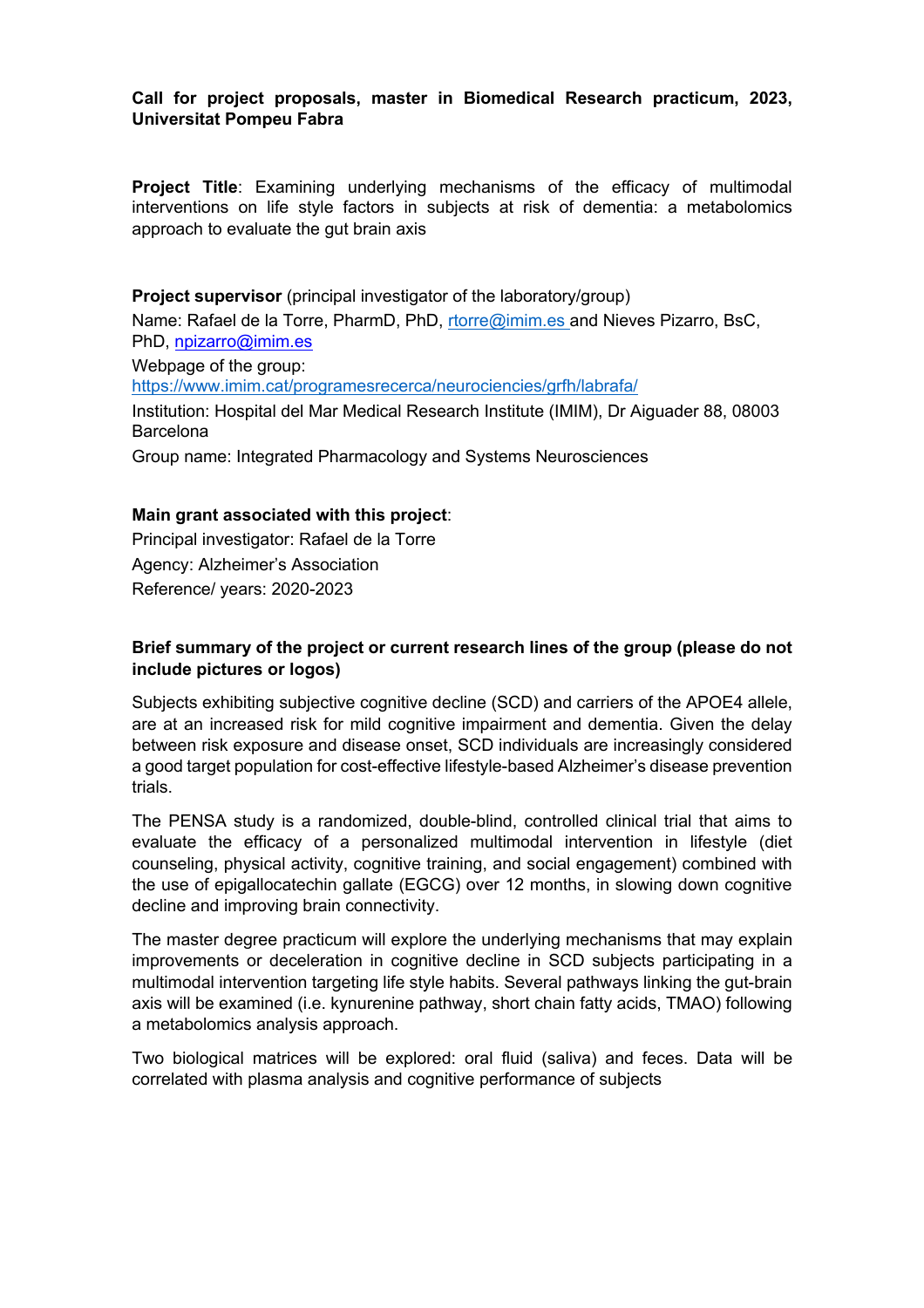**Call for project proposals, master in Biomedical Research practicum, 2023, Universitat Pompeu Fabra**

**Project Title**: Examining underlying mechanisms of the efficacy of multimodal interventions on life style factors in subjects at risk of dementia: a metabolomics approach to evaluate the gut brain axis

**Project supervisor** (principal investigator of the laboratory/group)

Name: Rafael de la Torre, PharmD, PhD, rtorre@imim.es and Nieves Pizarro, BsC, PhD, npizarro@imim.es

Webpage of the group:
https://www.imim.cat/programesrecerca/neurociencies/grfh/labrafa/

Institution: Hospital del Mar Medical Research Institute (IMIM), Dr Aiguader 88, 08003 Barcelona

Group name: Integrated Pharmacology and Systems Neurosciences

**Main grant associated with this project**:

Principal investigator: Rafael de la Torre

Agency: Alzheimer's Association

Reference/ years: 2020-2023

**Brief summary of the project or current research lines of the group (please do not include pictures or logos)**

Subjects exhibiting subjective cognitive decline (SCD) and carriers of the APOE4 allele, are at an increased risk for mild cognitive impairment and dementia. Given the delay between risk exposure and disease onset, SCD individuals are increasingly considered a good target population for cost-effective lifestyle-based Alzheimer's disease prevention trials.

The PENSA study is a randomized, double-blind, controlled clinical trial that aims to evaluate the efficacy of a personalized multimodal intervention in lifestyle (diet counseling, physical activity, cognitive training, and social engagement) combined with the use of epigallocatechin gallate (EGCG) over 12 months, in slowing down cognitive decline and improving brain connectivity.

The master degree practicum will explore the underlying mechanisms that may explain improvements or deceleration in cognitive decline in SCD subjects participating in a multimodal intervention targeting life style habits. Several pathways linking the gut-brain axis will be examined (i.e. kynurenine pathway, short chain fatty acids, TMAO) following a metabolomics analysis approach.

Two biological matrices will be explored: oral fluid (saliva) and feces. Data will be correlated with plasma analysis and cognitive performance of subjects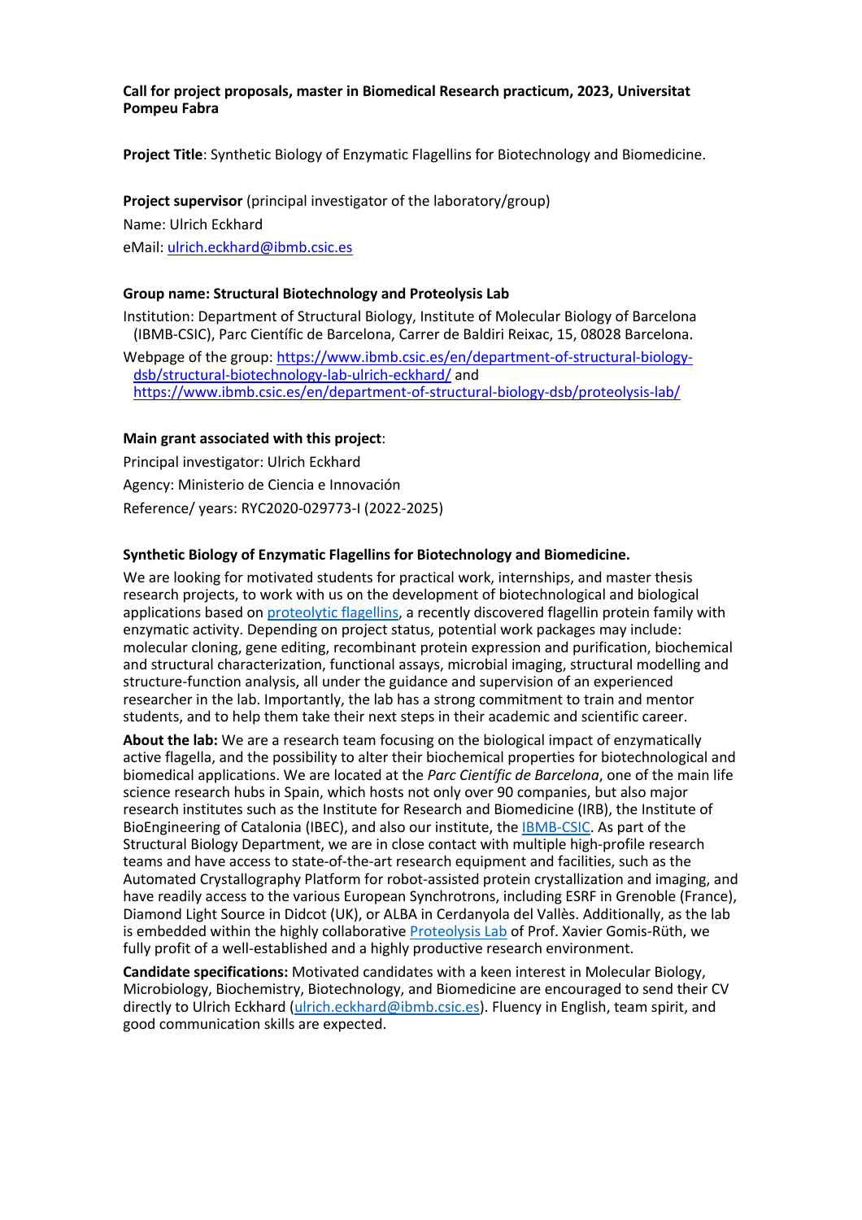**Call for project proposals, master in Biomedical Research practicum, 2023, Universitat Pompeu Fabra**

**Project Title**: Synthetic Biology of Enzymatic Flagellins for Biotechnology and Biomedicine.

**Project supervisor** (principal investigator of the laboratory/group)

Name: Ulrich Eckhard

eMail: ulrich.eckhard@ibmb.csic.es

**Group name: Structural Biotechnology and Proteolysis Lab**

Institution: Department of Structural Biology, Institute of Molecular Biology of Barcelona (IBMB-CSIC), Parc Científic de Barcelona, Carrer de Baldiri Reixac, 15, 08028 Barcelona.

Webpage of the group: https://www.ibmb.csic.es/en/department-of-structural-biology-dsb/structural-biotechnology-lab-ulrich-eckhard/ and https://www.ibmb.csic.es/en/department-of-structural-biology-dsb/proteolysis-lab/

**Main grant associated with this project**:

Principal investigator: Ulrich Eckhard

Agency: Ministerio de Ciencia e Innovación

Reference/ years: RYC2020-029773-I (2022-2025)

**Synthetic Biology of Enzymatic Flagellins for Biotechnology and Biomedicine.**

We are looking for motivated students for practical work, internships, and master thesis research projects, to work with us on the development of biotechnological and biological applications based on proteolytic flagellins, a recently discovered flagellin protein family with enzymatic activity. Depending on project status, potential work packages may include: molecular cloning, gene editing, recombinant protein expression and purification, biochemical and structural characterization, functional assays, microbial imaging, structural modelling and structure-function analysis, all under the guidance and supervision of an experienced researcher in the lab. Importantly, the lab has a strong commitment to train and mentor students, and to help them take their next steps in their academic and scientific career.

**About the lab:** We are a research team focusing on the biological impact of enzymatically active flagella, and the possibility to alter their biochemical properties for biotechnological and biomedical applications. We are located at the *Parc Científic de Barcelona*, one of the main life science research hubs in Spain, which hosts not only over 90 companies, but also major research institutes such as the Institute for Research and Biomedicine (IRB), the Institute of BioEngineering of Catalonia (IBEC), and also our institute, the IBMB-CSIC. As part of the Structural Biology Department, we are in close contact with multiple high-profile research teams and have access to state-of-the-art research equipment and facilities, such as the Automated Crystallography Platform for robot-assisted protein crystallization and imaging, and have readily access to the various European Synchrotrons, including ESRF in Grenoble (France), Diamond Light Source in Didcot (UK), or ALBA in Cerdanyola del Vallès. Additionally, as the lab is embedded within the highly collaborative Proteolysis Lab of Prof. Xavier Gomis-Rüth, we fully profit of a well-established and a highly productive research environment.

**Candidate specifications:** Motivated candidates with a keen interest in Molecular Biology, Microbiology, Biochemistry, Biotechnology, and Biomedicine are encouraged to send their CV directly to Ulrich Eckhard (ulrich.eckhard@ibmb.csic.es). Fluency in English, team spirit, and good communication skills are expected.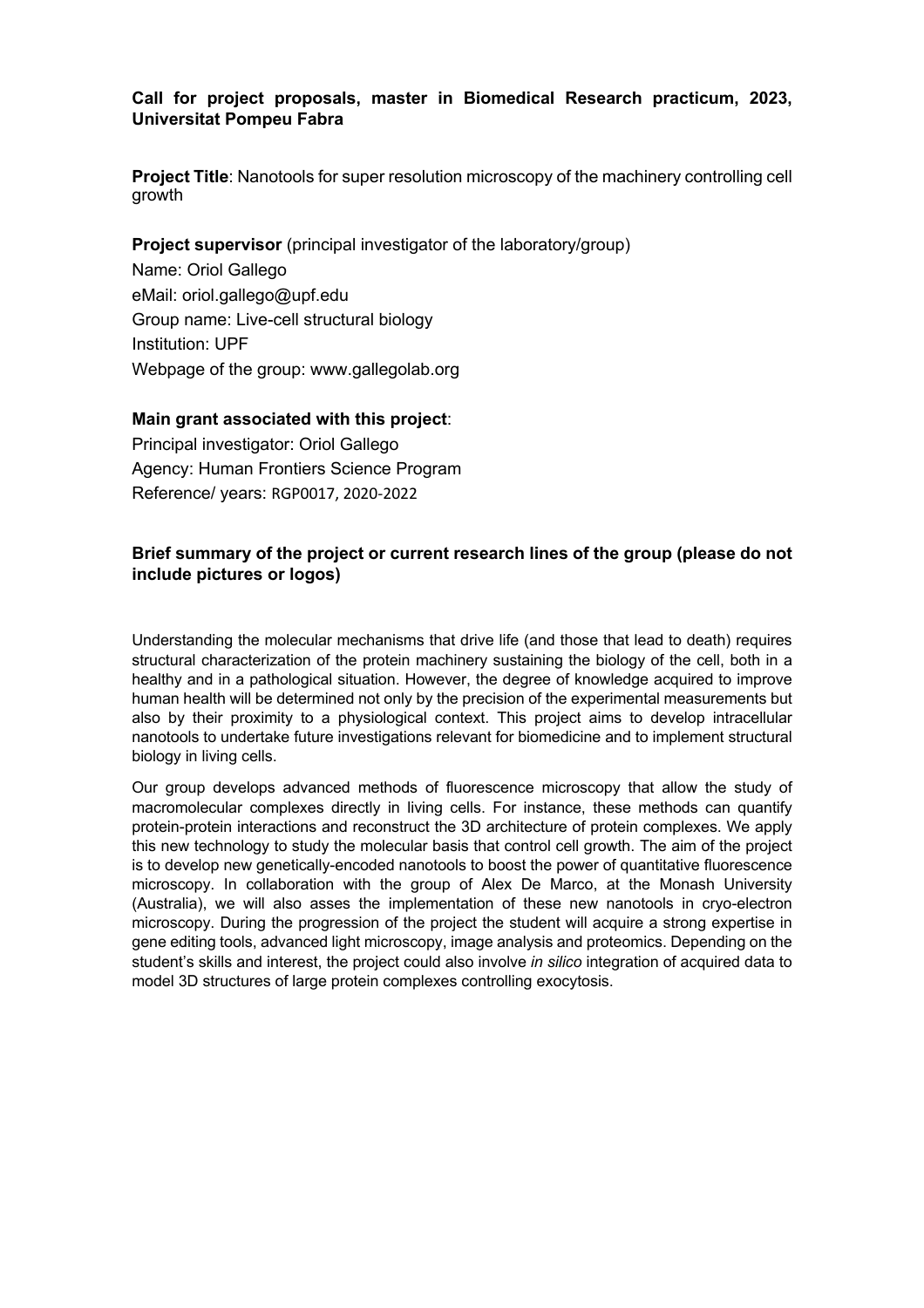**Call for project proposals, master in Biomedical Research practicum, 2023, Universitat Pompeu Fabra**

**Project Title**: Nanotools for super resolution microscopy of the machinery controlling cell growth

**Project supervisor** (principal investigator of the laboratory/group)

Name: Oriol Gallego

eMail: oriol.gallego@upf.edu

Group name: Live-cell structural biology

Institution: UPF

Webpage of the group: www.gallegolab.org

**Main grant associated with this project**:

Principal investigator: Oriol Gallego

Agency: Human Frontiers Science Program

Reference/ years: RGP0017, 2020-2022

**Brief summary of the project or current research lines of the group (please do not include pictures or logos)**

Understanding the molecular mechanisms that drive life (and those that lead to death) requires structural characterization of the protein machinery sustaining the biology of the cell, both in a healthy and in a pathological situation. However, the degree of knowledge acquired to improve human health will be determined not only by the precision of the experimental measurements but also by their proximity to a physiological context. This project aims to develop intracellular nanotools to undertake future investigations relevant for biomedicine and to implement structural biology in living cells.

Our group develops advanced methods of fluorescence microscopy that allow the study of macromolecular complexes directly in living cells. For instance, these methods can quantify protein-protein interactions and reconstruct the 3D architecture of protein complexes. We apply this new technology to study the molecular basis that control cell growth. The aim of the project is to develop new genetically-encoded nanotools to boost the power of quantitative fluorescence microscopy. In collaboration with the group of Alex De Marco, at the Monash University (Australia), we will also asses the implementation of these new nanotools in cryo-electron microscopy. During the progression of the project the student will acquire a strong expertise in gene editing tools, advanced light microscopy, image analysis and proteomics. Depending on the student's skills and interest, the project could also involve *in silico* integration of acquired data to model 3D structures of large protein complexes controlling exocytosis.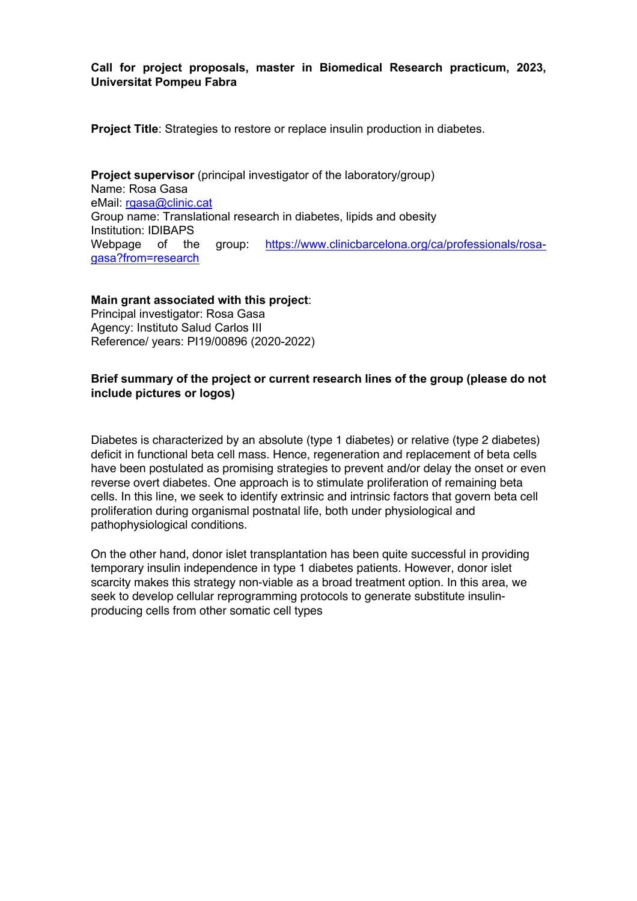**Call for project proposals, master in Biomedical Research practicum, 2023, Universitat Pompeu Fabra**

**Project Title**: Strategies to restore or replace insulin production in diabetes.

**Project supervisor** (principal investigator of the laboratory/group)
Name: Rosa Gasa
eMail: rgasa@clinic.cat
Group name: Translational research in diabetes, lipids and obesity
Institution: IDIBAPS
Webpage of the group: https://www.clinicbarcelona.org/ca/professionals/rosa-gasa?from=research

**Main grant associated with this project**:
Principal investigator: Rosa Gasa
Agency: Instituto Salud Carlos III
Reference/ years: PI19/00896 (2020-2022)

**Brief summary of the project or current research lines of the group (please do not include pictures or logos)**

Diabetes is characterized by an absolute (type 1 diabetes) or relative (type 2 diabetes) deficit in functional beta cell mass. Hence, regeneration and replacement of beta cells have been postulated as promising strategies to prevent and/or delay the onset or even reverse overt diabetes. One approach is to stimulate proliferation of remaining beta cells. In this line, we seek to identify extrinsic and intrinsic factors that govern beta cell proliferation during organismal postnatal life, both under physiological and pathophysiological conditions.

On the other hand, donor islet transplantation has been quite successful in providing temporary insulin independence in type 1 diabetes patients. However, donor islet scarcity makes this strategy non-viable as a broad treatment option. In this area, we seek to develop cellular reprogramming protocols to generate substitute insulin-producing cells from other somatic cell types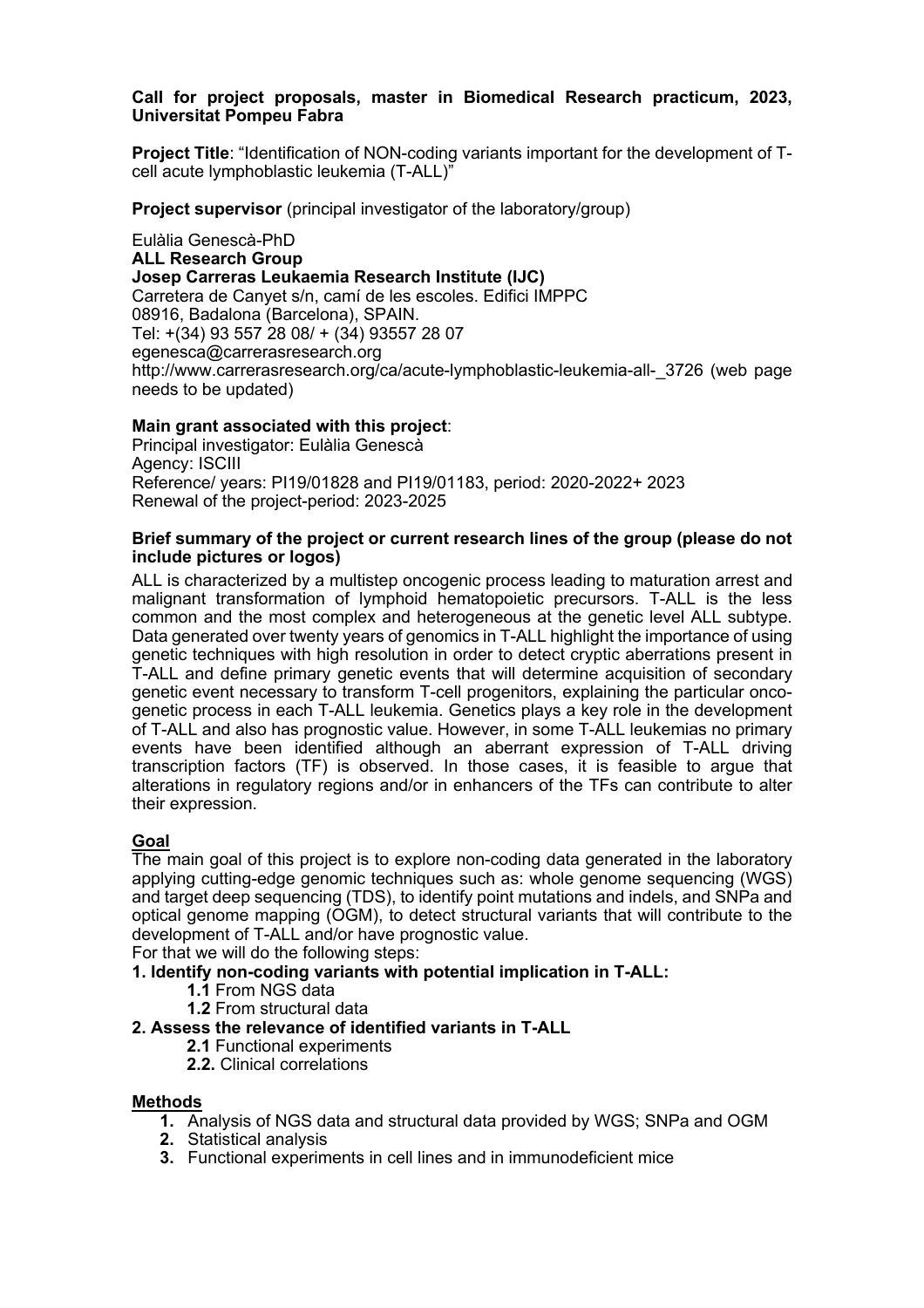**Call for project proposals, master in Biomedical Research practicum, 2023, Universitat Pompeu Fabra**

**Project Title**: "Identification of NON-coding variants important for the development of T-cell acute lymphoblastic leukemia (T-ALL)"

**Project supervisor** (principal investigator of the laboratory/group)

Eulàlia Genescà-PhD  
**ALL Research Group**  
**Josep Carreras Leukaemia Research Institute (IJC)**  
Carretera de Canyet s/n, camí de les escoles. Edifici IMPPC  
08916, Badalona (Barcelona), SPAIN.  
Tel: +(34) 93 557 28 08/ + (34) 93557 28 07  
egenesca@carrerasresearch.org  
http://www.carrerasresearch.org/ca/acute-lymphoblastic-leukemia-all-_3726 (web page needs to be updated)

**Main grant associated with this project**:  
Principal investigator: Eulàlia Genescà  
Agency: ISCIII  
Reference/ years: PI19/01828 and PI19/01183, period: 2020-2022+ 2023  
Renewal of the project-period: 2023-2025

**Brief summary of the project or current research lines of the group (please do not include pictures or logos)**

ALL is characterized by a multistep oncogenic process leading to maturation arrest and malignant transformation of lymphoid hematopoietic precursors. T-ALL is the less common and the most complex and heterogeneous at the genetic level ALL subtype. Data generated over twenty years of genomics in T-ALL highlight the importance of using genetic techniques with high resolution in order to detect cryptic aberrations present in T-ALL and define primary genetic events that will determine acquisition of secondary genetic event necessary to transform T-cell progenitors, explaining the particular onco-genetic process in each T-ALL leukemia. Genetics plays a key role in the development of T-ALL and also has prognostic value. However, in some T-ALL leukemias no primary events have been identified although an aberrant expression of T-ALL driving transcription factors (TF) is observed. In those cases, it is feasible to argue that alterations in regulatory regions and/or in enhancers of the TFs can contribute to alter their expression.

## Goal

The main goal of this project is to explore non-coding data generated in the laboratory applying cutting-edge genomic techniques such as: whole genome sequencing (WGS) and target deep sequencing (TDS), to identify point mutations and indels, and SNPa and optical genome mapping (OGM), to detect structural variants that will contribute to the development of T-ALL and/or have prognostic value.

For that we will do the following steps:

**1. Identify non-coding variants with potential implication in T-ALL:**
   - **1.1** From NGS data
   - **1.2** From structural data

**2. Assess the relevance of identified variants in T-ALL**
   - **2.1** Functional experiments
   - **2.2.** Clinical correlations

## Methods

1. Analysis of NGS data and structural data provided by WGS; SNPa and OGM
2. Statistical analysis
3. Functional experiments in cell lines and in immunodeficient mice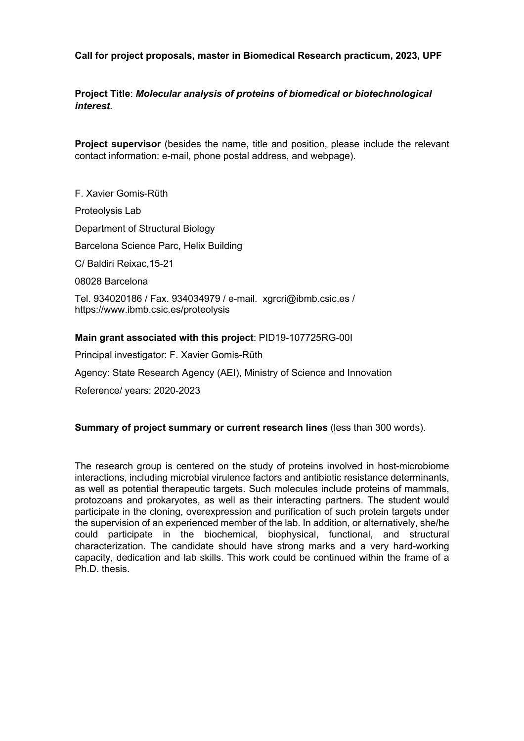**Call for project proposals, master in Biomedical Research practicum, 2023, UPF**

**Project Title**: ***Molecular analysis of proteins of biomedical or biotechnological interest***.

**Project supervisor** (besides the name, title and position, please include the relevant contact information: e-mail, phone postal address, and webpage).

F. Xavier Gomis-Rüth

Proteolysis Lab

Department of Structural Biology

Barcelona Science Parc, Helix Building

C/ Baldiri Reixac,15-21

08028 Barcelona

Tel. 934020186 / Fax. 934034979 / e-mail. xgrcri@ibmb.csic.es / https://www.ibmb.csic.es/proteolysis

**Main grant associated with this project**: PID19-107725RG-00I

Principal investigator: F. Xavier Gomis-Rüth

Agency: State Research Agency (AEI), Ministry of Science and Innovation

Reference/ years: 2020-2023

**Summary of project summary or current research lines** (less than 300 words).

The research group is centered on the study of proteins involved in host-microbiome interactions, including microbial virulence factors and antibiotic resistance determinants, as well as potential therapeutic targets. Such molecules include proteins of mammals, protozoans and prokaryotes, as well as their interacting partners. The student would participate in the cloning, overexpression and purification of such protein targets under the supervision of an experienced member of the lab. In addition, or alternatively, she/he could participate in the biochemical, biophysical, functional, and structural characterization. The candidate should have strong marks and a very hard-working capacity, dedication and lab skills. This work could be continued within the frame of a Ph.D. thesis.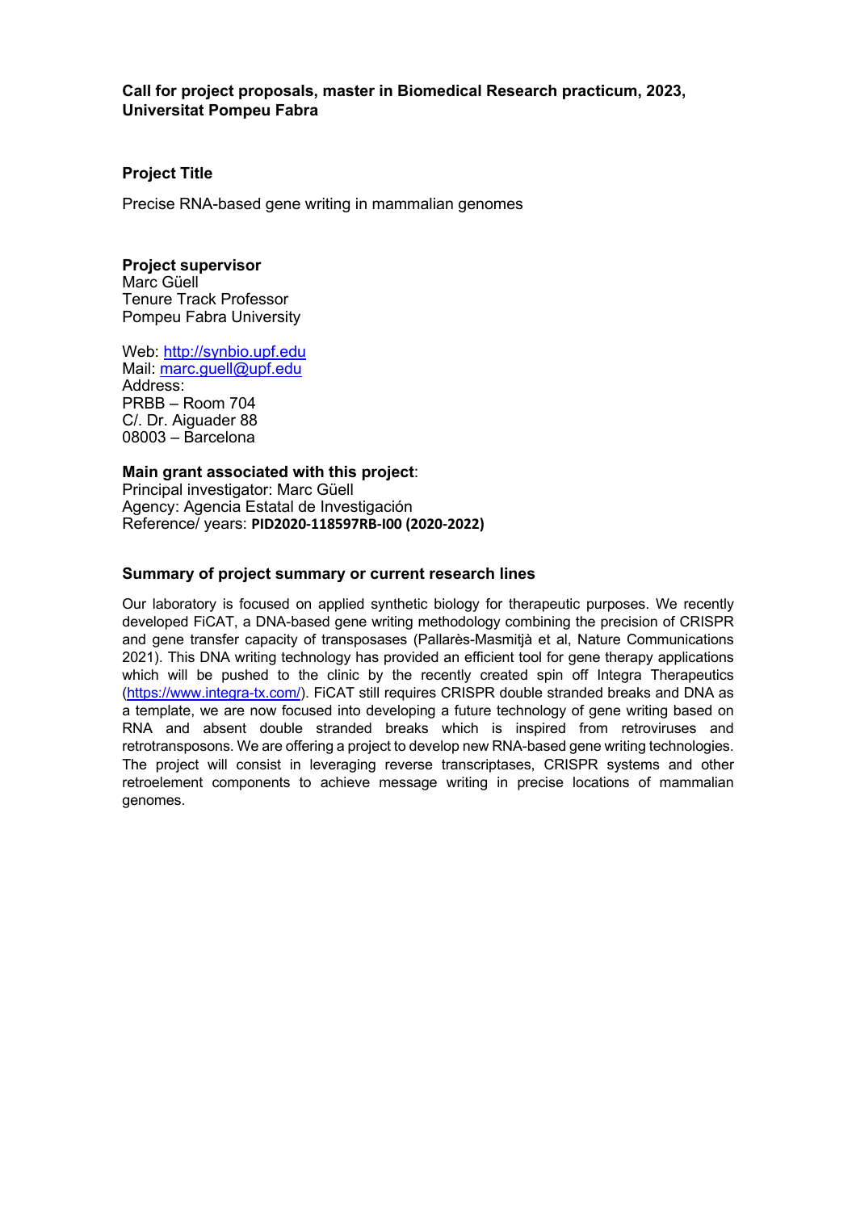**Call for project proposals, master in Biomedical Research practicum, 2023, Universitat Pompeu Fabra**

**Project Title**

Precise RNA-based gene writing in mammalian genomes

**Project supervisor**
Marc Güell
Tenure Track Professor
Pompeu Fabra University

Web: http://synbio.upf.edu
Mail: marc.guell@upf.edu
Address:
PRBB – Room 704
C/. Dr. Aiguader 88
08003 – Barcelona

**Main grant associated with this project**:
Principal investigator: Marc Güell
Agency: Agencia Estatal de Investigación
Reference/ years: **PID2020-118597RB-I00 (2020-2022)**

**Summary of project summary or current research lines**

Our laboratory is focused on applied synthetic biology for therapeutic purposes. We recently developed FiCAT, a DNA-based gene writing methodology combining the precision of CRISPR and gene transfer capacity of transposases (Pallarès-Masmitjà et al, Nature Communications 2021). This DNA writing technology has provided an efficient tool for gene therapy applications which will be pushed to the clinic by the recently created spin off Integra Therapeutics (https://www.integra-tx.com/). FiCAT still requires CRISPR double stranded breaks and DNA as a template, we are now focused into developing a future technology of gene writing based on RNA and absent double stranded breaks which is inspired from retroviruses and retrotransposons. We are offering a project to develop new RNA-based gene writing technologies. The project will consist in leveraging reverse transcriptases, CRISPR systems and other retroelement components to achieve message writing in precise locations of mammalian genomes.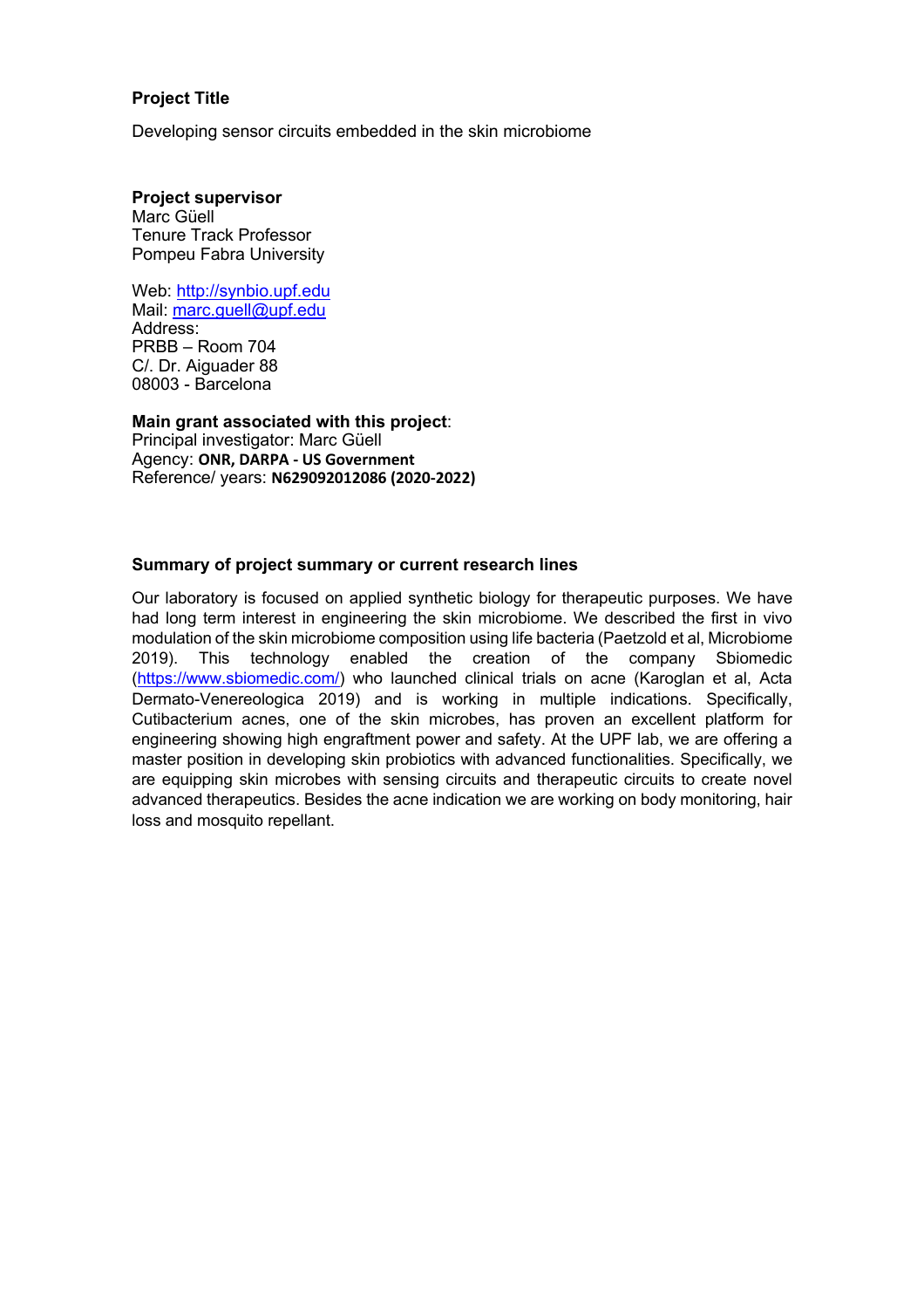**Project Title**

Developing sensor circuits embedded in the skin microbiome

**Project supervisor**
Marc Güell
Tenure Track Professor
Pompeu Fabra University

Web: http://synbio.upf.edu
Mail: marc.guell@upf.edu
Address:
PRBB – Room 704
C/. Dr. Aiguader 88
08003 - Barcelona

**Main grant associated with this project**:
Principal investigator: Marc Güell
Agency: **ONR, DARPA - US Government**
Reference/ years: **N629092012086 (2020-2022)**

**Summary of project summary or current research lines**

Our laboratory is focused on applied synthetic biology for therapeutic purposes. We have had long term interest in engineering the skin microbiome. We described the first in vivo modulation of the skin microbiome composition using life bacteria (Paetzold et al, Microbiome 2019). This technology enabled the creation of the company Sbiomedic (https://www.sbiomedic.com/) who launched clinical trials on acne (Karoglan et al, Acta Dermato-Venereologica 2019) and is working in multiple indications. Specifically, Cutibacterium acnes, one of the skin microbes, has proven an excellent platform for engineering showing high engraftment power and safety. At the UPF lab, we are offering a master position in developing skin probiotics with advanced functionalities. Specifically, we are equipping skin microbes with sensing circuits and therapeutic circuits to create novel advanced therapeutics. Besides the acne indication we are working on body monitoring, hair loss and mosquito repellant.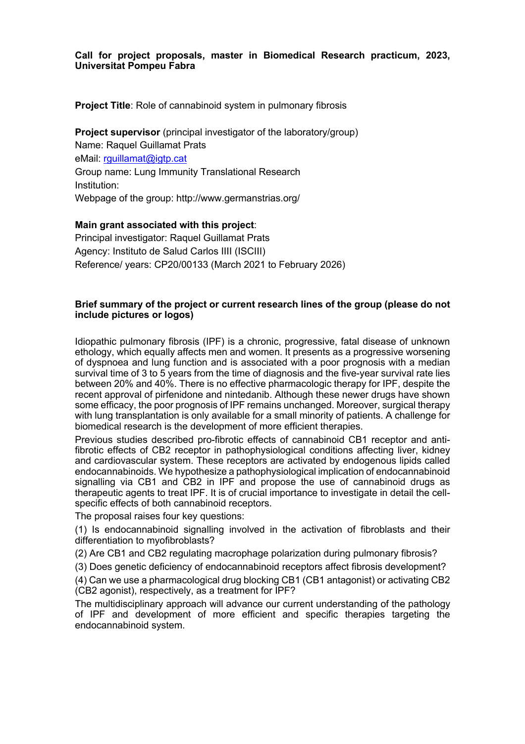**Call for project proposals, master in Biomedical Research practicum, 2023, Universitat Pompeu Fabra**

**Project Title**: Role of cannabinoid system in pulmonary fibrosis

**Project supervisor** (principal investigator of the laboratory/group)
Name: Raquel Guillamat Prats
eMail: rguillamat@igtp.cat
Group name: Lung Immunity Translational Research
Institution:
Webpage of the group: http://www.germanstrias.org/

**Main grant associated with this project**:
Principal investigator: Raquel Guillamat Prats
Agency: Instituto de Salud Carlos IIII (ISCIII)
Reference/ years: CP20/00133 (March 2021 to February 2026)

**Brief summary of the project or current research lines of the group (please do not include pictures or logos)**

Idiopathic pulmonary fibrosis (IPF) is a chronic, progressive, fatal disease of unknown ethology, which equally affects men and women. It presents as a progressive worsening of dyspnoea and lung function and is associated with a poor prognosis with a median survival time of 3 to 5 years from the time of diagnosis and the five-year survival rate lies between 20% and 40%. There is no effective pharmacologic therapy for IPF, despite the recent approval of pirfenidone and nintedanib. Although these newer drugs have shown some efficacy, the poor prognosis of IPF remains unchanged. Moreover, surgical therapy with lung transplantation is only available for a small minority of patients. A challenge for biomedical research is the development of more efficient therapies.

Previous studies described pro-fibrotic effects of cannabinoid CB1 receptor and anti-fibrotic effects of CB2 receptor in pathophysiological conditions affecting liver, kidney and cardiovascular system. These receptors are activated by endogenous lipids called endocannabinoids. We hypothesize a pathophysiological implication of endocannabinoid signalling via CB1 and CB2 in IPF and propose the use of cannabinoid drugs as therapeutic agents to treat IPF. It is of crucial importance to investigate in detail the cell-specific effects of both cannabinoid receptors.

The proposal raises four key questions:

(1) Is endocannabinoid signalling involved in the activation of fibroblasts and their differentiation to myofibroblasts?

(2) Are CB1 and CB2 regulating macrophage polarization during pulmonary fibrosis?

(3) Does genetic deficiency of endocannabinoid receptors affect fibrosis development?

(4) Can we use a pharmacological drug blocking CB1 (CB1 antagonist) or activating CB2 (CB2 agonist), respectively, as a treatment for IPF?

The multidisciplinary approach will advance our current understanding of the pathology of IPF and development of more efficient and specific therapies targeting the endocannabinoid system.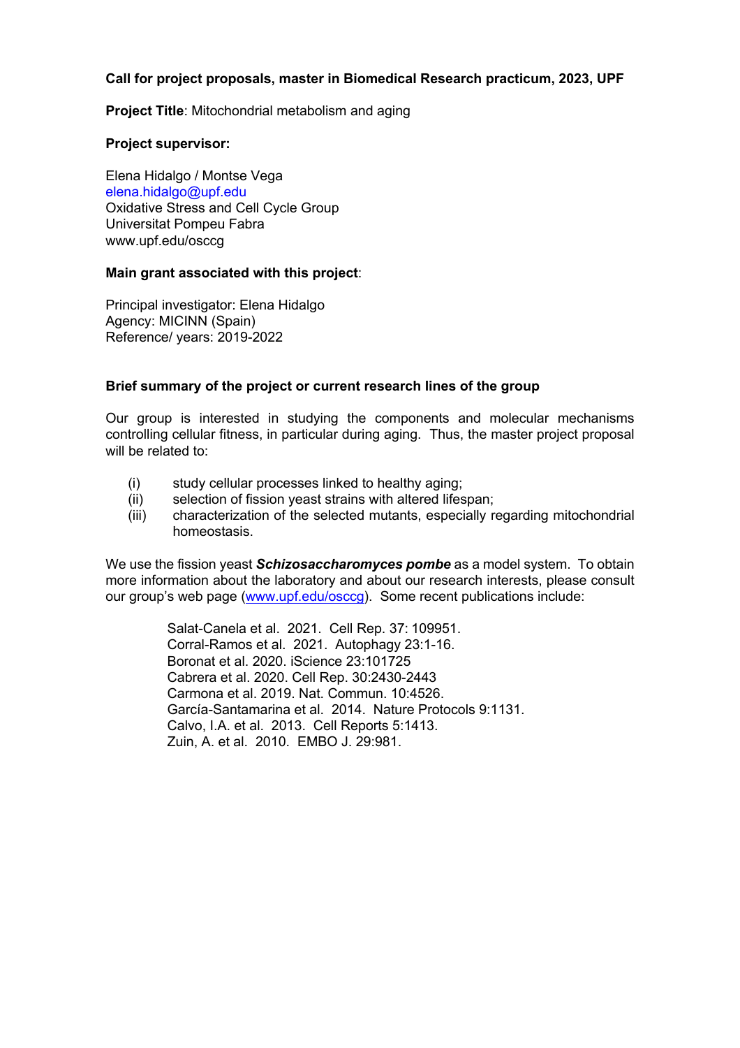**Call for project proposals, master in Biomedical Research practicum, 2023, UPF**

**Project Title**: Mitochondrial metabolism and aging

**Project supervisor:**

Elena Hidalgo / Montse Vega
elena.hidalgo@upf.edu
Oxidative Stress and Cell Cycle Group
Universitat Pompeu Fabra
www.upf.edu/osccg

**Main grant associated with this project**:

Principal investigator: Elena Hidalgo
Agency: MICINN (Spain)
Reference/ years: 2019-2022

**Brief summary of the project or current research lines of the group**

Our group is interested in studying the components and molecular mechanisms controlling cellular fitness, in particular during aging. Thus, the master project proposal will be related to:

(i) study cellular processes linked to healthy aging;
(ii) selection of fission yeast strains with altered lifespan;
(iii) characterization of the selected mutants, especially regarding mitochondrial homeostasis.

We use the fission yeast ***Schizosaccharomyces pombe*** as a model system. To obtain more information about the laboratory and about our research interests, please consult our group's web page (www.upf.edu/osccg). Some recent publications include:

Salat-Canela et al. 2021. Cell Rep. 37: 109951.
Corral-Ramos et al. 2021. Autophagy 23:1-16.
Boronat et al. 2020. iScience 23:101725
Cabrera et al. 2020. Cell Rep. 30:2430-2443
Carmona et al. 2019. Nat. Commun. 10:4526.
García-Santamarina et al. 2014. Nature Protocols 9:1131.
Calvo, I.A. et al. 2013. Cell Reports 5:1413.
Zuin, A. et al. 2010. EMBO J. 29:981.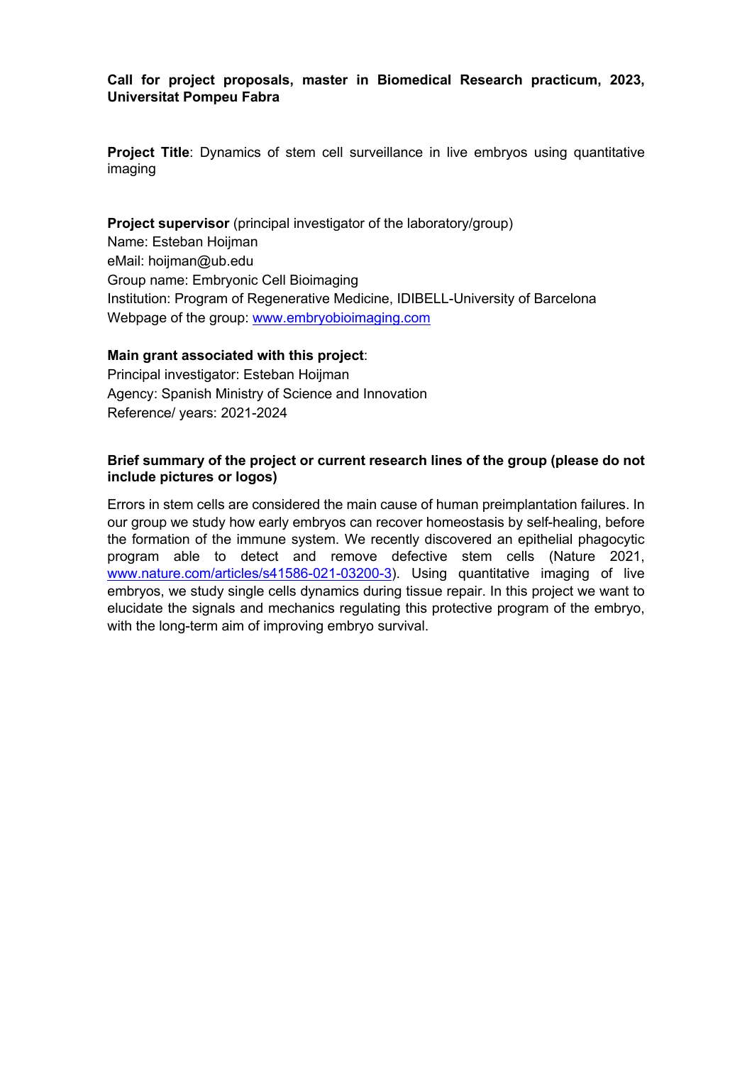**Call for project proposals, master in Biomedical Research practicum, 2023, Universitat Pompeu Fabra**

**Project Title**: Dynamics of stem cell surveillance in live embryos using quantitative imaging

**Project supervisor** (principal investigator of the laboratory/group)
Name: Esteban Hoijman
eMail: hoijman@ub.edu
Group name: Embryonic Cell Bioimaging
Institution: Program of Regenerative Medicine, IDIBELL-University of Barcelona
Webpage of the group: www.embryobioimaging.com

**Main grant associated with this project**:
Principal investigator: Esteban Hoijman
Agency: Spanish Ministry of Science and Innovation
Reference/ years: 2021-2024

**Brief summary of the project or current research lines of the group (please do not include pictures or logos)**

Errors in stem cells are considered the main cause of human preimplantation failures. In our group we study how early embryos can recover homeostasis by self-healing, before the formation of the immune system. We recently discovered an epithelial phagocytic program able to detect and remove defective stem cells (Nature 2021, www.nature.com/articles/s41586-021-03200-3). Using quantitative imaging of live embryos, we study single cells dynamics during tissue repair. In this project we want to elucidate the signals and mechanics regulating this protective program of the embryo, with the long-term aim of improving embryo survival.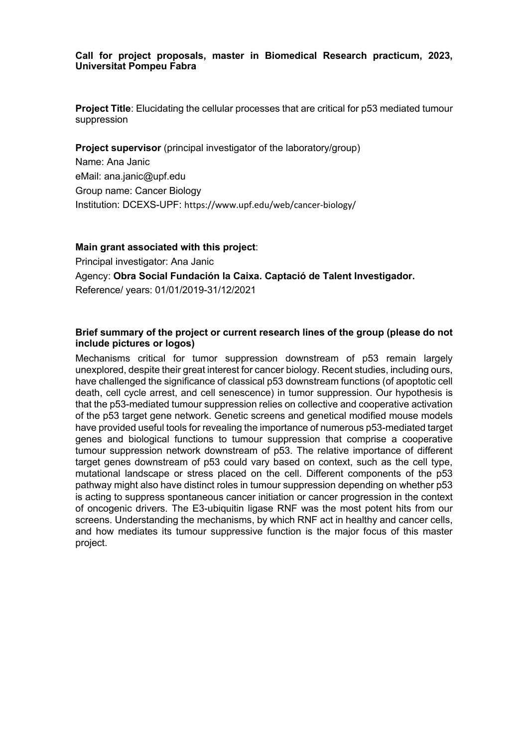**Call for project proposals, master in Biomedical Research practicum, 2023, Universitat Pompeu Fabra**

**Project Title**: Elucidating the cellular processes that are critical for p53 mediated tumour suppression

**Project supervisor** (principal investigator of the laboratory/group)

Name: Ana Janic

eMail: ana.janic@upf.edu

Group name: Cancer Biology

Institution: DCEXS-UPF: https://www.upf.edu/web/cancer-biology/

**Main grant associated with this project**:

Principal investigator: Ana Janic

Agency: **Obra Social Fundación la Caixa. Captació de Talent Investigador.**

Reference/ years: 01/01/2019-31/12/2021

**Brief summary of the project or current research lines of the group (please do not include pictures or logos)**

Mechanisms critical for tumor suppression downstream of p53 remain largely unexplored, despite their great interest for cancer biology. Recent studies, including ours, have challenged the significance of classical p53 downstream functions (of apoptotic cell death, cell cycle arrest, and cell senescence) in tumor suppression. Our hypothesis is that the p53-mediated tumour suppression relies on collective and cooperative activation of the p53 target gene network. Genetic screens and genetical modified mouse models have provided useful tools for revealing the importance of numerous p53-mediated target genes and biological functions to tumour suppression that comprise a cooperative tumour suppression network downstream of p53. The relative importance of different target genes downstream of p53 could vary based on context, such as the cell type, mutational landscape or stress placed on the cell. Different components of the p53 pathway might also have distinct roles in tumour suppression depending on whether p53 is acting to suppress spontaneous cancer initiation or cancer progression in the context of oncogenic drivers. The E3-ubiquitin ligase RNF was the most potent hits from our screens. Understanding the mechanisms, by which RNF act in healthy and cancer cells, and how mediates its tumour suppressive function is the major focus of this master project.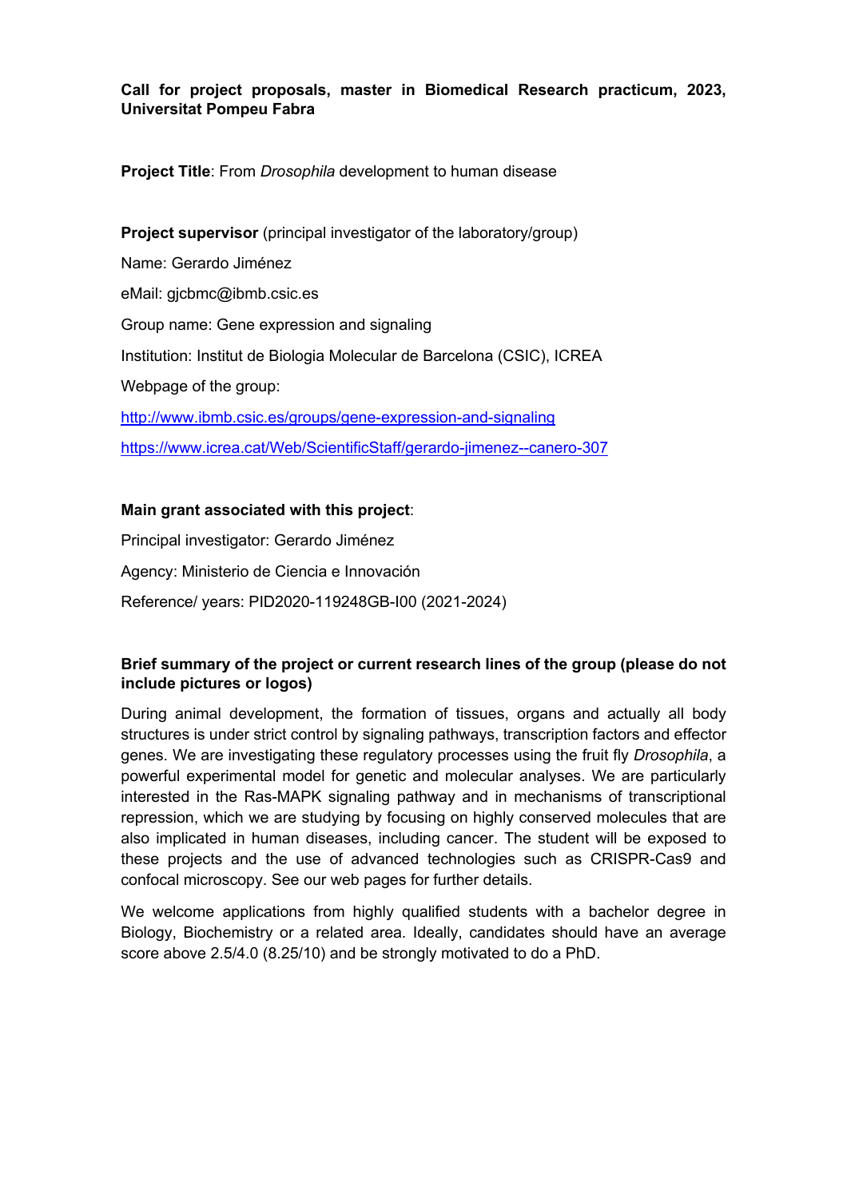**Call for project proposals, master in Biomedical Research practicum, 2023, Universitat Pompeu Fabra**

**Project Title**: From *Drosophila* development to human disease

**Project supervisor** (principal investigator of the laboratory/group)

Name: Gerardo Jiménez

eMail: gjcbmc@ibmb.csic.es

Group name: Gene expression and signaling

Institution: Institut de Biologia Molecular de Barcelona (CSIC), ICREA

Webpage of the group:

http://www.ibmb.csic.es/groups/gene-expression-and-signaling

https://www.icrea.cat/Web/ScientificStaff/gerardo-jimenez--canero-307

**Main grant associated with this project**:

Principal investigator: Gerardo Jiménez

Agency: Ministerio de Ciencia e Innovación

Reference/ years: PID2020-119248GB-I00 (2021-2024)

**Brief summary of the project or current research lines of the group (please do not include pictures or logos)**

During animal development, the formation of tissues, organs and actually all body structures is under strict control by signaling pathways, transcription factors and effector genes. We are investigating these regulatory processes using the fruit fly *Drosophila*, a powerful experimental model for genetic and molecular analyses. We are particularly interested in the Ras-MAPK signaling pathway and in mechanisms of transcriptional repression, which we are studying by focusing on highly conserved molecules that are also implicated in human diseases, including cancer. The student will be exposed to these projects and the use of advanced technologies such as CRISPR-Cas9 and confocal microscopy. See our web pages for further details.

We welcome applications from highly qualified students with a bachelor degree in Biology, Biochemistry or a related area. Ideally, candidates should have an average score above 2.5/4.0 (8.25/10) and be strongly motivated to do a PhD.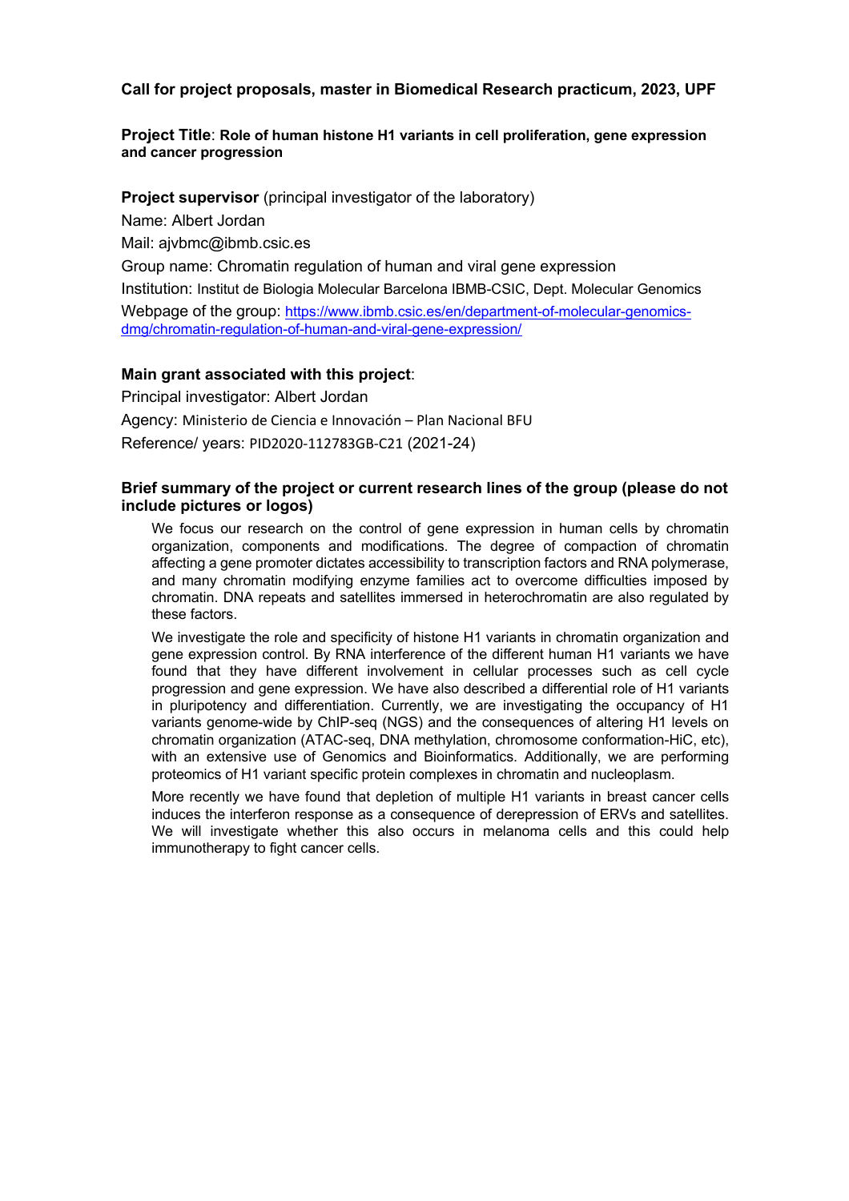**Call for project proposals, master in Biomedical Research practicum, 2023, UPF**

**Project Title**: **Role of human histone H1 variants in cell proliferation, gene expression and cancer progression**

**Project supervisor** (principal investigator of the laboratory)

Name: Albert Jordan

Mail: ajvbmc@ibmb.csic.es

Group name: Chromatin regulation of human and viral gene expression

Institution: Institut de Biologia Molecular Barcelona IBMB-CSIC, Dept. Molecular Genomics

Webpage of the group: https://www.ibmb.csic.es/en/department-of-molecular-genomics-dmg/chromatin-regulation-of-human-and-viral-gene-expression/

**Main grant associated with this project**:

Principal investigator: Albert Jordan

Agency: Ministerio de Ciencia e Innovación – Plan Nacional BFU

Reference/ years: PID2020-112783GB-C21 (2021-24)

**Brief summary of the project or current research lines of the group (please do not include pictures or logos)**

We focus our research on the control of gene expression in human cells by chromatin organization, components and modifications. The degree of compaction of chromatin affecting a gene promoter dictates accessibility to transcription factors and RNA polymerase, and many chromatin modifying enzyme families act to overcome difficulties imposed by chromatin. DNA repeats and satellites immersed in heterochromatin are also regulated by these factors.

We investigate the role and specificity of histone H1 variants in chromatin organization and gene expression control. By RNA interference of the different human H1 variants we have found that they have different involvement in cellular processes such as cell cycle progression and gene expression. We have also described a differential role of H1 variants in pluripotency and differentiation. Currently, we are investigating the occupancy of H1 variants genome-wide by ChIP-seq (NGS) and the consequences of altering H1 levels on chromatin organization (ATAC-seq, DNA methylation, chromosome conformation-HiC, etc), with an extensive use of Genomics and Bioinformatics. Additionally, we are performing proteomics of H1 variant specific protein complexes in chromatin and nucleoplasm.

More recently we have found that depletion of multiple H1 variants in breast cancer cells induces the interferon response as a consequence of derepression of ERVs and satellites. We will investigate whether this also occurs in melanoma cells and this could help immunotherapy to fight cancer cells.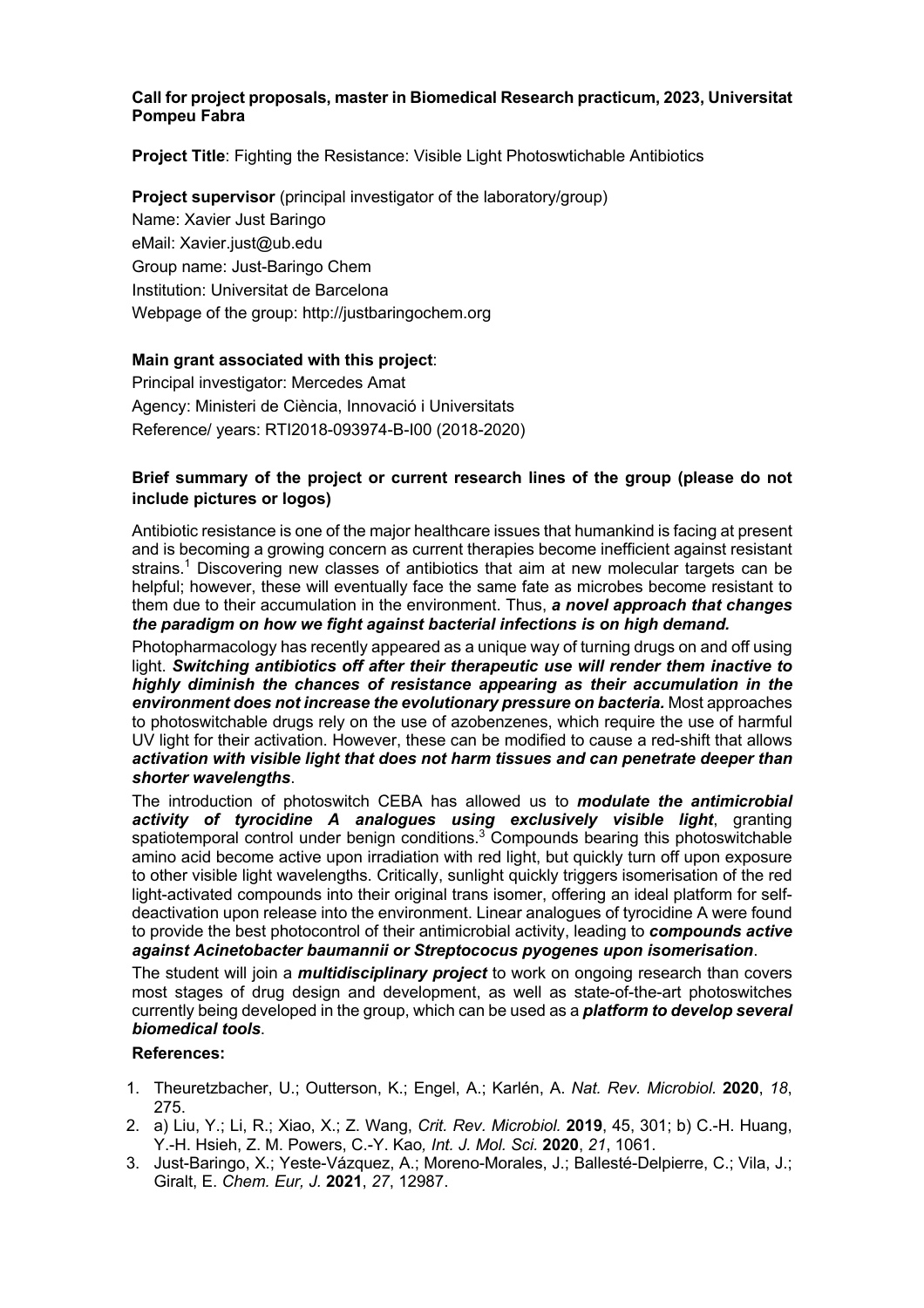**Call for project proposals, master in Biomedical Research practicum, 2023, Universitat Pompeu Fabra**

**Project Title**: Fighting the Resistance: Visible Light Photoswtichable Antibiotics

**Project supervisor** (principal investigator of the laboratory/group)
Name: Xavier Just Baringo
eMail: Xavier.just@ub.edu
Group name: Just-Baringo Chem
Institution: Universitat de Barcelona
Webpage of the group: http://justbaringochem.org

**Main grant associated with this project**:
Principal investigator: Mercedes Amat
Agency: Ministeri de Ciència, Innovació i Universitats
Reference/ years: RTI2018-093974-B-I00 (2018-2020)

**Brief summary of the project or current research lines of the group (please do not include pictures or logos)**

Antibiotic resistance is one of the major healthcare issues that humankind is facing at present and is becoming a growing concern as current therapies become inefficient against resistant strains.[1] Discovering new classes of antibiotics that aim at new molecular targets can be helpful; however, these will eventually face the same fate as microbes become resistant to them due to their accumulation in the environment. Thus, ***a novel approach that changes the paradigm on how we fight against bacterial infections is on high demand.***

Photopharmacology has recently appeared as a unique way of turning drugs on and off using light. ***Switching antibiotics off after their therapeutic use will render them inactive to highly diminish the chances of resistance appearing as their accumulation in the environment does not increase the evolutionary pressure on bacteria.*** Most approaches to photoswitchable drugs rely on the use of azobenzenes, which require the use of harmful UV light for their activation. However, these can be modified to cause a red-shift that allows ***activation with visible light that does not harm tissues and can penetrate deeper than shorter wavelengths***.

The introduction of photoswitch CEBA has allowed us to ***modulate the antimicrobial activity of tyrocidine A analogues using exclusively visible light***, granting spatiotemporal control under benign conditions.[3] Compounds bearing this photoswitchable amino acid become active upon irradiation with red light, but quickly turn off upon exposure to other visible light wavelengths. Critically, sunlight quickly triggers isomerisation of the red light-activated compounds into their original trans isomer, offering an ideal platform for self-deactivation upon release into the environment. Linear analogues of tyrocidine A were found to provide the best photocontrol of their antimicrobial activity, leading to ***compounds active against Acinetobacter baumannii or Streptococus pyogenes upon isomerisation***.

The student will join a ***multidisciplinary project*** to work on ongoing research than covers most stages of drug design and development, as well as state-of-the-art photoswitches currently being developed in the group, which can be used as a ***platform to develop several biomedical tools***.

**References:**

1. Theuretzbacher, U.; Outterson, K.; Engel, A.; Karlén, A. *Nat. Rev. Microbiol.* **2020**, *18*, 275.
2. a) Liu, Y.; Li, R.; Xiao, X.; Z. Wang, *Crit. Rev. Microbiol.* **2019**, 45, 301; b) C.-H. Huang, Y.-H. Hsieh, Z. M. Powers, C.-Y. Kao, *Int. J. Mol. Sci.* **2020**, *21*, 1061.
3. Just-Baringo, X.; Yeste-Vázquez, A.; Moreno-Morales, J.; Ballesté-Delpierre, C.; Vila, J.; Giralt, E. *Chem. Eur, J.* **2021**, *27*, 12987.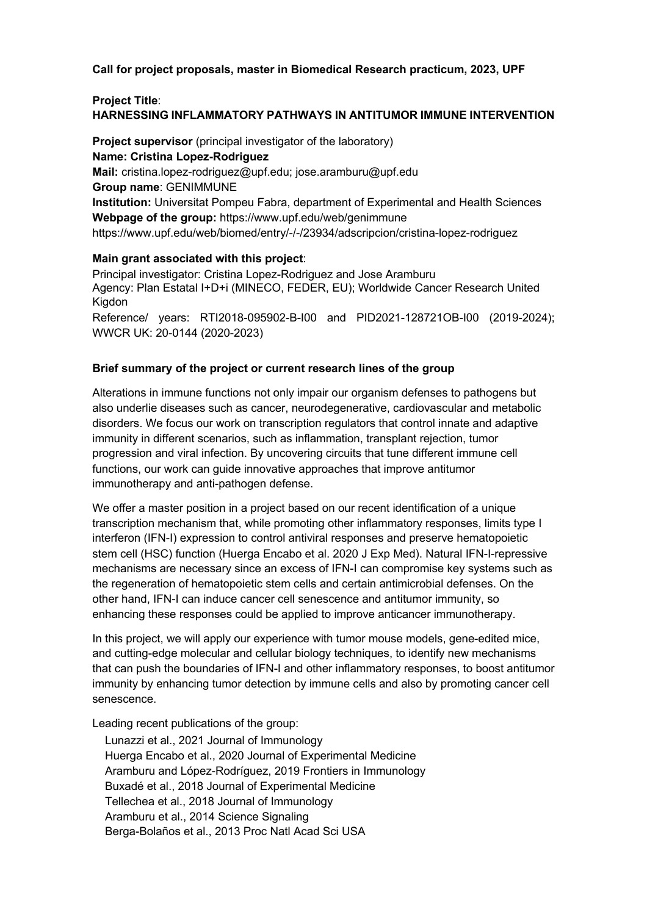**Call for project proposals, master in Biomedical Research practicum, 2023, UPF**

**Project Title**:
**HARNESSING INFLAMMATORY PATHWAYS IN ANTITUMOR IMMUNE INTERVENTION**

**Project supervisor** (principal investigator of the laboratory)
**Name: Cristina Lopez-Rodriguez**
**Mail:** cristina.lopez-rodriguez@upf.edu; jose.aramburu@upf.edu
**Group name**: GENIMMUNE
**Institution:** Universitat Pompeu Fabra, department of Experimental and Health Sciences
**Webpage of the group:** https://www.upf.edu/web/genimmune
https://www.upf.edu/web/biomed/entry/-/-/23934/adscripcion/cristina-lopez-rodriguez

**Main grant associated with this project**:
Principal investigator: Cristina Lopez-Rodriguez and Jose Aramburu
Agency: Plan Estatal I+D+i (MINECO, FEDER, EU); Worldwide Cancer Research United Kigdon
Reference/ years: RTI2018-095902-B-I00 and PID2021-128721OB-I00 (2019-2024); WWCR UK: 20-0144 (2020-2023)

**Brief summary of the project or current research lines of the group**

Alterations in immune functions not only impair our organism defenses to pathogens but also underlie diseases such as cancer, neurodegenerative, cardiovascular and metabolic disorders. We focus our work on transcription regulators that control innate and adaptive immunity in different scenarios, such as inflammation, transplant rejection, tumor progression and viral infection. By uncovering circuits that tune different immune cell functions, our work can guide innovative approaches that improve antitumor immunotherapy and anti-pathogen defense.

We offer a master position in a project based on our recent identification of a unique transcription mechanism that, while promoting other inflammatory responses, limits type I interferon (IFN-I) expression to control antiviral responses and preserve hematopoietic stem cell (HSC) function (Huerga Encabo et al. 2020 J Exp Med). Natural IFN-I-repressive mechanisms are necessary since an excess of IFN-I can compromise key systems such as the regeneration of hematopoietic stem cells and certain antimicrobial defenses. On the other hand, IFN-I can induce cancer cell senescence and antitumor immunity, so enhancing these responses could be applied to improve anticancer immunotherapy.

In this project, we will apply our experience with tumor mouse models, gene-edited mice, and cutting-edge molecular and cellular biology techniques, to identify new mechanisms that can push the boundaries of IFN-I and other inflammatory responses, to boost antitumor immunity by enhancing tumor detection by immune cells and also by promoting cancer cell senescence.

Leading recent publications of the group:

- Lunazzi et al., 2021 Journal of Immunology
- Huerga Encabo et al., 2020 Journal of Experimental Medicine
- Aramburu and López-Rodríguez, 2019 Frontiers in Immunology
- Buxadé et al., 2018 Journal of Experimental Medicine
- Tellechea et al., 2018 Journal of Immunology
- Aramburu et al., 2014 Science Signaling
- Berga-Bolaños et al., 2013 Proc Natl Acad Sci USA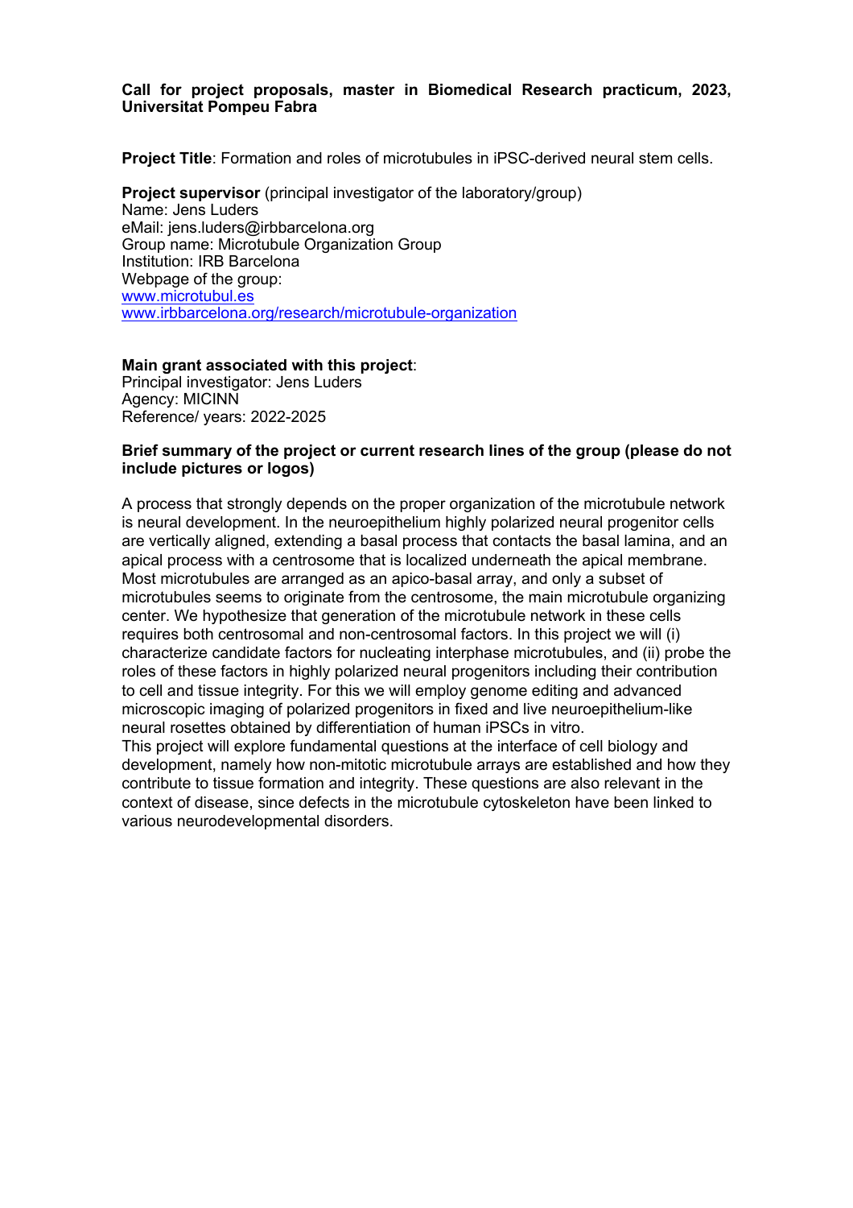**Call for project proposals, master in Biomedical Research practicum, 2023, Universitat Pompeu Fabra**

**Project Title**: Formation and roles of microtubules in iPSC-derived neural stem cells.

**Project supervisor** (principal investigator of the laboratory/group)
Name: Jens Luders
eMail: jens.luders@irbbarcelona.org
Group name: Microtubule Organization Group
Institution: IRB Barcelona
Webpage of the group:
www.microtubul.es
www.irbbarcelona.org/research/microtubule-organization

**Main grant associated with this project**:
Principal investigator: Jens Luders
Agency: MICINN
Reference/ years: 2022-2025

**Brief summary of the project or current research lines of the group (please do not include pictures or logos)**

A process that strongly depends on the proper organization of the microtubule network is neural development. In the neuroepithelium highly polarized neural progenitor cells are vertically aligned, extending a basal process that contacts the basal lamina, and an apical process with a centrosome that is localized underneath the apical membrane. Most microtubules are arranged as an apico-basal array, and only a subset of microtubules seems to originate from the centrosome, the main microtubule organizing center. We hypothesize that generation of the microtubule network in these cells requires both centrosomal and non-centrosomal factors. In this project we will (i) characterize candidate factors for nucleating interphase microtubules, and (ii) probe the roles of these factors in highly polarized neural progenitors including their contribution to cell and tissue integrity. For this we will employ genome editing and advanced microscopic imaging of polarized progenitors in fixed and live neuroepithelium-like neural rosettes obtained by differentiation of human iPSCs in vitro.
This project will explore fundamental questions at the interface of cell biology and development, namely how non-mitotic microtubule arrays are established and how they contribute to tissue formation and integrity. These questions are also relevant in the context of disease, since defects in the microtubule cytoskeleton have been linked to various neurodevelopmental disorders.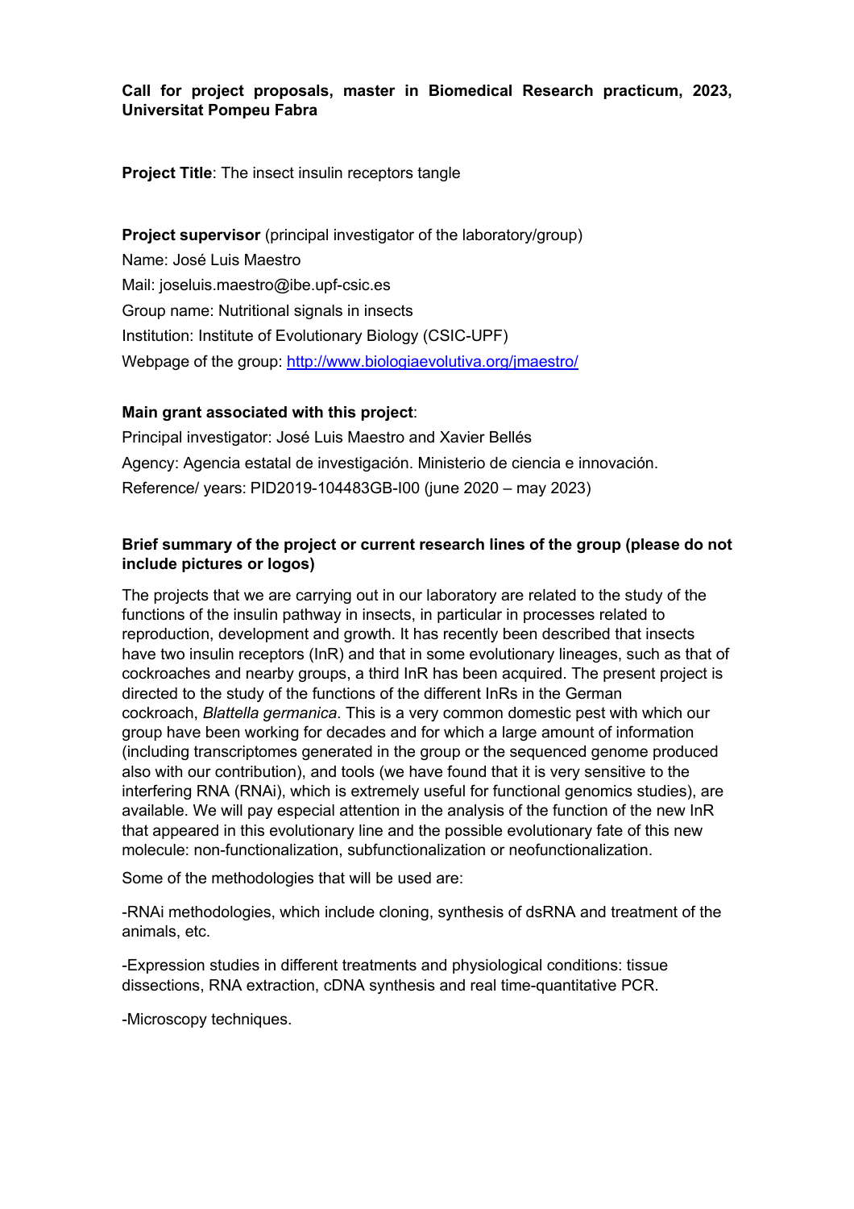**Call for project proposals, master in Biomedical Research practicum, 2023, Universitat Pompeu Fabra**

**Project Title**: The insect insulin receptors tangle

**Project supervisor** (principal investigator of the laboratory/group)

Name: José Luis Maestro

Mail: joseluis.maestro@ibe.upf-csic.es

Group name: Nutritional signals in insects

Institution: Institute of Evolutionary Biology (CSIC-UPF)

Webpage of the group: [http://www.biologiaevolutiva.org/jmaestro/](http://www.biologiaevolutiva.org/jmaestro/)

**Main grant associated with this project**:

Principal investigator: José Luis Maestro and Xavier Bellés

Agency: Agencia estatal de investigación. Ministerio de ciencia e innovación.

Reference/ years: PID2019-104483GB-I00 (june 2020 – may 2023)

**Brief summary of the project or current research lines of the group (please do not include pictures or logos)**

The projects that we are carrying out in our laboratory are related to the study of the functions of the insulin pathway in insects, in particular in processes related to reproduction, development and growth. It has recently been described that insects have two insulin receptors (InR) and that in some evolutionary lineages, such as that of cockroaches and nearby groups, a third InR has been acquired. The present project is directed to the study of the functions of the different InRs in the German cockroach, *Blattella germanica*. This is a very common domestic pest with which our group have been working for decades and for which a large amount of information (including transcriptomes generated in the group or the sequenced genome produced also with our contribution), and tools (we have found that it is very sensitive to the interfering RNA (RNAi), which is extremely useful for functional genomics studies), are available. We will pay especial attention in the analysis of the function of the new InR that appeared in this evolutionary line and the possible evolutionary fate of this new molecule: non-functionalization, subfunctionalization or neofunctionalization.

Some of the methodologies that will be used are:

-RNAi methodologies, which include cloning, synthesis of dsRNA and treatment of the animals, etc.

-Expression studies in different treatments and physiological conditions: tissue dissections, RNA extraction, cDNA synthesis and real time-quantitative PCR.

-Microscopy techniques.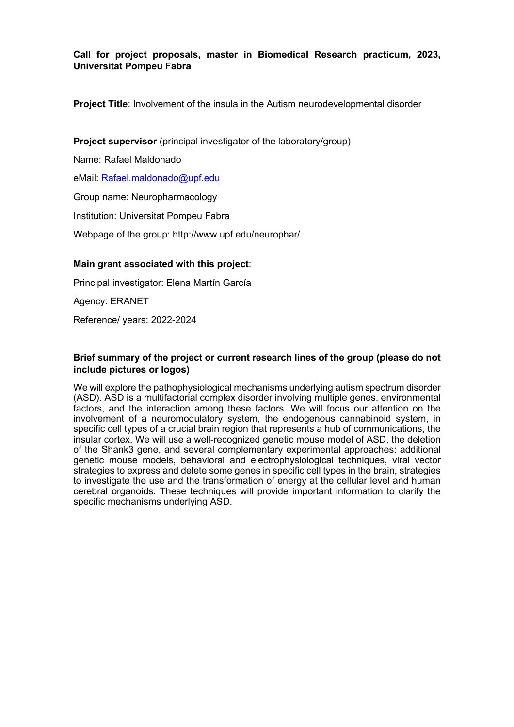**Call for project proposals, master in Biomedical Research practicum, 2023, Universitat Pompeu Fabra**

**Project Title**: Involvement of the insula in the Autism neurodevelopmental disorder

**Project supervisor** (principal investigator of the laboratory/group)

Name: Rafael Maldonado

eMail: Rafael.maldonado@upf.edu

Group name: Neuropharmacology

Institution: Universitat Pompeu Fabra

Webpage of the group: http://www.upf.edu/neurophar/

**Main grant associated with this project**:

Principal investigator: Elena Martín García

Agency: ERANET

Reference/ years: 2022-2024

**Brief summary of the project or current research lines of the group (please do not include pictures or logos)**

We will explore the pathophysiological mechanisms underlying autism spectrum disorder (ASD). ASD is a multifactorial complex disorder involving multiple genes, environmental factors, and the interaction among these factors. We will focus our attention on the involvement of a neuromodulatory system, the endogenous cannabinoid system, in specific cell types of a crucial brain region that represents a hub of communications, the insular cortex. We will use a well-recognized genetic mouse model of ASD, the deletion of the Shank3 gene, and several complementary experimental approaches: additional genetic mouse models, behavioral and electrophysiological techniques, viral vector strategies to express and delete some genes in specific cell types in the brain, strategies to investigate the use and the transformation of energy at the cellular level and human cerebral organoids. These techniques will provide important information to clarify the specific mechanisms underlying ASD.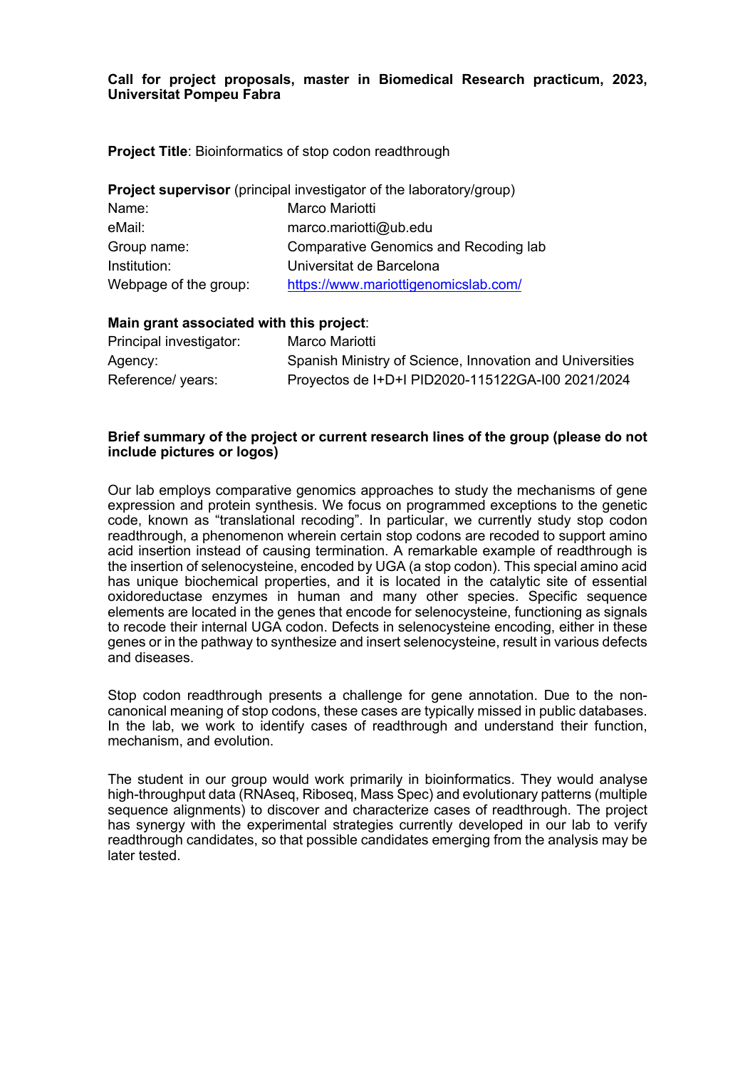**Call for project proposals, master in Biomedical Research practicum, 2023, Universitat Pompeu Fabra**

**Project Title**: Bioinformatics of stop codon readthrough

**Project supervisor** (principal investigator of the laboratory/group)

| | |
|---|---|
| Name: | Marco Mariotti |
| eMail: | marco.mariotti@ub.edu |
| Group name: | Comparative Genomics and Recoding lab |
| Institution: | Universitat de Barcelona |
| Webpage of the group: | https://www.mariottigenomicslab.com/ |

**Main grant associated with this project**:

| | |
|---|---|
| Principal investigator: | Marco Mariotti |
| Agency: | Spanish Ministry of Science, Innovation and Universities |
| Reference/ years: | Proyectos de I+D+I PID2020-115122GA-I00 2021/2024 |

**Brief summary of the project or current research lines of the group (please do not include pictures or logos)**

Our lab employs comparative genomics approaches to study the mechanisms of gene expression and protein synthesis. We focus on programmed exceptions to the genetic code, known as "translational recoding". In particular, we currently study stop codon readthrough, a phenomenon wherein certain stop codons are recoded to support amino acid insertion instead of causing termination. A remarkable example of readthrough is the insertion of selenocysteine, encoded by UGA (a stop codon). This special amino acid has unique biochemical properties, and it is located in the catalytic site of essential oxidoreductase enzymes in human and many other species. Specific sequence elements are located in the genes that encode for selenocysteine, functioning as signals to recode their internal UGA codon. Defects in selenocysteine encoding, either in these genes or in the pathway to synthesize and insert selenocysteine, result in various defects and diseases.

Stop codon readthrough presents a challenge for gene annotation. Due to the non-canonical meaning of stop codons, these cases are typically missed in public databases. In the lab, we work to identify cases of readthrough and understand their function, mechanism, and evolution.

The student in our group would work primarily in bioinformatics. They would analyse high-throughput data (RNAseq, Riboseq, Mass Spec) and evolutionary patterns (multiple sequence alignments) to discover and characterize cases of readthrough. The project has synergy with the experimental strategies currently developed in our lab to verify readthrough candidates, so that possible candidates emerging from the analysis may be later tested.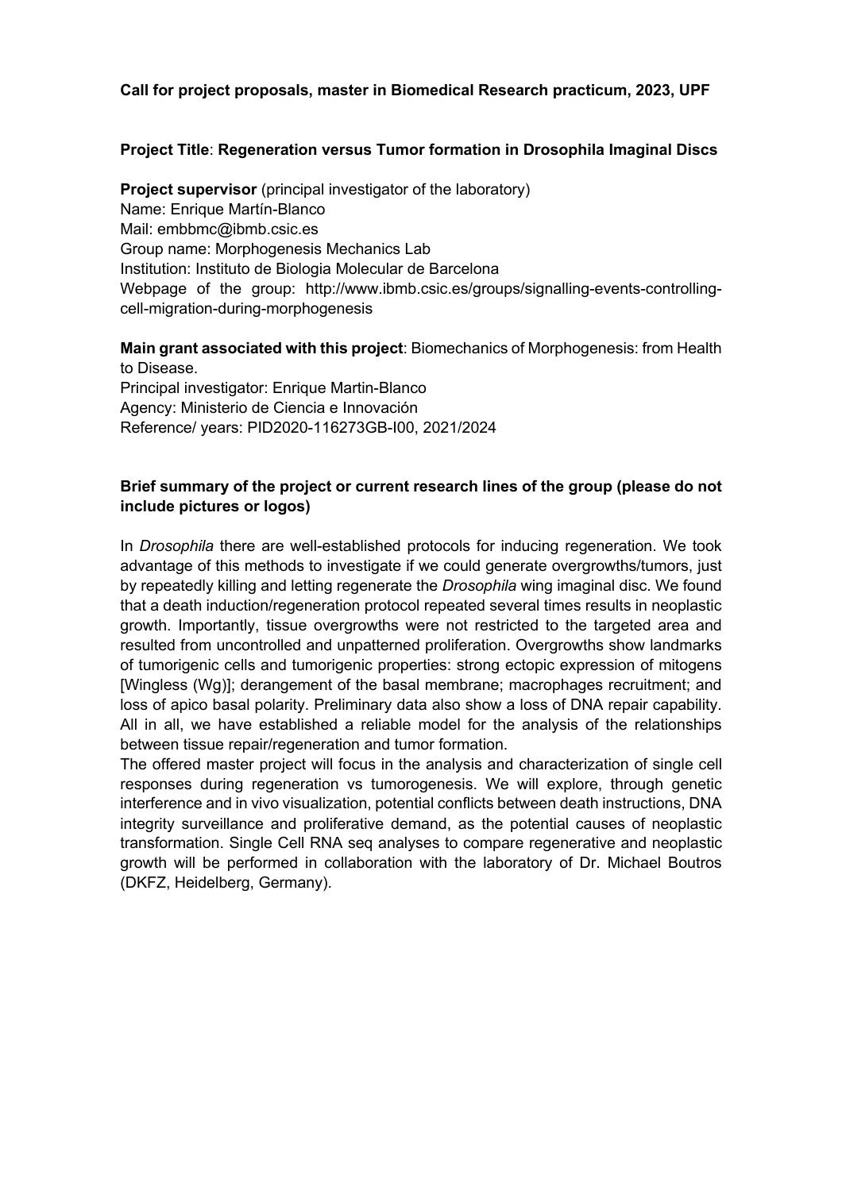**Call for project proposals, master in Biomedical Research practicum, 2023, UPF**

**Project Title**: **Regeneration versus Tumor formation in Drosophila Imaginal Discs**

**Project supervisor** (principal investigator of the laboratory)
Name: Enrique Martín-Blanco
Mail: embbmc@ibmb.csic.es
Group name: Morphogenesis Mechanics Lab
Institution: Instituto de Biologia Molecular de Barcelona
Webpage of the group: http://www.ibmb.csic.es/groups/signalling-events-controlling-cell-migration-during-morphogenesis

**Main grant associated with this project**: Biomechanics of Morphogenesis: from Health to Disease.
Principal investigator: Enrique Martin-Blanco
Agency: Ministerio de Ciencia e Innovación
Reference/ years: PID2020-116273GB-I00, 2021/2024

**Brief summary of the project or current research lines of the group (please do not include pictures or logos)**

In *Drosophila* there are well-established protocols for inducing regeneration. We took advantage of this methods to investigate if we could generate overgrowths/tumors, just by repeatedly killing and letting regenerate the *Drosophila* wing imaginal disc. We found that a death induction/regeneration protocol repeated several times results in neoplastic growth. Importantly, tissue overgrowths were not restricted to the targeted area and resulted from uncontrolled and unpatterned proliferation. Overgrowths show landmarks of tumorigenic cells and tumorigenic properties: strong ectopic expression of mitogens [Wingless (Wg)]; derangement of the basal membrane; macrophages recruitment; and loss of apico basal polarity. Preliminary data also show a loss of DNA repair capability. All in all, we have established a reliable model for the analysis of the relationships between tissue repair/regeneration and tumor formation.

The offered master project will focus in the analysis and characterization of single cell responses during regeneration vs tumorogenesis. We will explore, through genetic interference and in vivo visualization, potential conflicts between death instructions, DNA integrity surveillance and proliferative demand, as the potential causes of neoplastic transformation. Single Cell RNA seq analyses to compare regenerative and neoplastic growth will be performed in collaboration with the laboratory of Dr. Michael Boutros (DKFZ, Heidelberg, Germany).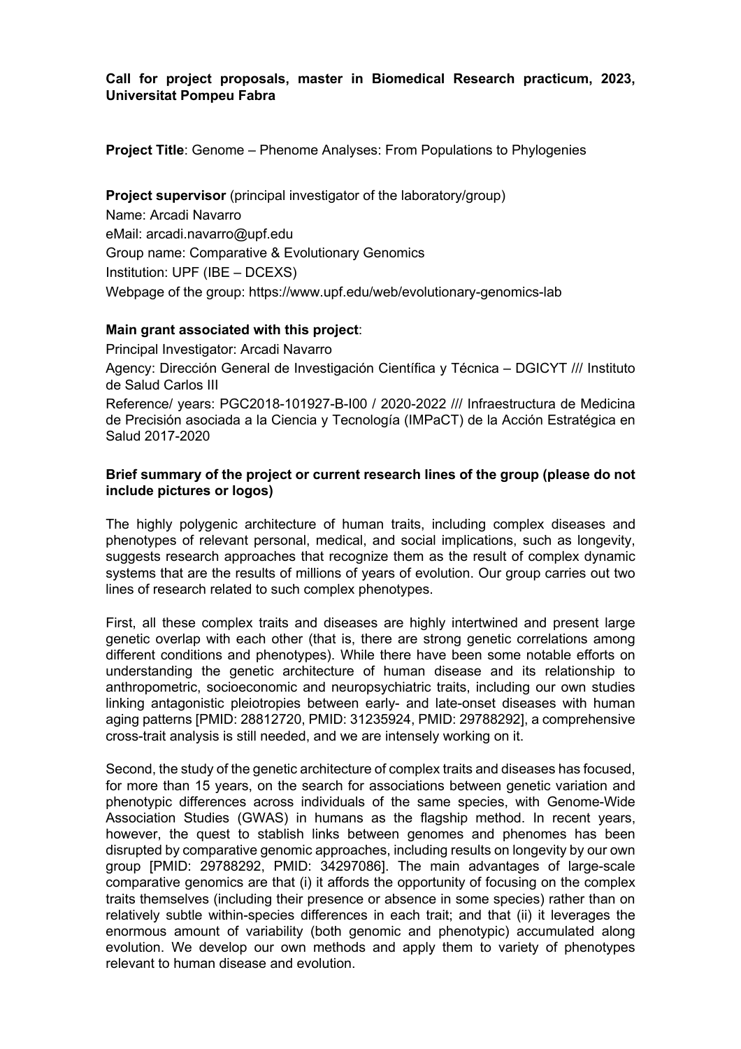**Call for project proposals, master in Biomedical Research practicum, 2023, Universitat Pompeu Fabra**

**Project Title**: Genome – Phenome Analyses: From Populations to Phylogenies

**Project supervisor** (principal investigator of the laboratory/group)

Name: Arcadi Navarro

eMail: arcadi.navarro@upf.edu

Group name: Comparative & Evolutionary Genomics

Institution: UPF (IBE – DCEXS)

Webpage of the group: https://www.upf.edu/web/evolutionary-genomics-lab

**Main grant associated with this project**:

Principal Investigator: Arcadi Navarro

Agency: Dirección General de Investigación Científica y Técnica – DGICYT /// Instituto de Salud Carlos III

Reference/ years: PGC2018-101927-B-I00 / 2020-2022 /// Infraestructura de Medicina de Precisión asociada a la Ciencia y Tecnología (IMPaCT) de la Acción Estratégica en Salud 2017-2020

**Brief summary of the project or current research lines of the group (please do not include pictures or logos)**

The highly polygenic architecture of human traits, including complex diseases and phenotypes of relevant personal, medical, and social implications, such as longevity, suggests research approaches that recognize them as the result of complex dynamic systems that are the results of millions of years of evolution. Our group carries out two lines of research related to such complex phenotypes.

First, all these complex traits and diseases are highly intertwined and present large genetic overlap with each other (that is, there are strong genetic correlations among different conditions and phenotypes). While there have been some notable efforts on understanding the genetic architecture of human disease and its relationship to anthropometric, socioeconomic and neuropsychiatric traits, including our own studies linking antagonistic pleiotropies between early- and late-onset diseases with human aging patterns [PMID: 28812720, PMID: 31235924, PMID: 29788292], a comprehensive cross-trait analysis is still needed, and we are intensely working on it.

Second, the study of the genetic architecture of complex traits and diseases has focused, for more than 15 years, on the search for associations between genetic variation and phenotypic differences across individuals of the same species, with Genome-Wide Association Studies (GWAS) in humans as the flagship method. In recent years, however, the quest to stablish links between genomes and phenomes has been disrupted by comparative genomic approaches, including results on longevity by our own group [PMID: 29788292, PMID: 34297086]. The main advantages of large-scale comparative genomics are that (i) it affords the opportunity of focusing on the complex traits themselves (including their presence or absence in some species) rather than on relatively subtle within-species differences in each trait; and that (ii) it leverages the enormous amount of variability (both genomic and phenotypic) accumulated along evolution. We develop our own methods and apply them to variety of phenotypes relevant to human disease and evolution.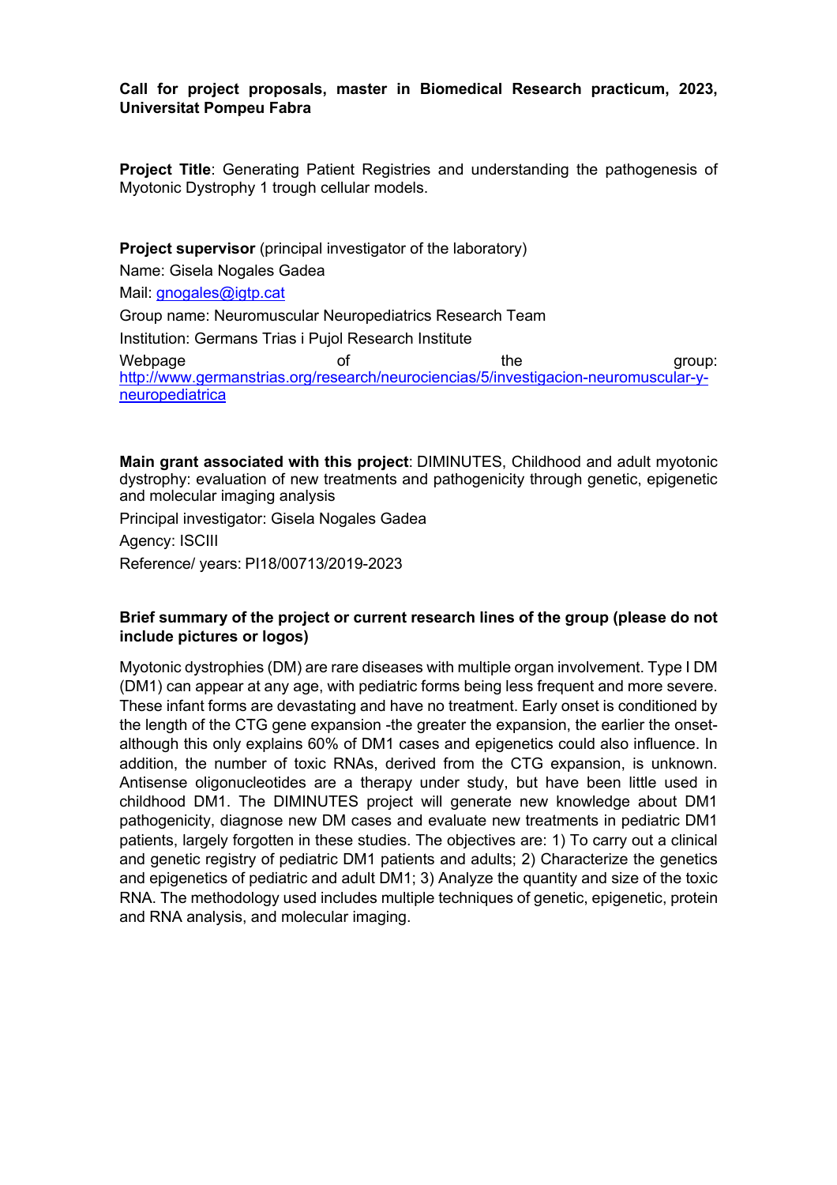**Call for project proposals, master in Biomedical Research practicum, 2023, Universitat Pompeu Fabra**

**Project Title**: Generating Patient Registries and understanding the pathogenesis of Myotonic Dystrophy 1 trough cellular models.

**Project supervisor** (principal investigator of the laboratory)

Name: Gisela Nogales Gadea

Mail: gnogales@igtp.cat

Group name: Neuromuscular Neuropediatrics Research Team

Institution: Germans Trias i Pujol Research Institute

Webpage of the group: http://www.germanstrias.org/research/neurociencias/5/investigacion-neuromuscular-y-neuropediatrica

**Main grant associated with this project**: DIMINUTES, Childhood and adult myotonic dystrophy: evaluation of new treatments and pathogenicity through genetic, epigenetic and molecular imaging analysis

Principal investigator: Gisela Nogales Gadea

Agency: ISCIII

Reference/ years: PI18/00713/2019-2023

**Brief summary of the project or current research lines of the group (please do not include pictures or logos)**

Myotonic dystrophies (DM) are rare diseases with multiple organ involvement. Type I DM (DM1) can appear at any age, with pediatric forms being less frequent and more severe. These infant forms are devastating and have no treatment. Early onset is conditioned by the length of the CTG gene expansion -the greater the expansion, the earlier the onset- although this only explains 60% of DM1 cases and epigenetics could also influence. In addition, the number of toxic RNAs, derived from the CTG expansion, is unknown. Antisense oligonucleotides are a therapy under study, but have been little used in childhood DM1. The DIMINUTES project will generate new knowledge about DM1 pathogenicity, diagnose new DM cases and evaluate new treatments in pediatric DM1 patients, largely forgotten in these studies. The objectives are: 1) To carry out a clinical and genetic registry of pediatric DM1 patients and adults; 2) Characterize the genetics and epigenetics of pediatric and adult DM1; 3) Analyze the quantity and size of the toxic RNA. The methodology used includes multiple techniques of genetic, epigenetic, protein and RNA analysis, and molecular imaging.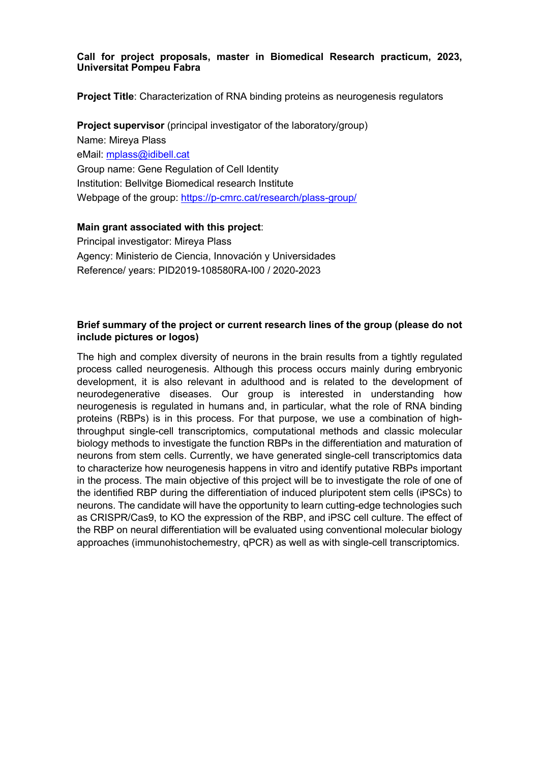**Call for project proposals, master in Biomedical Research practicum, 2023, Universitat Pompeu Fabra**

**Project Title**: Characterization of RNA binding proteins as neurogenesis regulators

**Project supervisor** (principal investigator of the laboratory/group)
Name: Mireya Plass
eMail: [mplass@idibell.cat](mailto:mplass@idibell.cat)
Group name: Gene Regulation of Cell Identity
Institution: Bellvitge Biomedical research Institute
Webpage of the group: [https://p-cmrc.cat/research/plass-group/](https://p-cmrc.cat/research/plass-group/)

**Main grant associated with this project**:
Principal investigator: Mireya Plass
Agency: Ministerio de Ciencia, Innovación y Universidades
Reference/ years: PID2019-108580RA-I00 / 2020-2023

**Brief summary of the project or current research lines of the group (please do not include pictures or logos)**

The high and complex diversity of neurons in the brain results from a tightly regulated process called neurogenesis. Although this process occurs mainly during embryonic development, it is also relevant in adulthood and is related to the development of neurodegenerative diseases. Our group is interested in understanding how neurogenesis is regulated in humans and, in particular, what the role of RNA binding proteins (RBPs) is in this process. For that purpose, we use a combination of high-throughput single-cell transcriptomics, computational methods and classic molecular biology methods to investigate the function RBPs in the differentiation and maturation of neurons from stem cells. Currently, we have generated single-cell transcriptomics data to characterize how neurogenesis happens in vitro and identify putative RBPs important in the process. The main objective of this project will be to investigate the role of one of the identified RBP during the differentiation of induced pluripotent stem cells (iPSCs) to neurons. The candidate will have the opportunity to learn cutting-edge technologies such as CRISPR/Cas9, to KO the expression of the RBP, and iPSC cell culture. The effect of the RBP on neural differentiation will be evaluated using conventional molecular biology approaches (immunohistochemestry, qPCR) as well as with single-cell transcriptomics.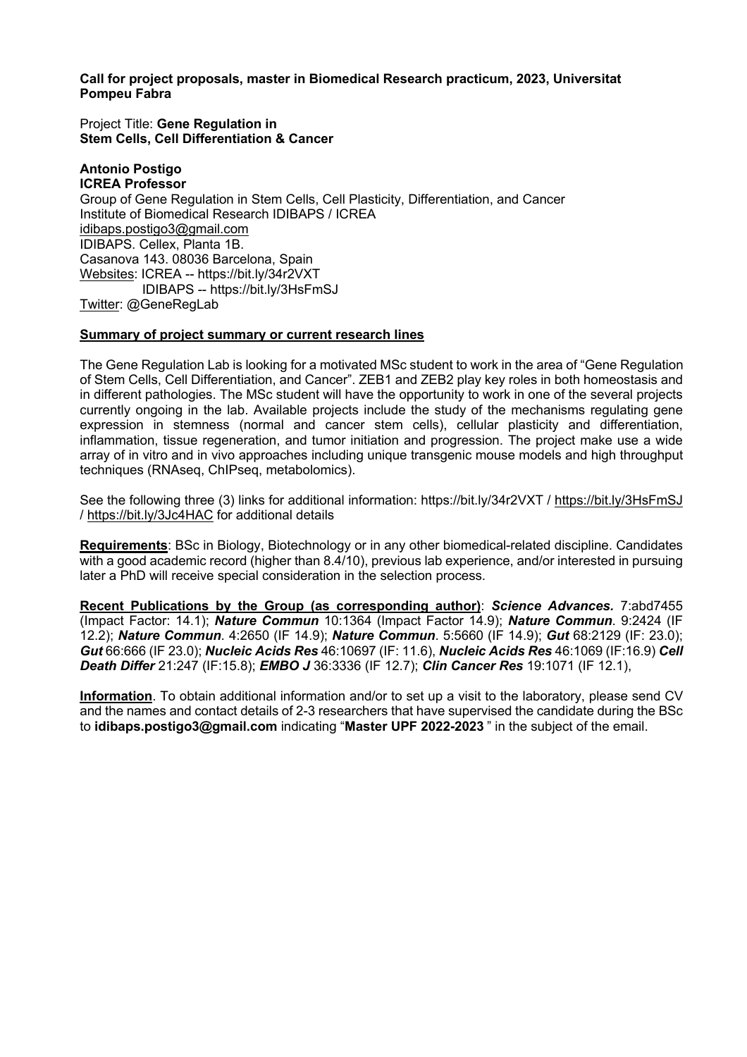**Call for project proposals, master in Biomedical Research practicum, 2023, Universitat Pompeu Fabra**

Project Title: **Gene Regulation in Stem Cells, Cell Differentiation & Cancer**

**Antonio Postigo**
**ICREA Professor**
Group of Gene Regulation in Stem Cells, Cell Plasticity, Differentiation, and Cancer
Institute of Biomedical Research IDIBAPS / ICREA
idibaps.postigo3@gmail.com
IDIBAPS. Cellex, Planta 1B.
Casanova 143. 08036 Barcelona, Spain
Websites: ICREA -- https://bit.ly/34r2VXT
IDIBAPS -- https://bit.ly/3HsFmSJ
Twitter: @GeneRegLab

**Summary of project summary or current research lines**

The Gene Regulation Lab is looking for a motivated MSc student to work in the area of "Gene Regulation of Stem Cells, Cell Differentiation, and Cancer". ZEB1 and ZEB2 play key roles in both homeostasis and in different pathologies. The MSc student will have the opportunity to work in one of the several projects currently ongoing in the lab. Available projects include the study of the mechanisms regulating gene expression in stemness (normal and cancer stem cells), cellular plasticity and differentiation, inflammation, tissue regeneration, and tumor initiation and progression. The project make use a wide array of in vitro and in vivo approaches including unique transgenic mouse models and high throughput techniques (RNAseq, ChIPseq, metabolomics).

See the following three (3) links for additional information: https://bit.ly/34r2VXT / https://bit.ly/3HsFmSJ / https://bit.ly/3Jc4HAC for additional details

**Requirements**: BSc in Biology, Biotechnology or in any other biomedical-related discipline. Candidates with a good academic record (higher than 8.4/10), previous lab experience, and/or interested in pursuing later a PhD will receive special consideration in the selection process.

**Recent Publications by the Group (as corresponding author)**: ***Science Advances.*** 7:abd7455 (Impact Factor: 14.1); ***Nature Commun*** 10:1364 (Impact Factor 14.9); ***Nature Commun***. 9:2424 (IF 12.2); ***Nature Commun***. 4:2650 (IF 14.9); ***Nature Commun***. 5:5660 (IF 14.9); ***Gut*** 68:2129 (IF: 23.0); ***Gut*** 66:666 (IF 23.0); ***Nucleic Acids Res*** 46:10697 (IF: 11.6), ***Nucleic Acids Res*** 46:1069 (IF:16.9) ***Cell Death Differ*** 21:247 (IF:15.8); ***EMBO J*** 36:3336 (IF 12.7); ***Clin Cancer Res*** 19:1071 (IF 12.1),

**Information**. To obtain additional information and/or to set up a visit to the laboratory, please send CV and the names and contact details of 2-3 researchers that have supervised the candidate during the BSc to **idibaps.postigo3@gmail.com** indicating "**Master UPF 2022-2023** " in the subject of the email.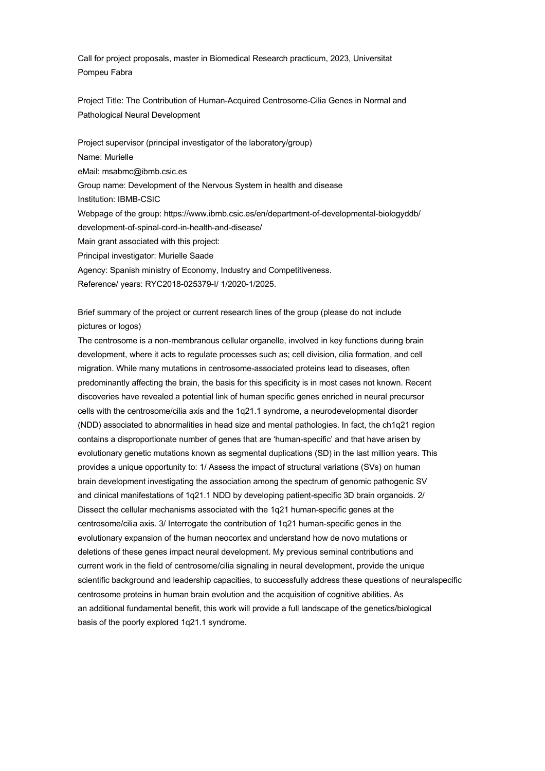Call for project proposals, master in Biomedical Research practicum, 2023, Universitat Pompeu Fabra

Project Title: The Contribution of Human-Acquired Centrosome-Cilia Genes in Normal and Pathological Neural Development

Project supervisor (principal investigator of the laboratory/group)
Name: Murielle
eMail: msabmc@ibmb.csic.es
Group name: Development of the Nervous System in health and disease
Institution: IBMB-CSIC
Webpage of the group: https://www.ibmb.csic.es/en/department-of-developmental-biologyddb/development-of-spinal-cord-in-health-and-disease/
Main grant associated with this project:
Principal investigator: Murielle Saade
Agency: Spanish ministry of Economy, Industry and Competitiveness.
Reference/ years: RYC2018-025379-I/ 1/2020-1/2025.

Brief summary of the project or current research lines of the group (please do not include pictures or logos)

The centrosome is a non-membranous cellular organelle, involved in key functions during brain development, where it acts to regulate processes such as; cell division, cilia formation, and cell migration. While many mutations in centrosome-associated proteins lead to diseases, often predominantly affecting the brain, the basis for this specificity is in most cases not known. Recent discoveries have revealed a potential link of human specific genes enriched in neural precursor cells with the centrosome/cilia axis and the 1q21.1 syndrome, a neurodevelopmental disorder (NDD) associated to abnormalities in head size and mental pathologies. In fact, the ch1q21 region contains a disproportionate number of genes that are 'human-specific' and that have arisen by evolutionary genetic mutations known as segmental duplications (SD) in the last million years. This provides a unique opportunity to: 1/ Assess the impact of structural variations (SVs) on human brain development investigating the association among the spectrum of genomic pathogenic SV and clinical manifestations of 1q21.1 NDD by developing patient-specific 3D brain organoids. 2/ Dissect the cellular mechanisms associated with the 1q21 human-specific genes at the centrosome/cilia axis. 3/ Interrogate the contribution of 1q21 human-specific genes in the evolutionary expansion of the human neocortex and understand how de novo mutations or deletions of these genes impact neural development. My previous seminal contributions and current work in the field of centrosome/cilia signaling in neural development, provide the unique scientific background and leadership capacities, to successfully address these questions of neuralspecific centrosome proteins in human brain evolution and the acquisition of cognitive abilities. As an additional fundamental benefit, this work will provide a full landscape of the genetics/biological basis of the poorly explored 1q21.1 syndrome.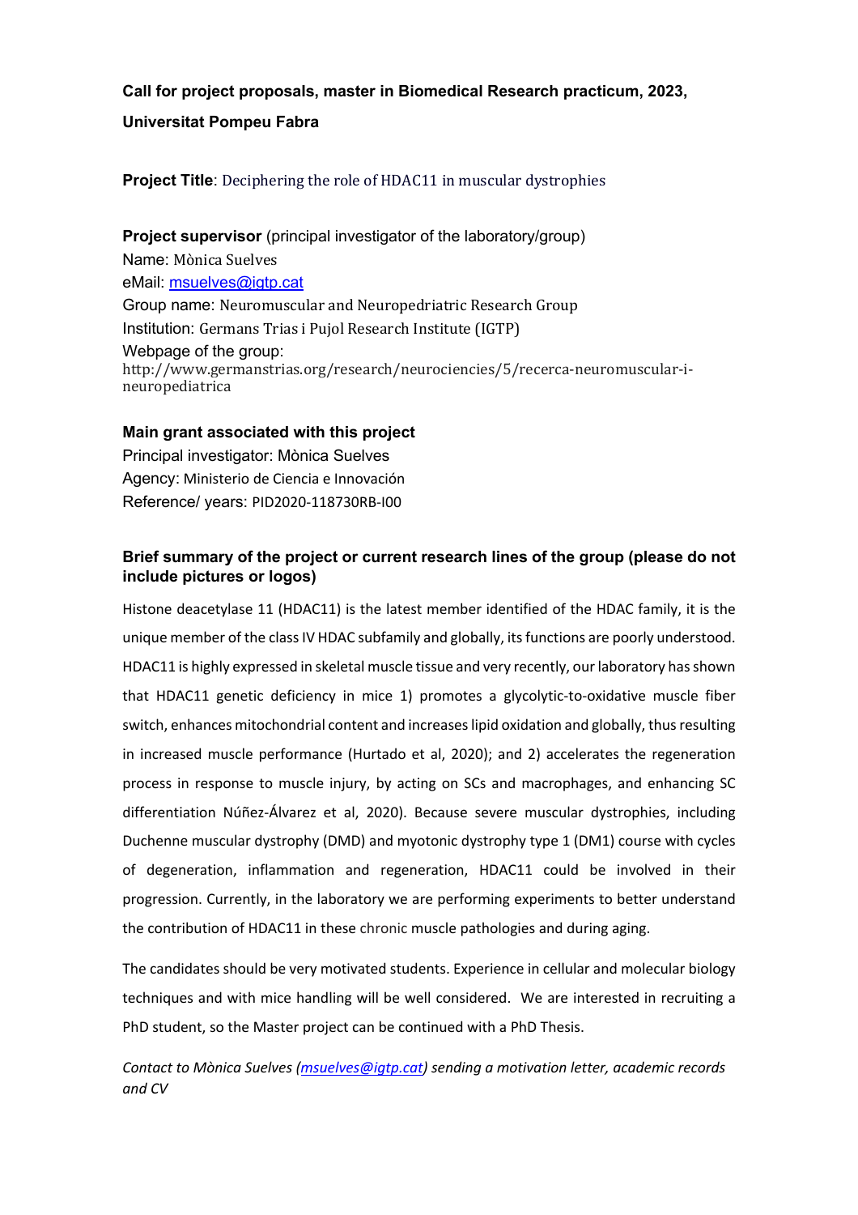**Call for project proposals, master in Biomedical Research practicum, 2023, Universitat Pompeu Fabra**

**Project Title**: Deciphering the role of HDAC11 in muscular dystrophies

**Project supervisor** (principal investigator of the laboratory/group)
Name: Mònica Suelves
eMail: msuelves@igtp.cat
Group name: Neuromuscular and Neuropedriatric Research Group
Institution: Germans Trias i Pujol Research Institute (IGTP)
Webpage of the group:
http://www.germanstrias.org/research/neurociencies/5/recerca-neuromuscular-i-neuropediatrica

**Main grant associated with this project**
Principal investigator: Mònica Suelves
Agency: Ministerio de Ciencia e Innovación
Reference/ years: PID2020-118730RB-I00

**Brief summary of the project or current research lines of the group (please do not include pictures or logos)**

Histone deacetylase 11 (HDAC11) is the latest member identified of the HDAC family, it is the unique member of the class IV HDAC subfamily and globally, its functions are poorly understood. HDAC11 is highly expressed in skeletal muscle tissue and very recently, our laboratory has shown that HDAC11 genetic deficiency in mice 1) promotes a glycolytic-to-oxidative muscle fiber switch, enhances mitochondrial content and increases lipid oxidation and globally, thus resulting in increased muscle performance (Hurtado et al, 2020); and 2) accelerates the regeneration process in response to muscle injury, by acting on SCs and macrophages, and enhancing SC differentiation Núñez-Álvarez et al, 2020). Because severe muscular dystrophies, including Duchenne muscular dystrophy (DMD) and myotonic dystrophy type 1 (DM1) course with cycles of degeneration, inflammation and regeneration, HDAC11 could be involved in their progression. Currently, in the laboratory we are performing experiments to better understand the contribution of HDAC11 in these chronic muscle pathologies and during aging.

The candidates should be very motivated students. Experience in cellular and molecular biology techniques and with mice handling will be well considered. We are interested in recruiting a PhD student, so the Master project can be continued with a PhD Thesis.

*Contact to Mònica Suelves (msuelves@igtp.cat) sending a motivation letter, academic records and CV*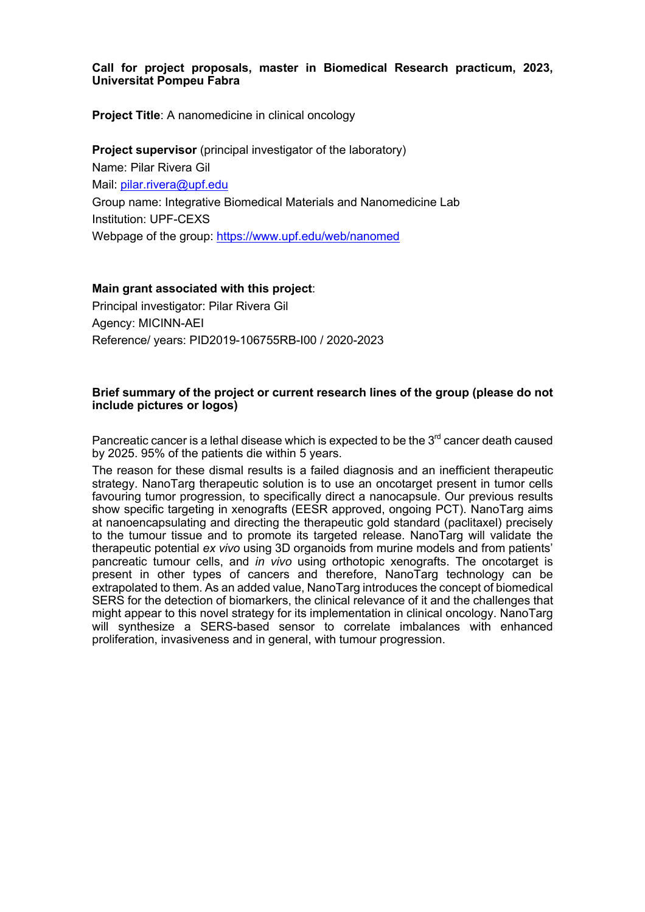**Call for project proposals, master in Biomedical Research practicum, 2023, Universitat Pompeu Fabra**

**Project Title**: A nanomedicine in clinical oncology

**Project supervisor** (principal investigator of the laboratory)
Name: Pilar Rivera Gil
Mail: pilar.rivera@upf.edu
Group name: Integrative Biomedical Materials and Nanomedicine Lab
Institution: UPF-CEXS
Webpage of the group: https://www.upf.edu/web/nanomed

**Main grant associated with this project**:
Principal investigator: Pilar Rivera Gil
Agency: MICINN-AEI
Reference/ years: PID2019-106755RB-I00 / 2020-2023

**Brief summary of the project or current research lines of the group (please do not include pictures or logos)**

Pancreatic cancer is a lethal disease which is expected to be the 3rd cancer death caused by 2025. 95% of the patients die within 5 years.

The reason for these dismal results is a failed diagnosis and an inefficient therapeutic strategy. NanoTarg therapeutic solution is to use an oncotarget present in tumor cells favouring tumor progression, to specifically direct a nanocapsule. Our previous results show specific targeting in xenografts (EESR approved, ongoing PCT). NanoTarg aims at nanoencapsulating and directing the therapeutic gold standard (paclitaxel) precisely to the tumour tissue and to promote its targeted release. NanoTarg will validate the therapeutic potential *ex vivo* using 3D organoids from murine models and from patients' pancreatic tumour cells, and *in vivo* using orthotopic xenografts. The oncotarget is present in other types of cancers and therefore, NanoTarg technology can be extrapolated to them. As an added value, NanoTarg introduces the concept of biomedical SERS for the detection of biomarkers, the clinical relevance of it and the challenges that might appear to this novel strategy for its implementation in clinical oncology. NanoTarg will synthesize a SERS-based sensor to correlate imbalances with enhanced proliferation, invasiveness and in general, with tumour progression.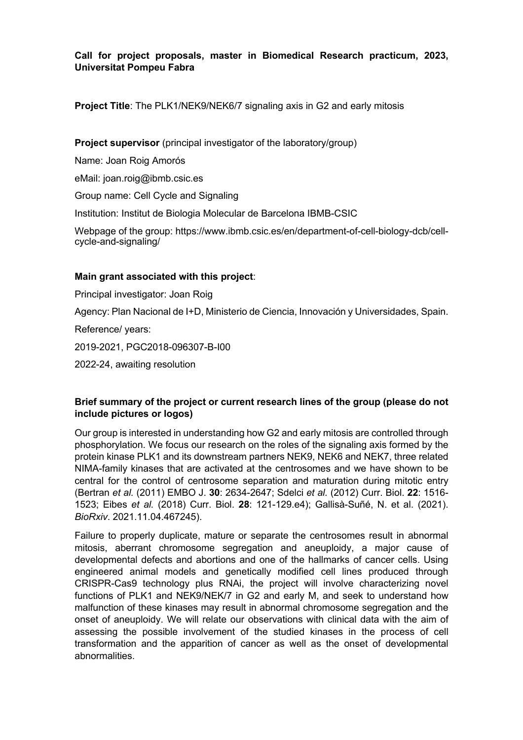**Call for project proposals, master in Biomedical Research practicum, 2023, Universitat Pompeu Fabra**

**Project Title**: The PLK1/NEK9/NEK6/7 signaling axis in G2 and early mitosis

**Project supervisor** (principal investigator of the laboratory/group)

Name: Joan Roig Amorós

eMail: joan.roig@ibmb.csic.es

Group name: Cell Cycle and Signaling

Institution: Institut de Biologia Molecular de Barcelona IBMB-CSIC

Webpage of the group: https://www.ibmb.csic.es/en/department-of-cell-biology-dcb/cell-cycle-and-signaling/

**Main grant associated with this project**:

Principal investigator: Joan Roig

Agency: Plan Nacional de I+D, Ministerio de Ciencia, Innovación y Universidades, Spain.

Reference/ years:

2019-2021, PGC2018-096307-B-I00

2022-24, awaiting resolution

**Brief summary of the project or current research lines of the group (please do not include pictures or logos)**

Our group is interested in understanding how G2 and early mitosis are controlled through phosphorylation. We focus our research on the roles of the signaling axis formed by the protein kinase PLK1 and its downstream partners NEK9, NEK6 and NEK7, three related NIMA-family kinases that are activated at the centrosomes and we have shown to be central for the control of centrosome separation and maturation during mitotic entry (Bertran *et al.* (2011) EMBO J. **30**: 2634-2647; Sdelci *et al.* (2012) Curr. Biol. **22**: 1516-1523; Eibes *et al.* (2018) Curr. Biol. **28**: 121-129.e4); Gallisà-Suñé, N. et al. (2021). *BioRxiv*. 2021.11.04.467245).

Failure to properly duplicate, mature or separate the centrosomes result in abnormal mitosis, aberrant chromosome segregation and aneuploidy, a major cause of developmental defects and abortions and one of the hallmarks of cancer cells. Using engineered animal models and genetically modified cell lines produced through CRISPR-Cas9 technology plus RNAi, the project will involve characterizing novel functions of PLK1 and NEK9/NEK/7 in G2 and early M, and seek to understand how malfunction of these kinases may result in abnormal chromosome segregation and the onset of aneuploidy. We will relate our observations with clinical data with the aim of assessing the possible involvement of the studied kinases in the process of cell transformation and the apparition of cancer as well as the onset of developmental abnormalities.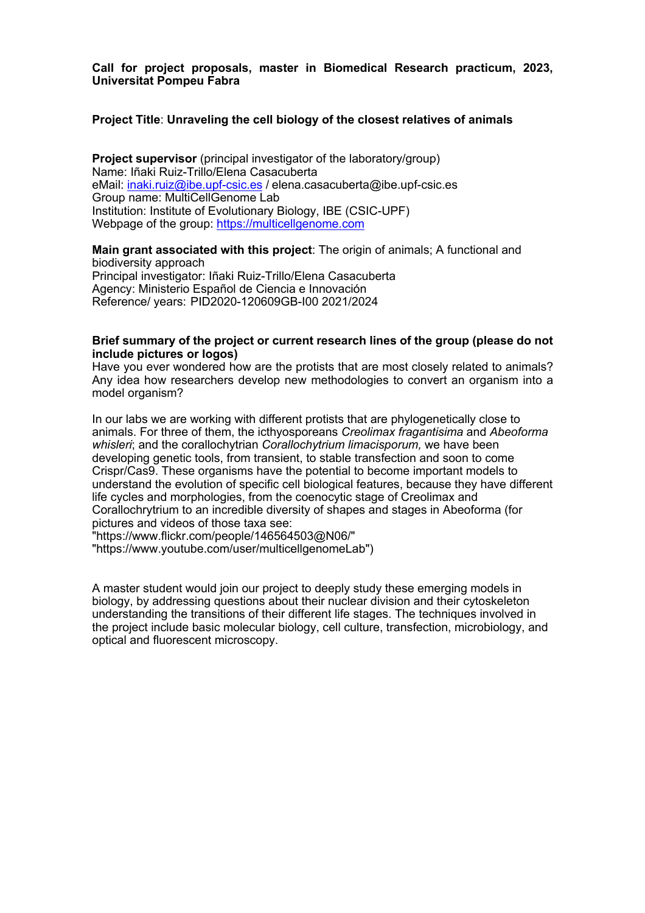**Call for project proposals, master in Biomedical Research practicum, 2023, Universitat Pompeu Fabra**

**Project Title**: **Unraveling the cell biology of the closest relatives of animals**

**Project supervisor** (principal investigator of the laboratory/group)
Name: Iñaki Ruiz-Trillo/Elena Casacuberta
eMail: inaki.ruiz@ibe.upf-csic.es / elena.casacuberta@ibe.upf-csic.es
Group name: MultiCellGenome Lab
Institution: Institute of Evolutionary Biology, IBE (CSIC-UPF)
Webpage of the group: https://multicellgenome.com

**Main grant associated with this project**: The origin of animals; A functional and biodiversity approach
Principal investigator: Iñaki Ruiz-Trillo/Elena Casacuberta
Agency: Ministerio Español de Ciencia e Innovación
Reference/ years: PID2020-120609GB-I00 2021/2024

**Brief summary of the project or current research lines of the group (please do not include pictures or logos)**
Have you ever wondered how are the protists that are most closely related to animals? Any idea how researchers develop new methodologies to convert an organism into a model organism?

In our labs we are working with different protists that are phylogenetically close to animals. For three of them, the icthyosporeans *Creolimax fragantisima* and *Abeoforma whisleri*; and the corallochytrian *Corallochytrium limacisporum,* we have been developing genetic tools, from transient, to stable transfection and soon to come Crispr/Cas9. These organisms have the potential to become important models to understand the evolution of specific cell biological features, because they have different life cycles and morphologies, from the coenocytic stage of Creolimax and Corallochrytrium to an incredible diversity of shapes and stages in Abeoforma (for pictures and videos of those taxa see:
"https://www.flickr.com/people/146564503@N06/"
"https://www.youtube.com/user/multicellgenomeLab")

A master student would join our project to deeply study these emerging models in biology, by addressing questions about their nuclear division and their cytoskeleton understanding the transitions of their different life stages. The techniques involved in the project include basic molecular biology, cell culture, transfection, microbiology, and optical and fluorescent microscopy.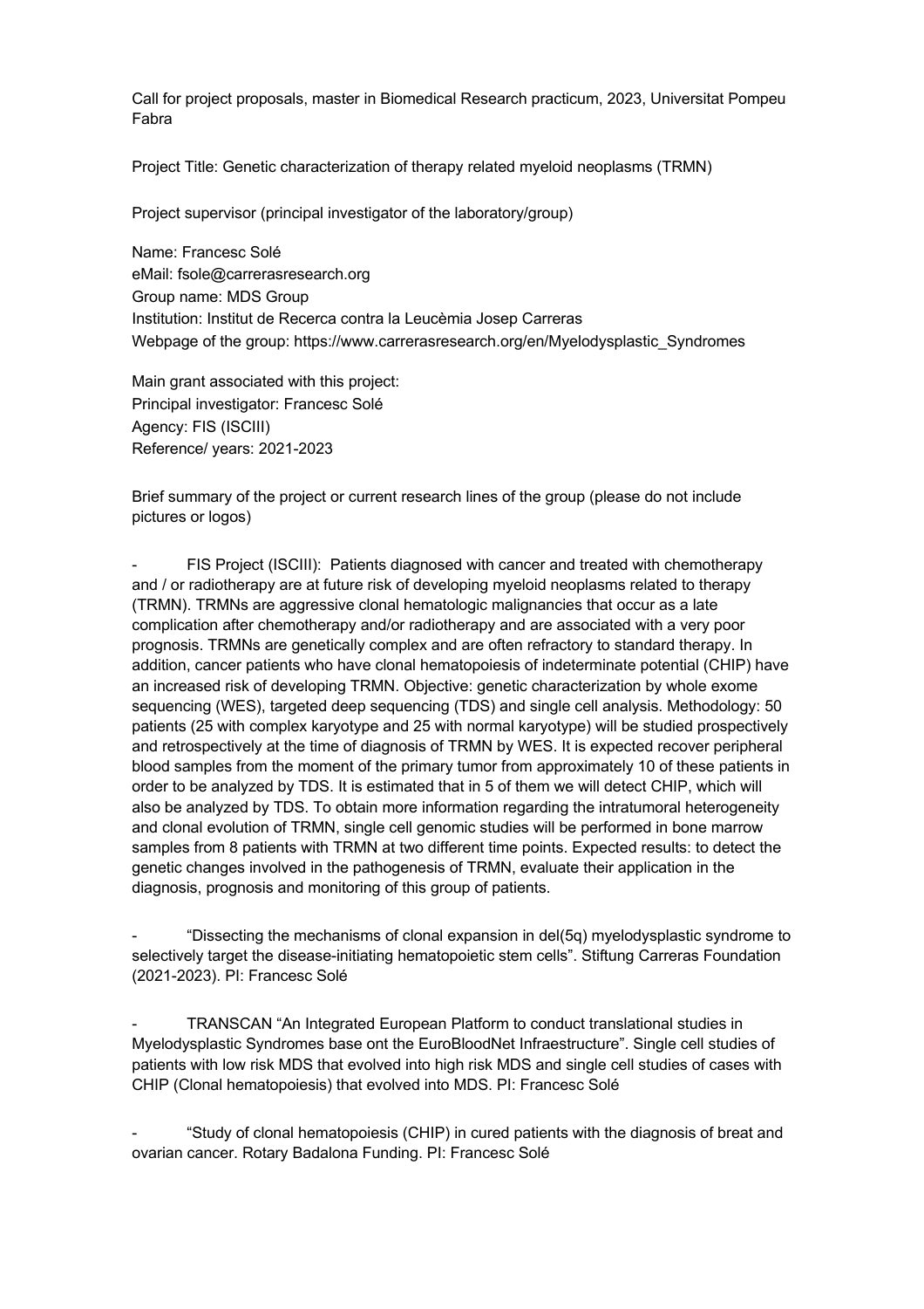Call for project proposals, master in Biomedical Research practicum, 2023, Universitat Pompeu Fabra

Project Title: Genetic characterization of therapy related myeloid neoplasms (TRMN)

Project supervisor (principal investigator of the laboratory/group)

Name: Francesc Solé
eMail: fsole@carrerasresearch.org
Group name: MDS Group
Institution: Institut de Recerca contra la Leucèmia Josep Carreras
Webpage of the group: https://www.carrerasresearch.org/en/Myelodysplastic_Syndromes

Main grant associated with this project:
Principal investigator: Francesc Solé
Agency: FIS (ISCIII)
Reference/ years: 2021-2023

Brief summary of the project or current research lines of the group (please do not include pictures or logos)

- FIS Project (ISCIII): Patients diagnosed with cancer and treated with chemotherapy and / or radiotherapy are at future risk of developing myeloid neoplasms related to therapy (TRMN). TRMNs are aggressive clonal hematologic malignancies that occur as a late complication after chemotherapy and/or radiotherapy and are associated with a very poor prognosis. TRMNs are genetically complex and are often refractory to standard therapy. In addition, cancer patients who have clonal hematopoiesis of indeterminate potential (CHIP) have an increased risk of developing TRMN. Objective: genetic characterization by whole exome sequencing (WES), targeted deep sequencing (TDS) and single cell analysis. Methodology: 50 patients (25 with complex karyotype and 25 with normal karyotype) will be studied prospectively and retrospectively at the time of diagnosis of TRMN by WES. It is expected recover peripheral blood samples from the moment of the primary tumor from approximately 10 of these patients in order to be analyzed by TDS. It is estimated that in 5 of them we will detect CHIP, which will also be analyzed by TDS. To obtain more information regarding the intratumoral heterogeneity and clonal evolution of TRMN, single cell genomic studies will be performed in bone marrow samples from 8 patients with TRMN at two different time points. Expected results: to detect the genetic changes involved in the pathogenesis of TRMN, evaluate their application in the diagnosis, prognosis and monitoring of this group of patients.

- "Dissecting the mechanisms of clonal expansion in del(5q) myelodysplastic syndrome to selectively target the disease-initiating hematopoietic stem cells". Stiftung Carreras Foundation (2021-2023). PI: Francesc Solé

- TRANSCAN "An Integrated European Platform to conduct translational studies in Myelodysplastic Syndromes base ont the EuroBloodNet Infraestructure". Single cell studies of patients with low risk MDS that evolved into high risk MDS and single cell studies of cases with CHIP (Clonal hematopoiesis) that evolved into MDS. PI: Francesc Solé

- "Study of clonal hematopoiesis (CHIP) in cured patients with the diagnosis of breat and ovarian cancer. Rotary Badalona Funding. PI: Francesc Solé